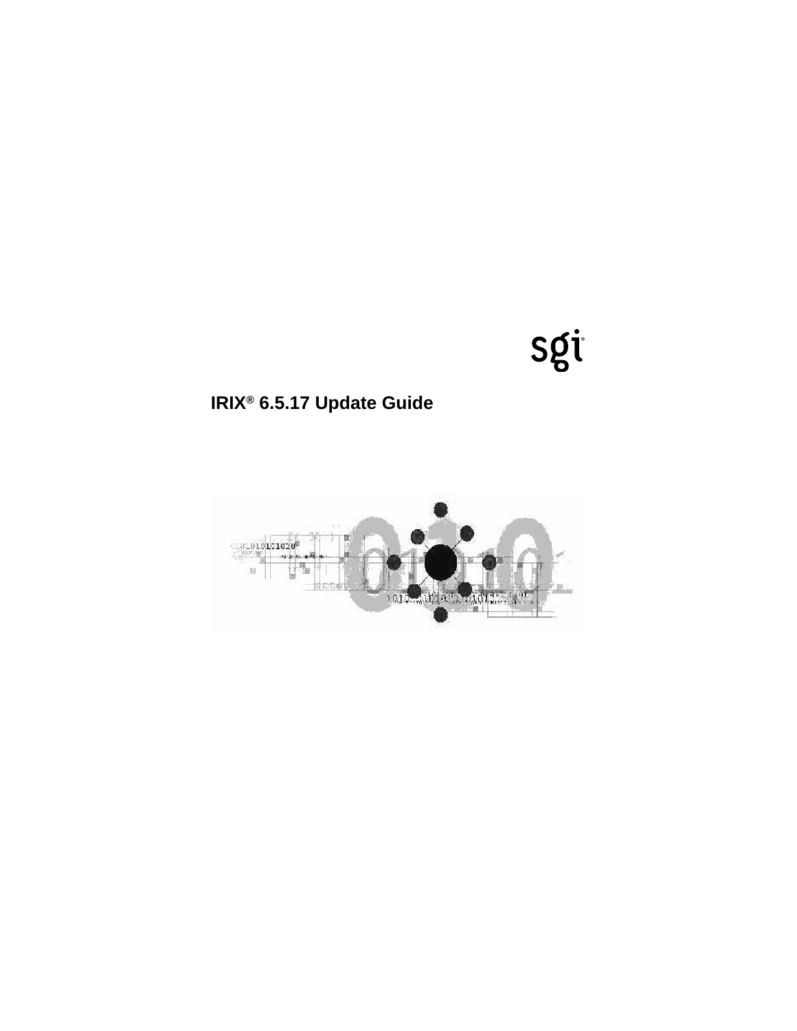sgi

# IRIX® 6.5.17 Update Guide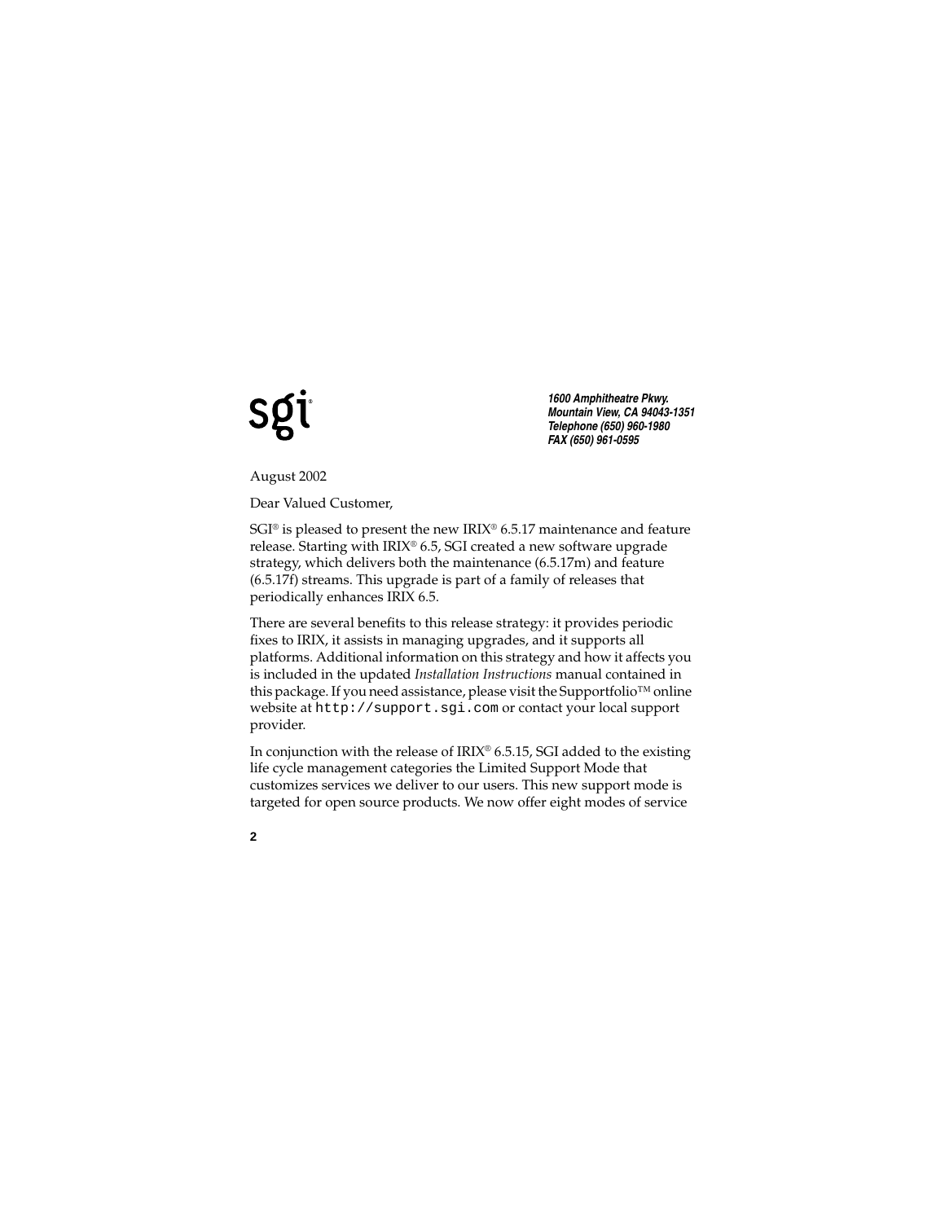sgi®

*1600 Amphitheatre Pkwy.*
*Mountain View, CA 94043-1351*
*Telephone (650) 960-1980*
*FAX (650) 961-0595*

August 2002

Dear Valued Customer,

SGI® is pleased to present the new IRIX® 6.5.17 maintenance and feature release. Starting with IRIX® 6.5, SGI created a new software upgrade strategy, which delivers both the maintenance (6.5.17m) and feature (6.5.17f) streams. This upgrade is part of a family of releases that periodically enhances IRIX 6.5.

There are several benefits to this release strategy: it provides periodic fixes to IRIX, it assists in managing upgrades, and it supports all platforms. Additional information on this strategy and how it affects you is included in the updated *Installation Instructions* manual contained in this package. If you need assistance, please visit the Supportfolio™ online website at `http://support.sgi.com` or contact your local support provider.

In conjunction with the release of IRIX® 6.5.15, SGI added to the existing life cycle management categories the Limited Support Mode that customizes services we deliver to our users. This new support mode is targeted for open source products. We now offer eight modes of service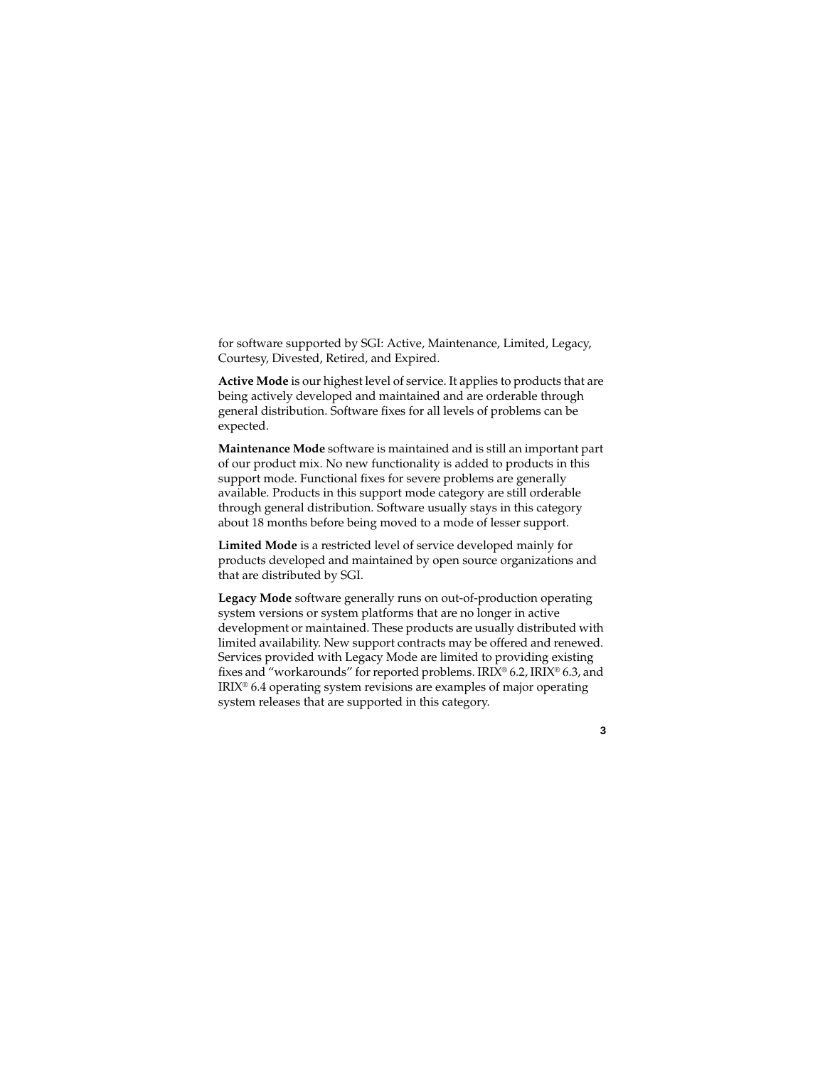for software supported by SGI: Active, Maintenance, Limited, Legacy, Courtesy, Divested, Retired, and Expired.

**Active Mode** is our highest level of service. It applies to products that are being actively developed and maintained and are orderable through general distribution. Software fixes for all levels of problems can be expected.

**Maintenance Mode** software is maintained and is still an important part of our product mix. No new functionality is added to products in this support mode. Functional fixes for severe problems are generally available. Products in this support mode category are still orderable through general distribution. Software usually stays in this category about 18 months before being moved to a mode of lesser support.

**Limited Mode** is a restricted level of service developed mainly for products developed and maintained by open source organizations and that are distributed by SGI.

**Legacy Mode** software generally runs on out-of-production operating system versions or system platforms that are no longer in active development or maintained. These products are usually distributed with limited availability. New support contracts may be offered and renewed. Services provided with Legacy Mode are limited to providing existing fixes and "workarounds" for reported problems. IRIX® 6.2, IRIX® 6.3, and IRIX® 6.4 operating system revisions are examples of major operating system releases that are supported in this category.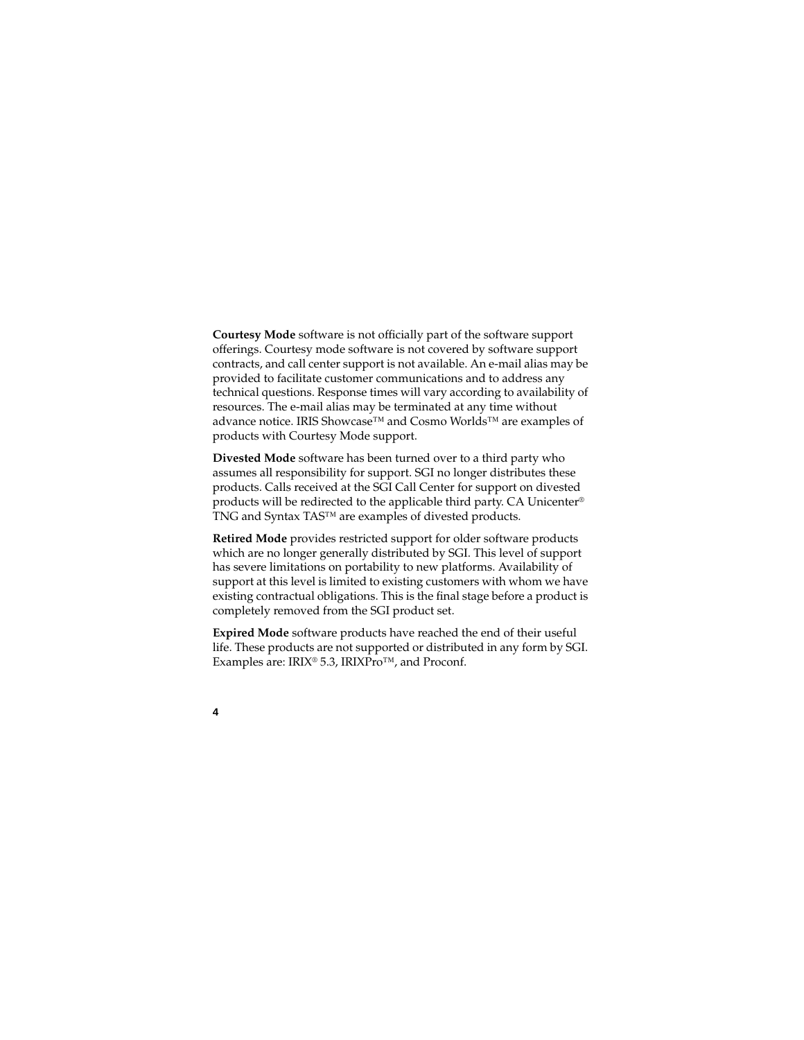**Courtesy Mode** software is not officially part of the software support offerings. Courtesy mode software is not covered by software support contracts, and call center support is not available. An e-mail alias may be provided to facilitate customer communications and to address any technical questions. Response times will vary according to availability of resources. The e-mail alias may be terminated at any time without advance notice. IRIS Showcase™ and Cosmo Worlds™ are examples of products with Courtesy Mode support.

**Divested Mode** software has been turned over to a third party who assumes all responsibility for support. SGI no longer distributes these products. Calls received at the SGI Call Center for support on divested products will be redirected to the applicable third party. CA Unicenter® TNG and Syntax TAS™ are examples of divested products.

**Retired Mode** provides restricted support for older software products which are no longer generally distributed by SGI. This level of support has severe limitations on portability to new platforms. Availability of support at this level is limited to existing customers with whom we have existing contractual obligations. This is the final stage before a product is completely removed from the SGI product set.

**Expired Mode** software products have reached the end of their useful life. These products are not supported or distributed in any form by SGI. Examples are: IRIX® 5.3, IRIXPro™, and Proconf.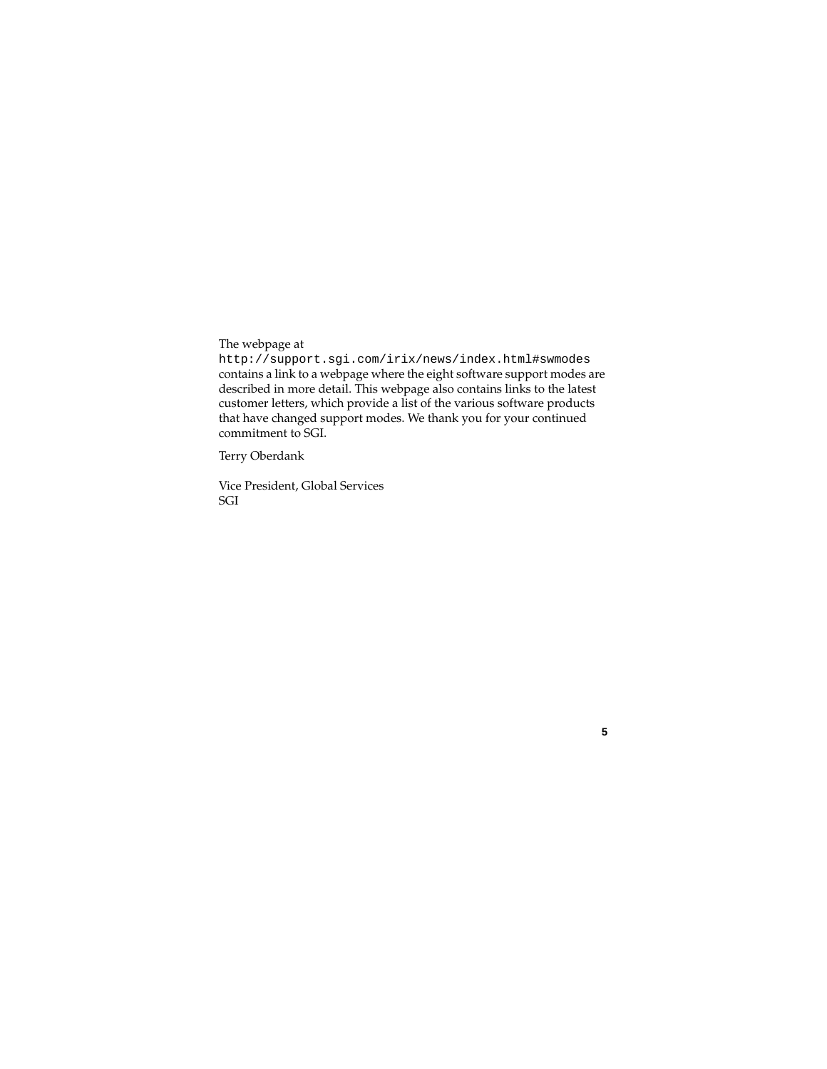The webpage at
`http://support.sgi.com/irix/news/index.html#swmodes`
contains a link to a webpage where the eight software support modes are described in more detail. This webpage also contains links to the latest customer letters, which provide a list of the various software products that have changed support modes. We thank you for your continued commitment to SGI.

Terry Oberdank

Vice President, Global Services
SGI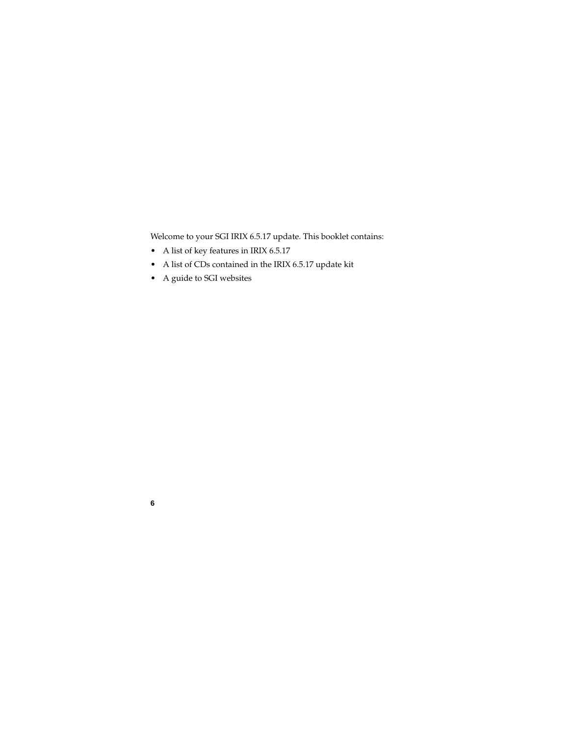Welcome to your SGI IRIX 6.5.17 update. This booklet contains:

- A list of key features in IRIX 6.5.17
- A list of CDs contained in the IRIX 6.5.17 update kit
- A guide to SGI websites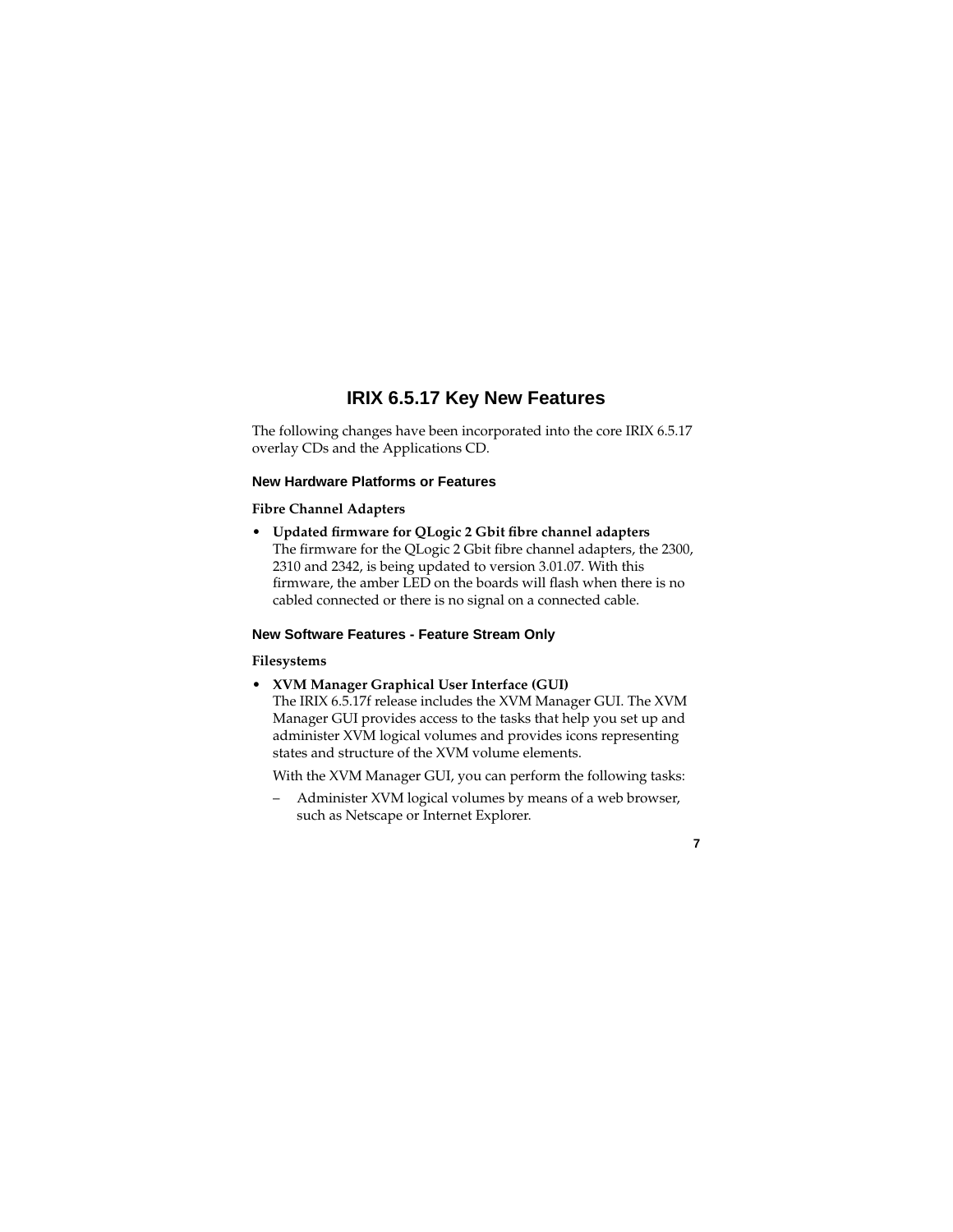# IRIX 6.5.17 Key New Features

The following changes have been incorporated into the core IRIX 6.5.17 overlay CDs and the Applications CD.

## New Hardware Platforms or Features

### Fibre Channel Adapters

- **Updated firmware for QLogic 2 Gbit fibre channel adapters**
  The firmware for the QLogic 2 Gbit fibre channel adapters, the 2300, 2310 and 2342, is being updated to version 3.01.07. With this firmware, the amber LED on the boards will flash when there is no cabled connected or there is no signal on a connected cable.

## New Software Features - Feature Stream Only

### Filesystems

- **XVM Manager Graphical User Interface (GUI)**
  The IRIX 6.5.17f release includes the XVM Manager GUI. The XVM Manager GUI provides access to the tasks that help you set up and administer XVM logical volumes and provides icons representing states and structure of the XVM volume elements.

  With the XVM Manager GUI, you can perform the following tasks:

  – Administer XVM logical volumes by means of a web browser, such as Netscape or Internet Explorer.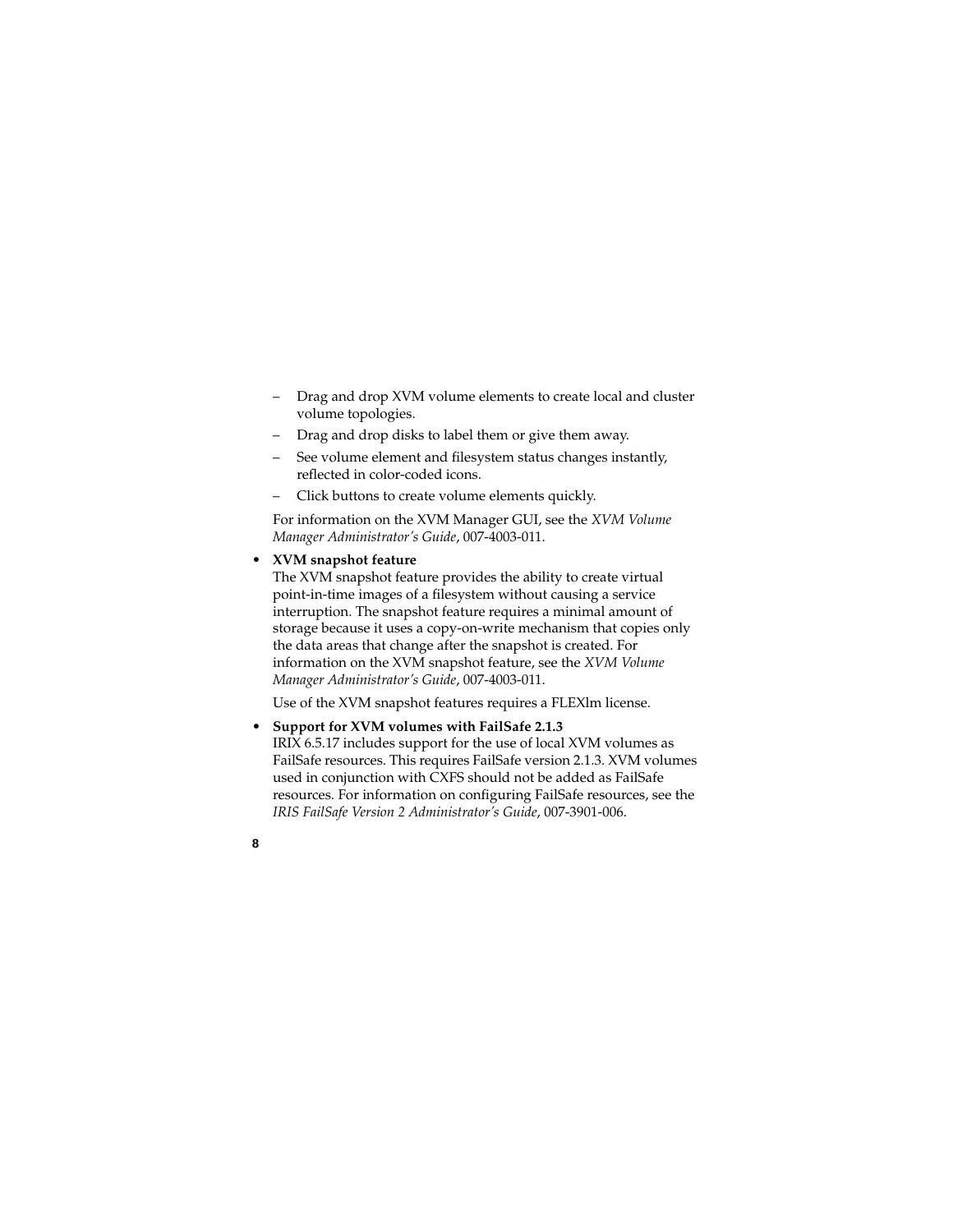- Drag and drop XVM volume elements to create local and cluster volume topologies.
  - Drag and drop disks to label them or give them away.
  - See volume element and filesystem status changes instantly, reflected in color-coded icons.
  - Click buttons to create volume elements quickly.

  For information on the XVM Manager GUI, see the *XVM Volume Manager Administrator's Guide*, 007-4003-011.

- **XVM snapshot feature**
  The XVM snapshot feature provides the ability to create virtual point-in-time images of a filesystem without causing a service interruption. The snapshot feature requires a minimal amount of storage because it uses a copy-on-write mechanism that copies only the data areas that change after the snapshot is created. For information on the XVM snapshot feature, see the *XVM Volume Manager Administrator's Guide*, 007-4003-011.

  Use of the XVM snapshot features requires a FLEXlm license.

- **Support for XVM volumes with FailSafe 2.1.3**
  IRIX 6.5.17 includes support for the use of local XVM volumes as FailSafe resources. This requires FailSafe version 2.1.3. XVM volumes used in conjunction with CXFS should not be added as FailSafe resources. For information on configuring FailSafe resources, see the *IRIS FailSafe Version 2 Administrator's Guide*, 007-3901-006.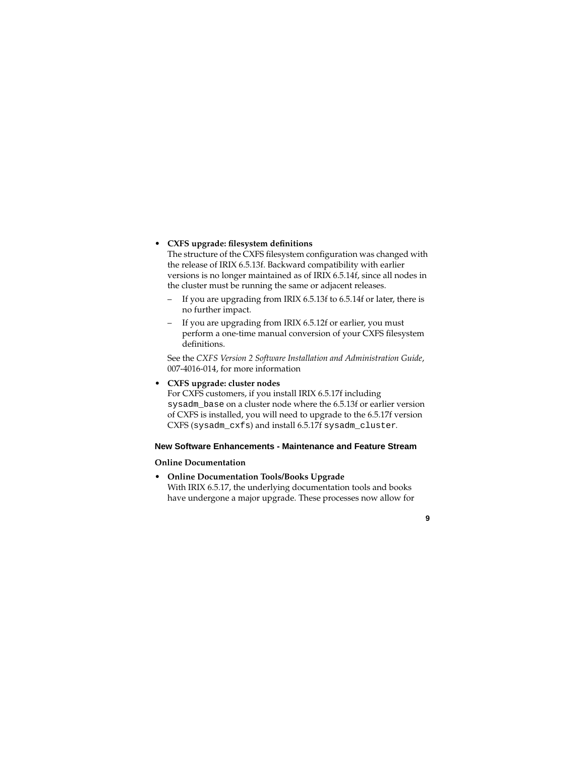- **CXFS upgrade: filesystem definitions**
  The structure of the CXFS filesystem configuration was changed with the release of IRIX 6.5.13f. Backward compatibility with earlier versions is no longer maintained as of IRIX 6.5.14f, since all nodes in the cluster must be running the same or adjacent releases.
  - If you are upgrading from IRIX 6.5.13f to 6.5.14f or later, there is no further impact.
  - If you are upgrading from IRIX 6.5.12f or earlier, you must perform a one-time manual conversion of your CXFS filesystem definitions.

  See the *CXFS Version 2 Software Installation and Administration Guide*, 007-4016-014, for more information

- **CXFS upgrade: cluster nodes**
  For CXFS customers, if you install IRIX 6.5.17f including `sysadm_base` on a cluster node where the 6.5.13f or earlier version of CXFS is installed, you will need to upgrade to the 6.5.17f version CXFS (`sysadm_cxfs`) and install 6.5.17f `sysadm_cluster`.

## New Software Enhancements - Maintenance and Feature Stream

### Online Documentation

- **Online Documentation Tools/Books Upgrade**
  With IRIX 6.5.17, the underlying documentation tools and books have undergone a major upgrade. These processes now allow for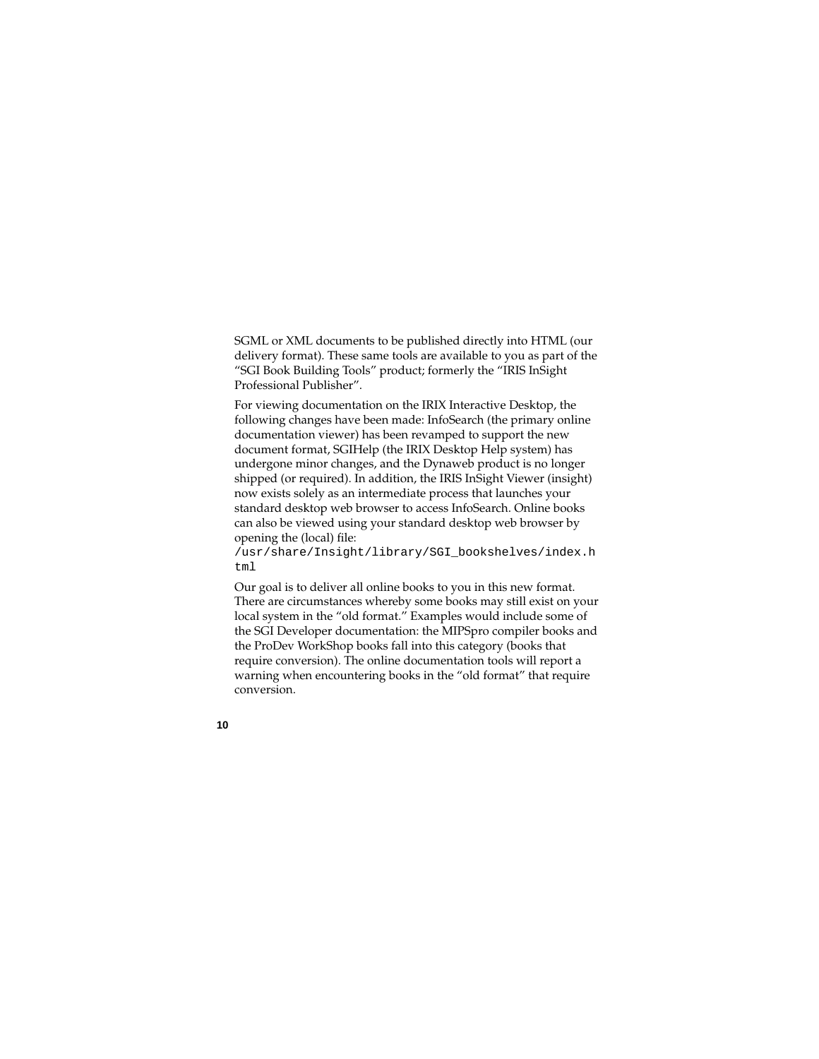SGML or XML documents to be published directly into HTML (our delivery format). These same tools are available to you as part of the “SGI Book Building Tools” product; formerly the “IRIS InSight Professional Publisher”.

For viewing documentation on the IRIX Interactive Desktop, the following changes have been made: InfoSearch (the primary online documentation viewer) has been revamped to support the new document format, SGIHelp (the IRIX Desktop Help system) has undergone minor changes, and the Dynaweb product is no longer shipped (or required). In addition, the IRIS InSight Viewer (insight) now exists solely as an intermediate process that launches your standard desktop web browser to access InfoSearch. Online books can also be viewed using your standard desktop web browser by opening the (local) file:
`/usr/share/Insight/library/SGI_bookshelves/index.html`

Our goal is to deliver all online books to you in this new format. There are circumstances whereby some books may still exist on your local system in the “old format.” Examples would include some of the SGI Developer documentation: the MIPSpro compiler books and the ProDev WorkShop books fall into this category (books that require conversion). The online documentation tools will report a warning when encountering books in the “old format” that require conversion.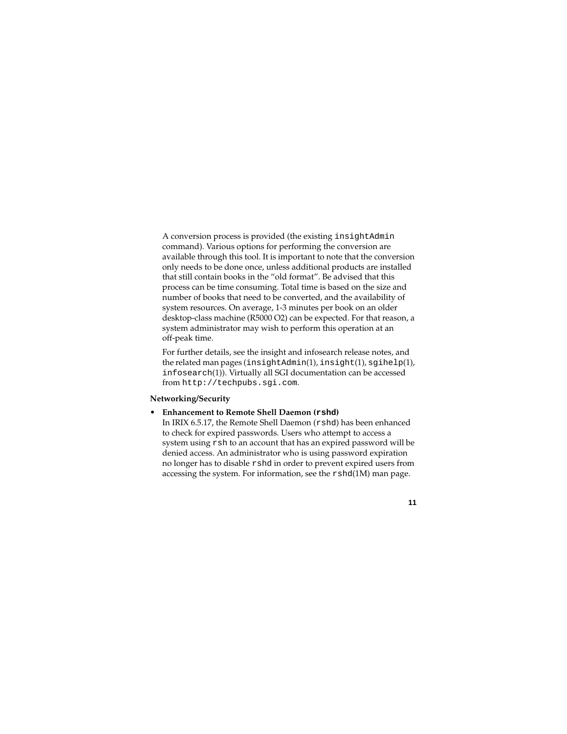A conversion process is provided (the existing `insightAdmin` command). Various options for performing the conversion are available through this tool. It is important to note that the conversion only needs to be done once, unless additional products are installed that still contain books in the "old format". Be advised that this process can be time consuming. Total time is based on the size and number of books that need to be converted, and the availability of system resources. On average, 1-3 minutes per book on an older desktop-class machine (R5000 O2) can be expected. For that reason, a system administrator may wish to perform this operation at an off-peak time.

For further details, see the insight and infosearch release notes, and the related man pages (`insightAdmin`(1), `insight`(1), `sgihelp`(1), `infosearch`(1)). Virtually all SGI documentation can be accessed from `http://techpubs.sgi.com`.

**Networking/Security**

- **Enhancement to Remote Shell Daemon (`rshd`)**
  In IRIX 6.5.17, the Remote Shell Daemon (`rshd`) has been enhanced to check for expired passwords. Users who attempt to access a system using `rsh` to an account that has an expired password will be denied access. An administrator who is using password expiration no longer has to disable `rshd` in order to prevent expired users from accessing the system. For information, see the `rshd`(1M) man page.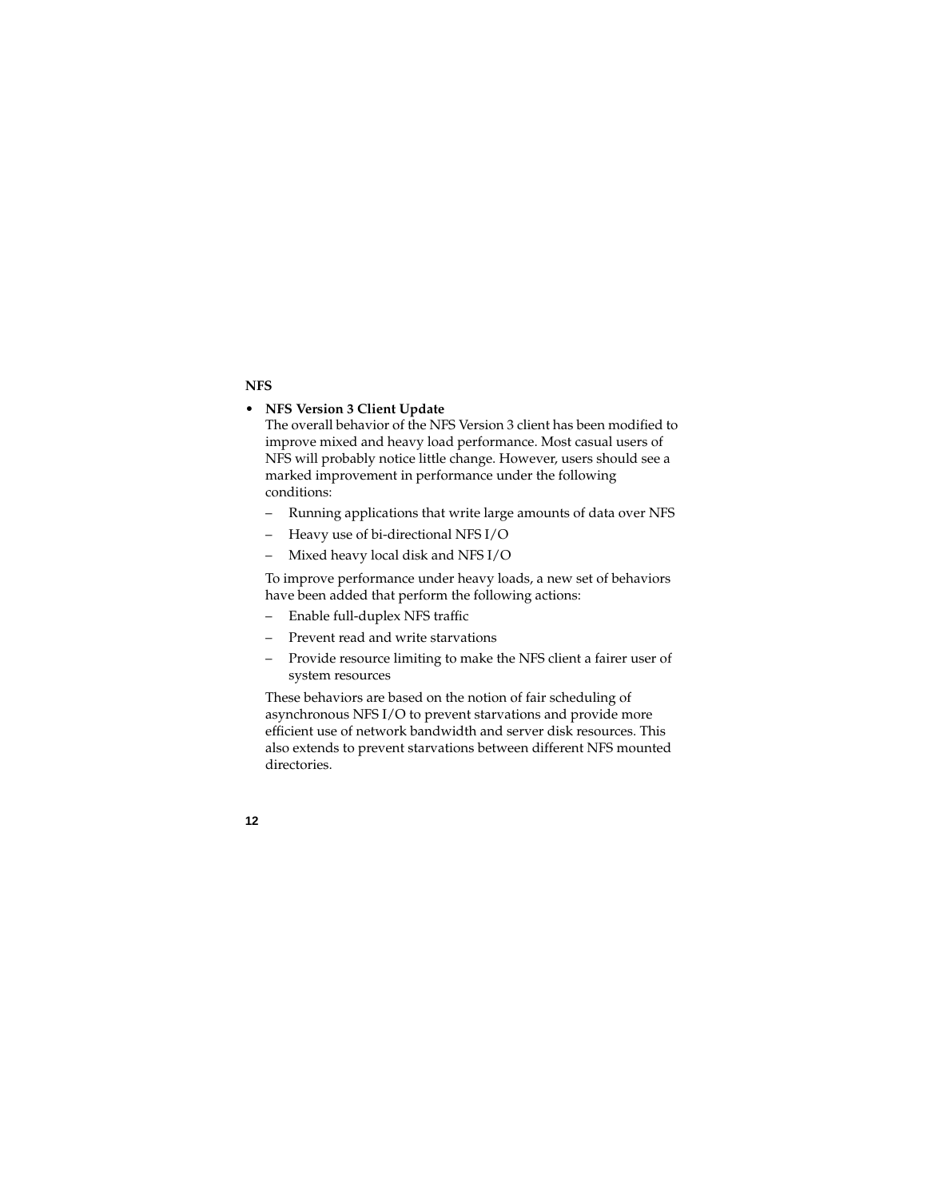## NFS

- **NFS Version 3 Client Update**

  The overall behavior of the NFS Version 3 client has been modified to improve mixed and heavy load performance. Most casual users of NFS will probably notice little change. However, users should see a marked improvement in performance under the following conditions:

  - Running applications that write large amounts of data over NFS
  - Heavy use of bi-directional NFS I/O
  - Mixed heavy local disk and NFS I/O

  To improve performance under heavy loads, a new set of behaviors have been added that perform the following actions:

  - Enable full-duplex NFS traffic
  - Prevent read and write starvations
  - Provide resource limiting to make the NFS client a fairer user of system resources

  These behaviors are based on the notion of fair scheduling of asynchronous NFS I/O to prevent starvations and provide more efficient use of network bandwidth and server disk resources. This also extends to prevent starvations between different NFS mounted directories.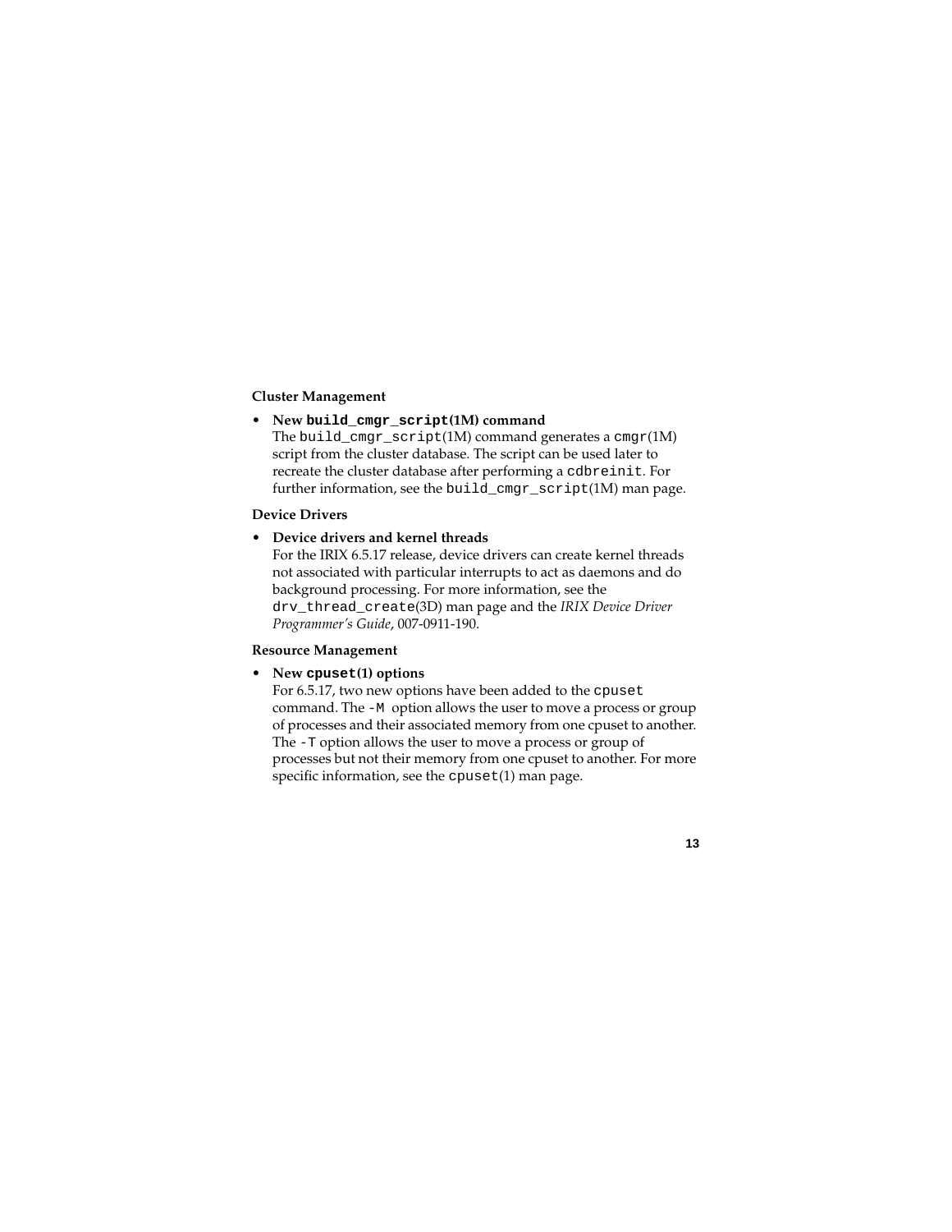### Cluster Management

- **New `build_cmgr_script`(1M) command**
  The `build_cmgr_script`(1M) command generates a `cmgr`(1M) script from the cluster database. The script can be used later to recreate the cluster database after performing a `cdbreinit`. For further information, see the `build_cmgr_script`(1M) man page.

### Device Drivers

- **Device drivers and kernel threads**
  For the IRIX 6.5.17 release, device drivers can create kernel threads not associated with particular interrupts to act as daemons and do background processing. For more information, see the `drv_thread_create`(3D) man page and the *IRIX Device Driver Programmer's Guide*, 007-0911-190.

### Resource Management

- **New `cpuset`(1) options**
  For 6.5.17, two new options have been added to the `cpuset` command. The `-M` option allows the user to move a process or group of processes and their associated memory from one cpuset to another. The `-T` option allows the user to move a process or group of processes but not their memory from one cpuset to another. For more specific information, see the `cpuset`(1) man page.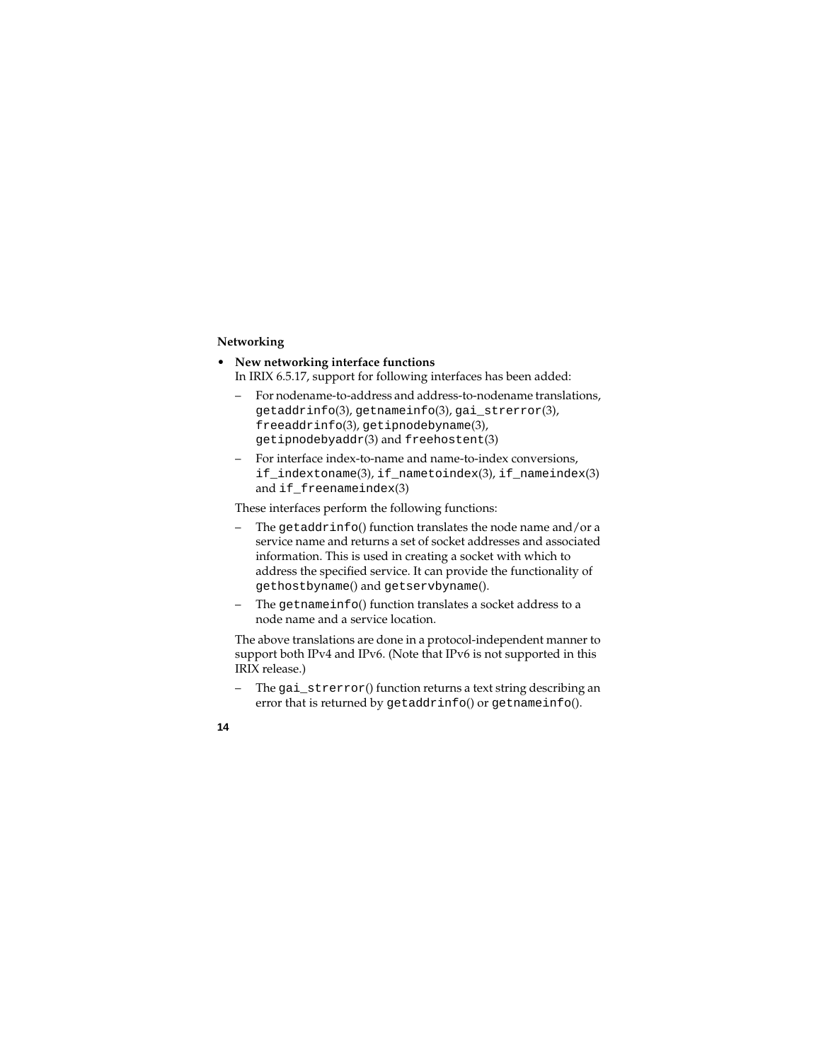### Networking

- **New networking interface functions**

  In IRIX 6.5.17, support for following interfaces has been added:

  – For nodename-to-address and address-to-nodename translations, `getaddrinfo`(3), `getnameinfo`(3), `gai_strerror`(3), `freeaddrinfo`(3), `getipnodebyname`(3), `getipnodebyaddr`(3) and `freehostent`(3)

  – For interface index-to-name and name-to-index conversions, `if_indextoname`(3), `if_nametoindex`(3), `if_nameindex`(3) and `if_freenameindex`(3)

  These interfaces perform the following functions:

  – The `getaddrinfo`() function translates the node name and/or a service name and returns a set of socket addresses and associated information. This is used in creating a socket with which to address the specified service. It can provide the functionality of `gethostbyname`() and `getservbyname`().

  – The `getnameinfo`() function translates a socket address to a node name and a service location.

  The above translations are done in a protocol-independent manner to support both IPv4 and IPv6. (Note that IPv6 is not supported in this IRIX release.)

  – The `gai_strerror`() function returns a text string describing an error that is returned by `getaddrinfo`() or `getnameinfo`().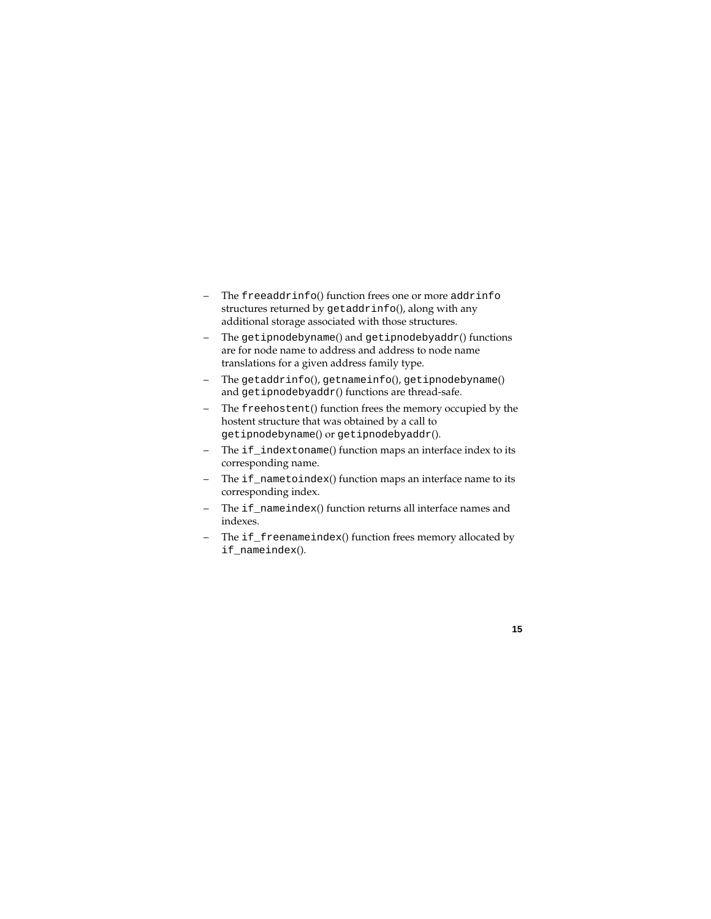- The `freeaddrinfo`() function frees one or more `addrinfo` structures returned by `getaddrinfo`(), along with any additional storage associated with those structures.
- The `getipnodebyname`() and `getipnodebyaddr`() functions are for node name to address and address to node name translations for a given address family type.
- The `getaddrinfo`(), `getnameinfo`(), `getipnodebyname`() and `getipnodebyaddr`() functions are thread-safe.
- The `freehostent`() function frees the memory occupied by the hostent structure that was obtained by a call to `getipnodebyname`() or `getipnodebyaddr`().
- The `if_indextoname`() function maps an interface index to its corresponding name.
- The `if_nametoindex`() function maps an interface name to its corresponding index.
- The `if_nameindex`() function returns all interface names and indexes.
- The `if_freenameindex`() function frees memory allocated by `if_nameindex`().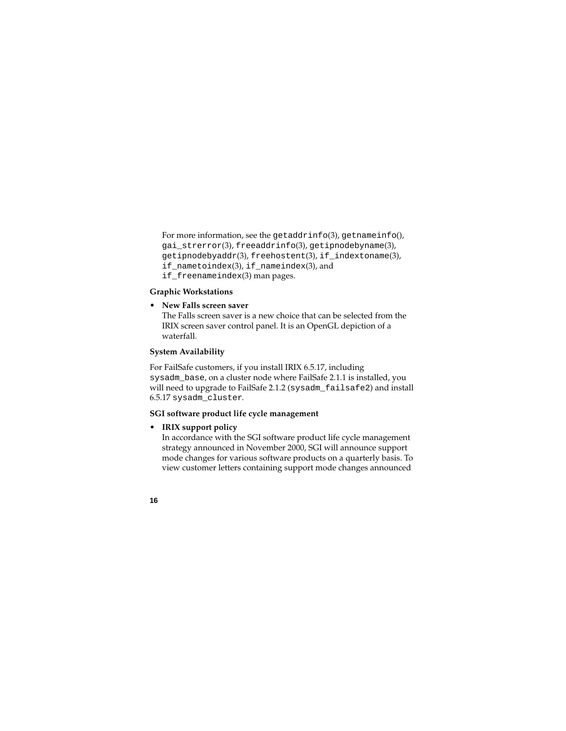For more information, see the `getaddrinfo`(3), `getnameinfo`(), `gai_strerror`(3), `freeaddrinfo`(3), `getipnodebyname`(3), `getipnodebyaddr`(3), `freehostent`(3), `if_indextoname`(3), `if_nametoindex`(3), `if_nameindex`(3), and `if_freenameindex`(3) man pages.

**Graphic Workstations**

- **New Falls screen saver**
  The Falls screen saver is a new choice that can be selected from the IRIX screen saver control panel. It is an OpenGL depiction of a waterfall.

**System Availability**

For FailSafe customers, if you install IRIX 6.5.17, including `sysadm_base`, on a cluster node where FailSafe 2.1.1 is installed, you will need to upgrade to FailSafe 2.1.2 (`sysadm_failsafe2`) and install 6.5.17 `sysadm_cluster`.

**SGI software product life cycle management**

- **IRIX support policy**
  In accordance with the SGI software product life cycle management strategy announced in November 2000, SGI will announce support mode changes for various software products on a quarterly basis. To view customer letters containing support mode changes announced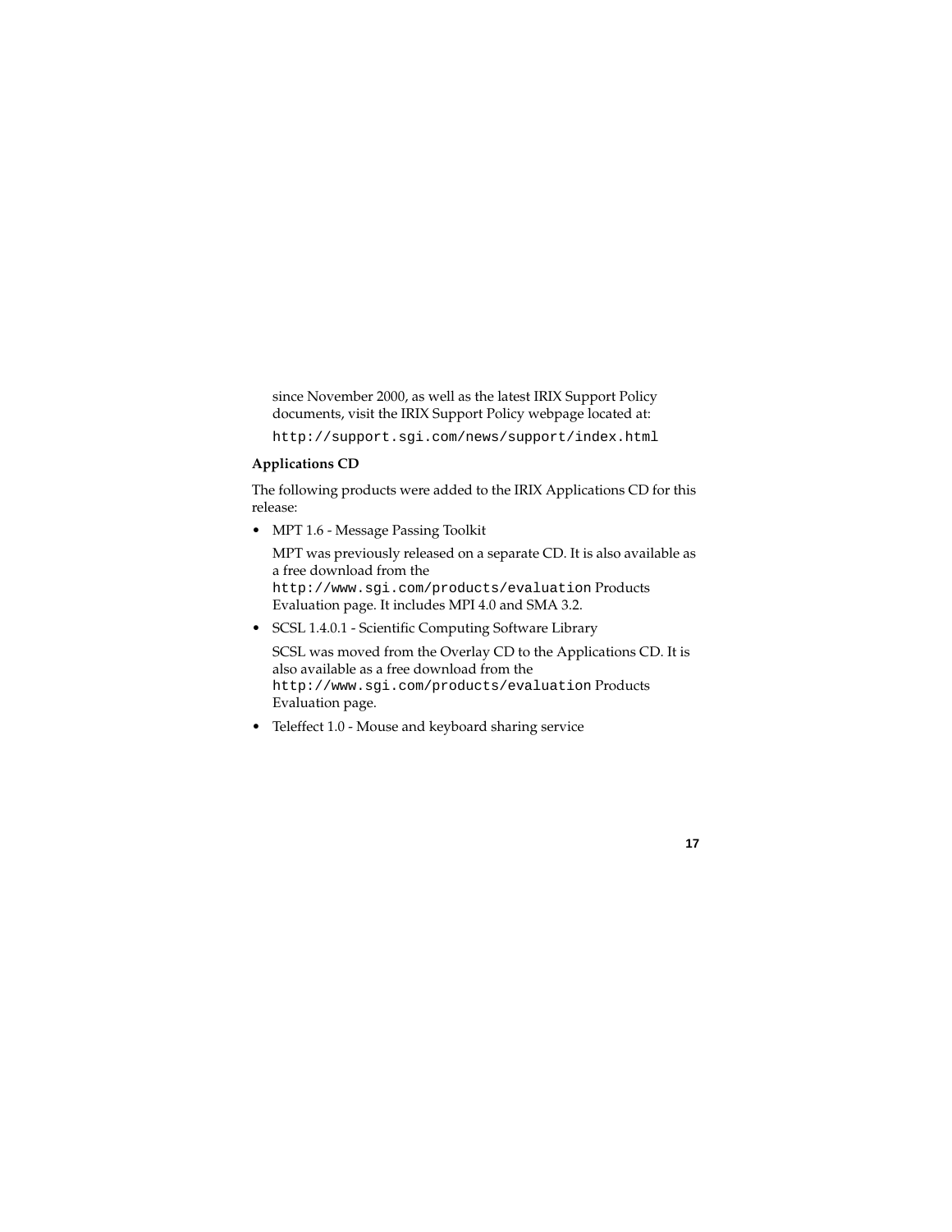since November 2000, as well as the latest IRIX Support Policy documents, visit the IRIX Support Policy webpage located at:

`http://support.sgi.com/news/support/index.html`

### Applications CD

The following products were added to the IRIX Applications CD for this release:

- MPT 1.6 - Message Passing Toolkit

  MPT was previously released on a separate CD. It is also available as a free download from the `http://www.sgi.com/products/evaluation` Products Evaluation page. It includes MPI 4.0 and SMA 3.2.

- SCSL 1.4.0.1 - Scientific Computing Software Library

  SCSL was moved from the Overlay CD to the Applications CD. It is also available as a free download from the `http://www.sgi.com/products/evaluation` Products Evaluation page.

- Teleffect 1.0 - Mouse and keyboard sharing service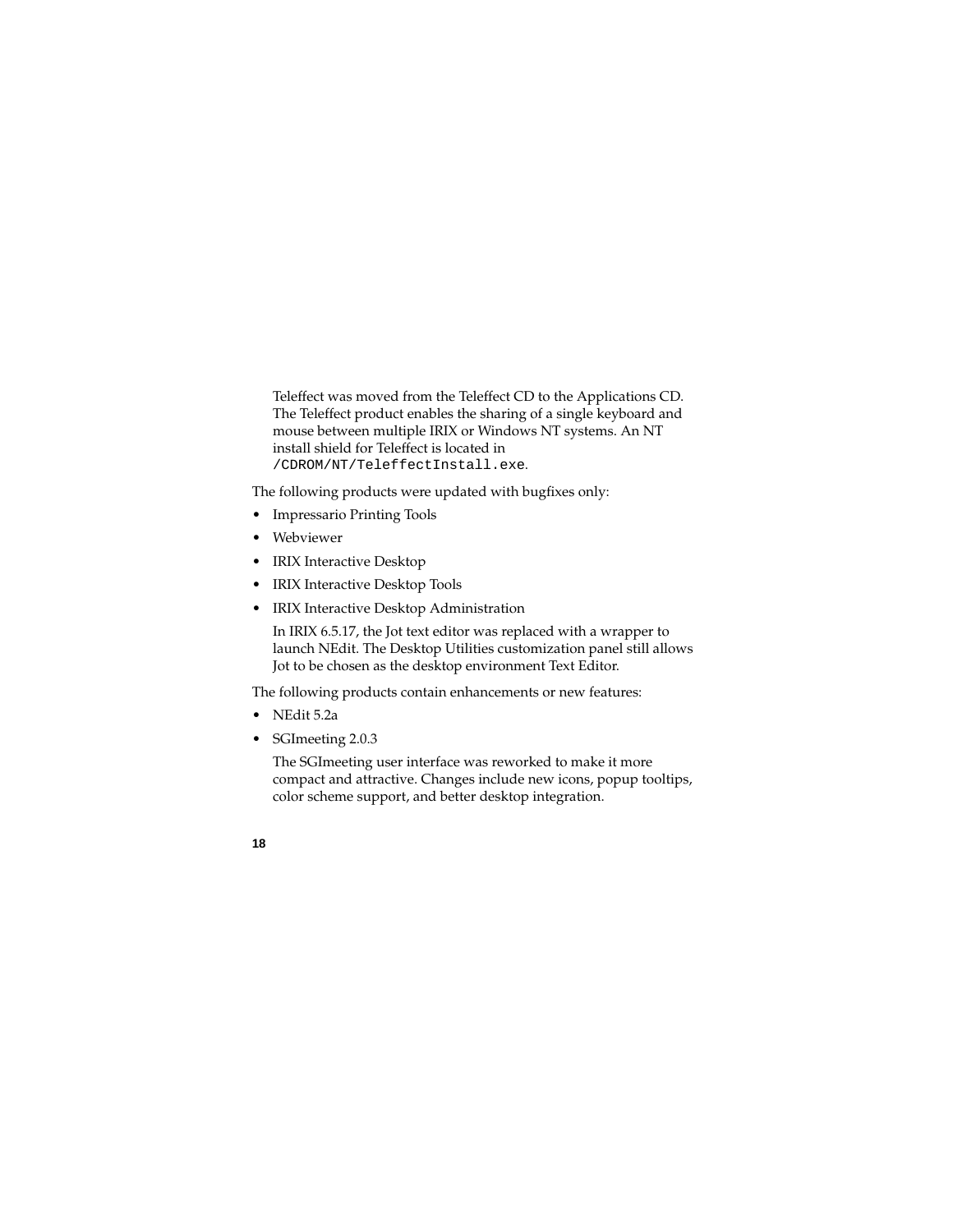Teleffect was moved from the Teleffect CD to the Applications CD. The Teleffect product enables the sharing of a single keyboard and mouse between multiple IRIX or Windows NT systems. An NT install shield for Teleffect is located in `/CDROM/NT/TeleffectInstall.exe`.

The following products were updated with bugfixes only:

- Impressario Printing Tools
- Webviewer
- IRIX Interactive Desktop
- IRIX Interactive Desktop Tools
- IRIX Interactive Desktop Administration

  In IRIX 6.5.17, the Jot text editor was replaced with a wrapper to launch NEdit. The Desktop Utilities customization panel still allows Jot to be chosen as the desktop environment Text Editor.

The following products contain enhancements or new features:

- NEdit 5.2a
- SGImeeting 2.0.3

  The SGImeeting user interface was reworked to make it more compact and attractive. Changes include new icons, popup tooltips, color scheme support, and better desktop integration.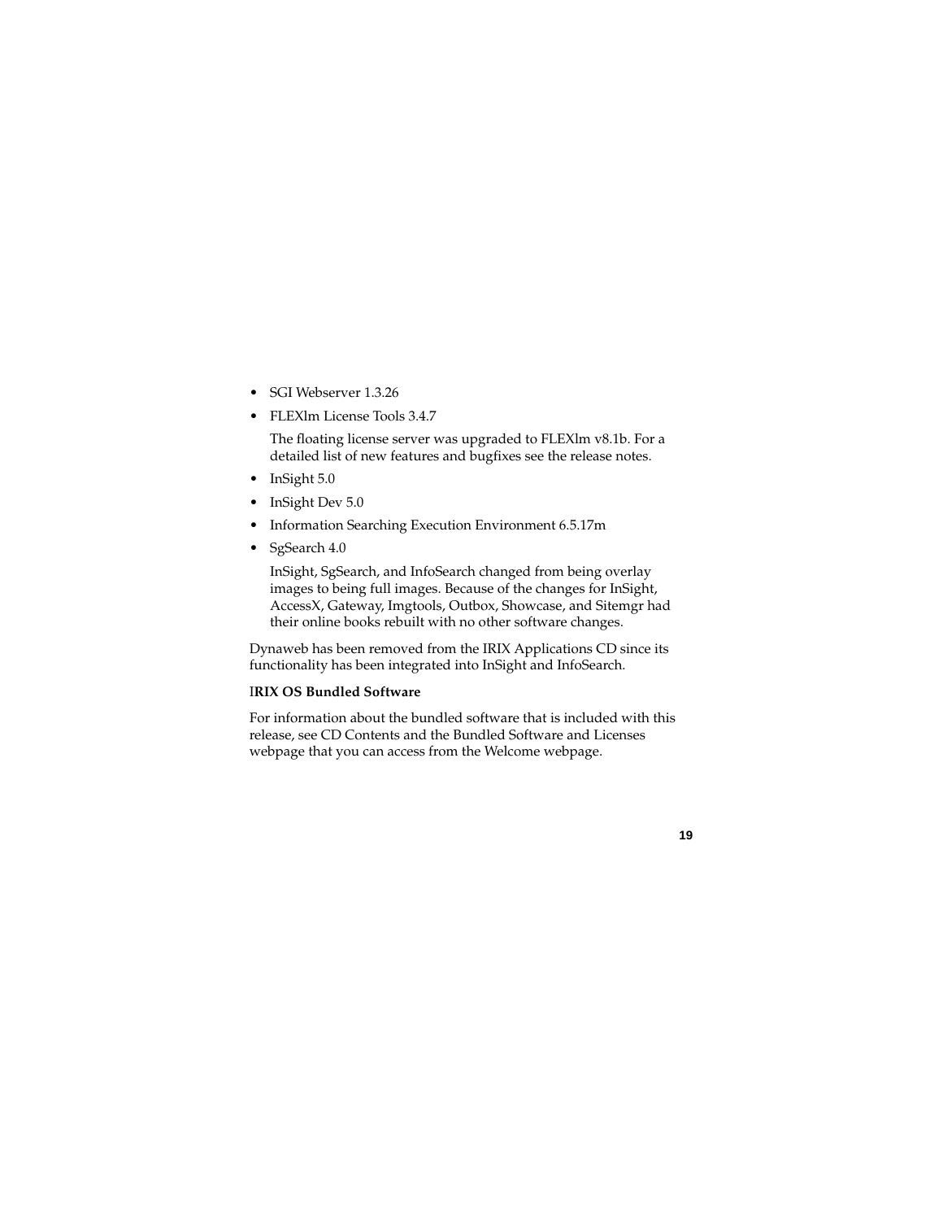- SGI Webserver 1.3.26
- FLEXlm License Tools 3.4.7

  The floating license server was upgraded to FLEXlm v8.1b. For a detailed list of new features and bugfixes see the release notes.
- InSight 5.0
- InSight Dev 5.0
- Information Searching Execution Environment 6.5.17m
- SgSearch 4.0

  InSight, SgSearch, and InfoSearch changed from being overlay images to being full images. Because of the changes for InSight, AccessX, Gateway, Imgtools, Outbox, Showcase, and Sitemgr had their online books rebuilt with no other software changes.

Dynaweb has been removed from the IRIX Applications CD since its functionality has been integrated into InSight and InfoSearch.

**IRIX OS Bundled Software**

For information about the bundled software that is included with this release, see CD Contents and the Bundled Software and Licenses webpage that you can access from the Welcome webpage.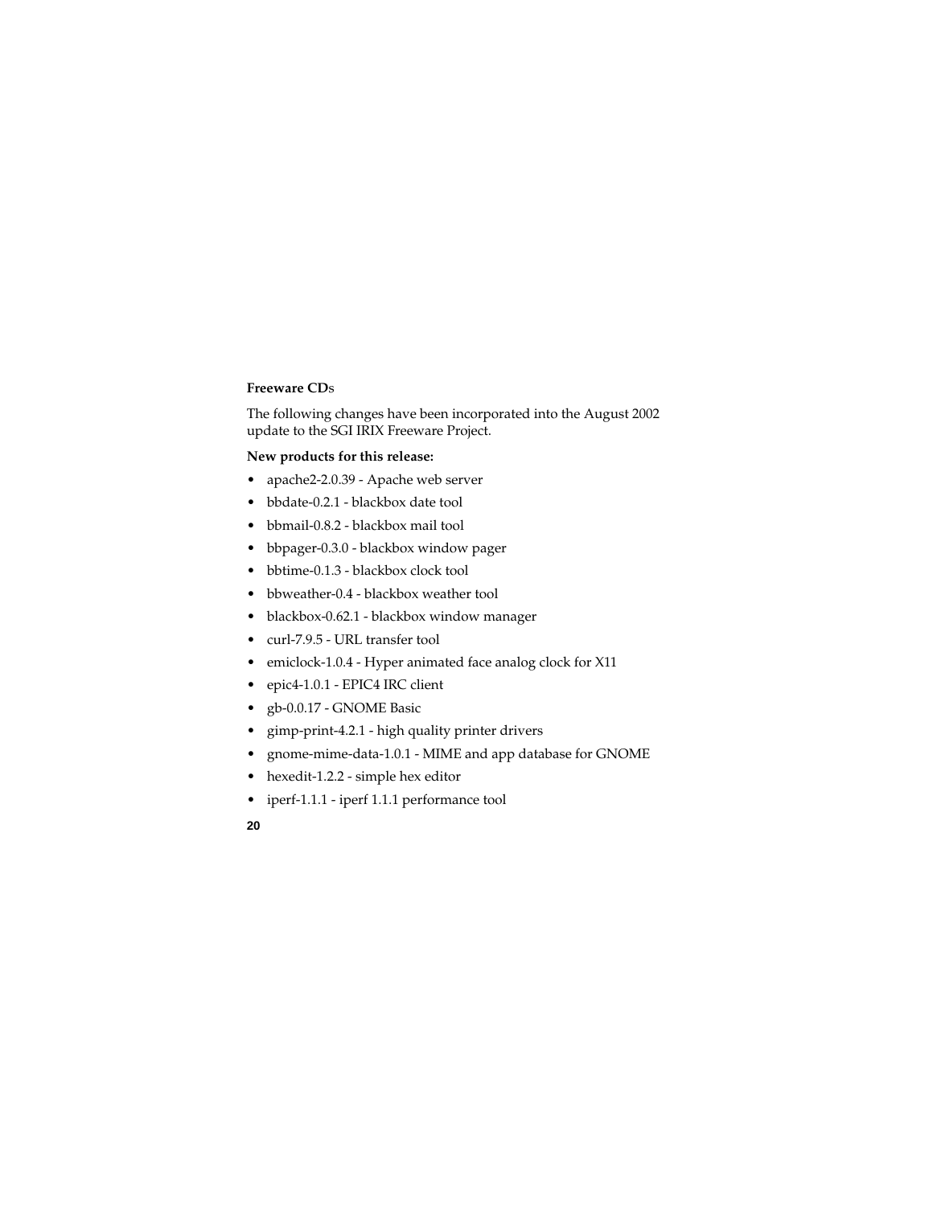**Freeware CDs**

The following changes have been incorporated into the August 2002 update to the SGI IRIX Freeware Project.

**New products for this release:**

- apache2-2.0.39 - Apache web server
- bbdate-0.2.1 - blackbox date tool
- bbmail-0.8.2 - blackbox mail tool
- bbpager-0.3.0 - blackbox window pager
- bbtime-0.1.3 - blackbox clock tool
- bbweather-0.4 - blackbox weather tool
- blackbox-0.62.1 - blackbox window manager
- curl-7.9.5 - URL transfer tool
- emiclock-1.0.4 - Hyper animated face analog clock for X11
- epic4-1.0.1 - EPIC4 IRC client
- gb-0.0.17 - GNOME Basic
- gimp-print-4.2.1 - high quality printer drivers
- gnome-mime-data-1.0.1 - MIME and app database for GNOME
- hexedit-1.2.2 - simple hex editor
- iperf-1.1.1 - iperf 1.1.1 performance tool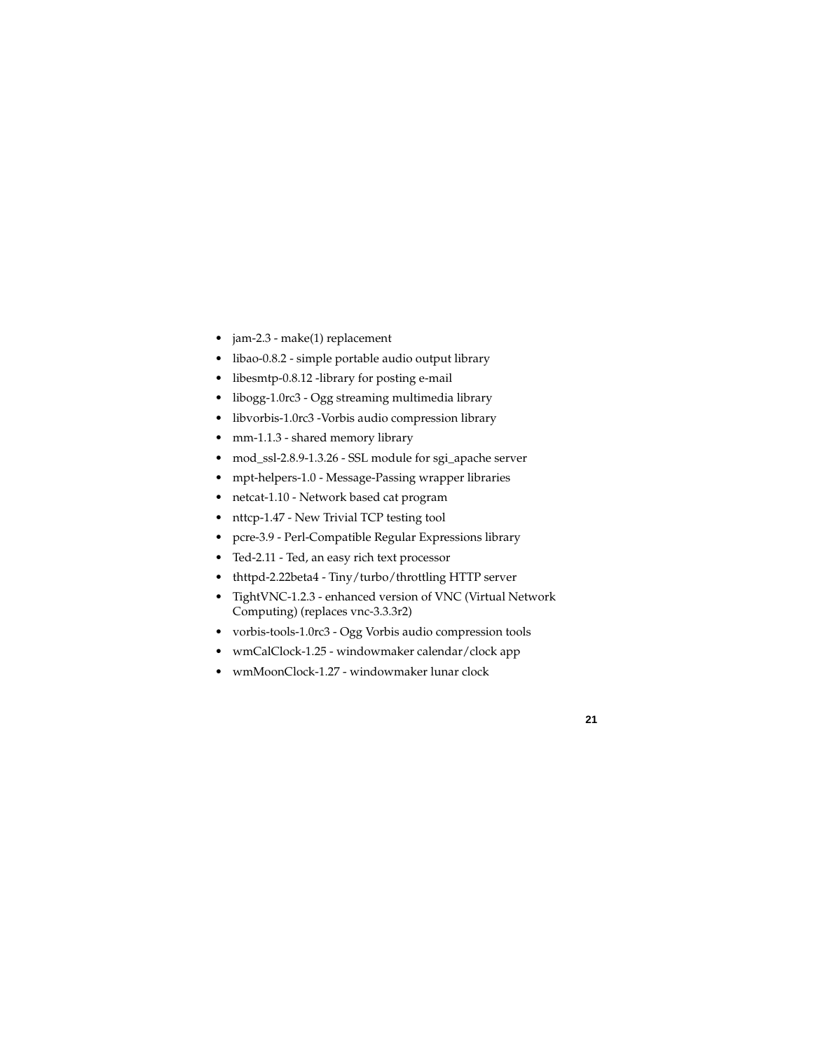- jam-2.3 - make(1) replacement
- libao-0.8.2 - simple portable audio output library
- libesmtp-0.8.12 -library for posting e-mail
- libogg-1.0rc3 - Ogg streaming multimedia library
- libvorbis-1.0rc3 -Vorbis audio compression library
- mm-1.1.3 - shared memory library
- mod_ssl-2.8.9-1.3.26 - SSL module for sgi_apache server
- mpt-helpers-1.0 - Message-Passing wrapper libraries
- netcat-1.10 - Network based cat program
- nttcp-1.47 - New Trivial TCP testing tool
- pcre-3.9 - Perl-Compatible Regular Expressions library
- Ted-2.11 - Ted, an easy rich text processor
- thttpd-2.22beta4 - Tiny/turbo/throttling HTTP server
- TightVNC-1.2.3 - enhanced version of VNC (Virtual Network Computing) (replaces vnc-3.3.3r2)
- vorbis-tools-1.0rc3 - Ogg Vorbis audio compression tools
- wmCalClock-1.25 - windowmaker calendar/clock app
- wmMoonClock-1.27 - windowmaker lunar clock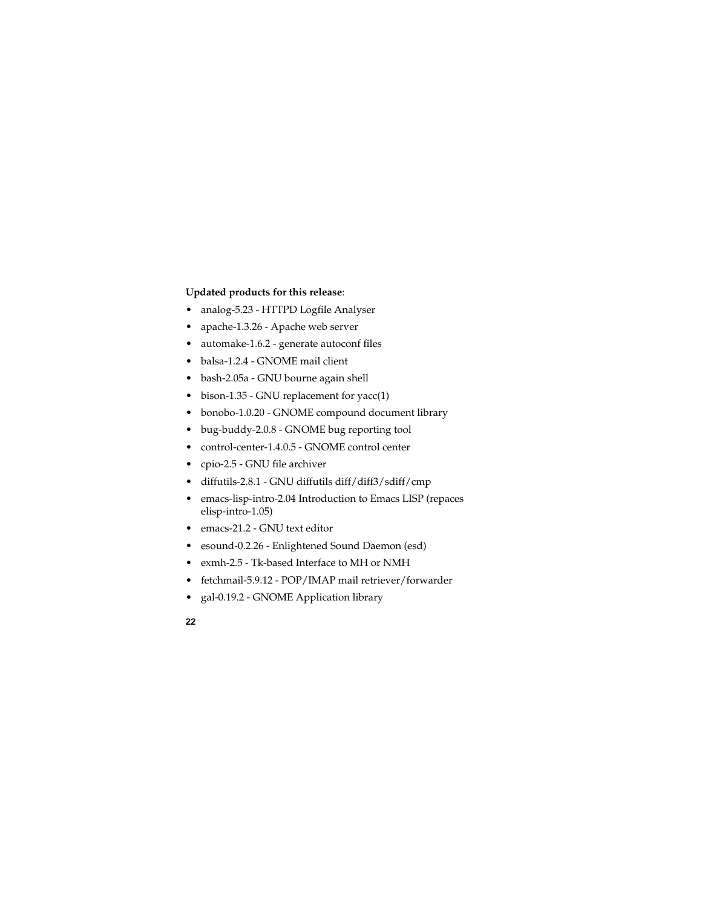**Updated products for this release**:

- analog-5.23 - HTTPD Logfile Analyser
- apache-1.3.26 - Apache web server
- automake-1.6.2 - generate autoconf files
- balsa-1.2.4 - GNOME mail client
- bash-2.05a - GNU bourne again shell
- bison-1.35 - GNU replacement for yacc(1)
- bonobo-1.0.20 - GNOME compound document library
- bug-buddy-2.0.8 - GNOME bug reporting tool
- control-center-1.4.0.5 - GNOME control center
- cpio-2.5 - GNU file archiver
- diffutils-2.8.1 - GNU diffutils diff/diff3/sdiff/cmp
- emacs-lisp-intro-2.04 Introduction to Emacs LISP (repaces elisp-intro-1.05)
- emacs-21.2 - GNU text editor
- esound-0.2.26 - Enlightened Sound Daemon (esd)
- exmh-2.5 - Tk-based Interface to MH or NMH
- fetchmail-5.9.12 - POP/IMAP mail retriever/forwarder
- gal-0.19.2 - GNOME Application library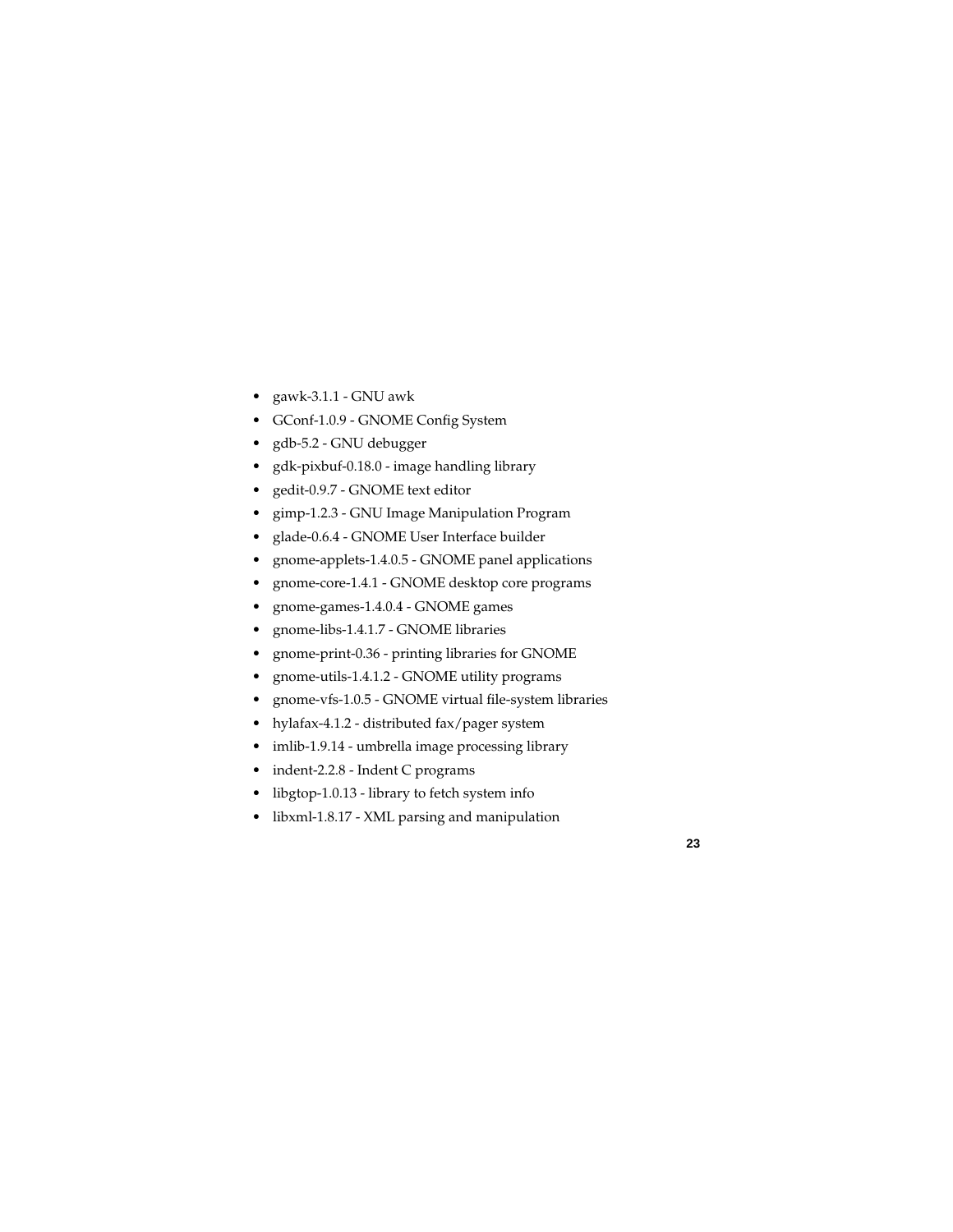- gawk-3.1.1 - GNU awk
- GConf-1.0.9 - GNOME Config System
- gdb-5.2 - GNU debugger
- gdk-pixbuf-0.18.0 - image handling library
- gedit-0.9.7 - GNOME text editor
- gimp-1.2.3 - GNU Image Manipulation Program
- glade-0.6.4 - GNOME User Interface builder
- gnome-applets-1.4.0.5 - GNOME panel applications
- gnome-core-1.4.1 - GNOME desktop core programs
- gnome-games-1.4.0.4 - GNOME games
- gnome-libs-1.4.1.7 - GNOME libraries
- gnome-print-0.36 - printing libraries for GNOME
- gnome-utils-1.4.1.2 - GNOME utility programs
- gnome-vfs-1.0.5 - GNOME virtual file-system libraries
- hylafax-4.1.2 - distributed fax/pager system
- imlib-1.9.14 - umbrella image processing library
- indent-2.2.8 - Indent C programs
- libgtop-1.0.13 - library to fetch system info
- libxml-1.8.17 - XML parsing and manipulation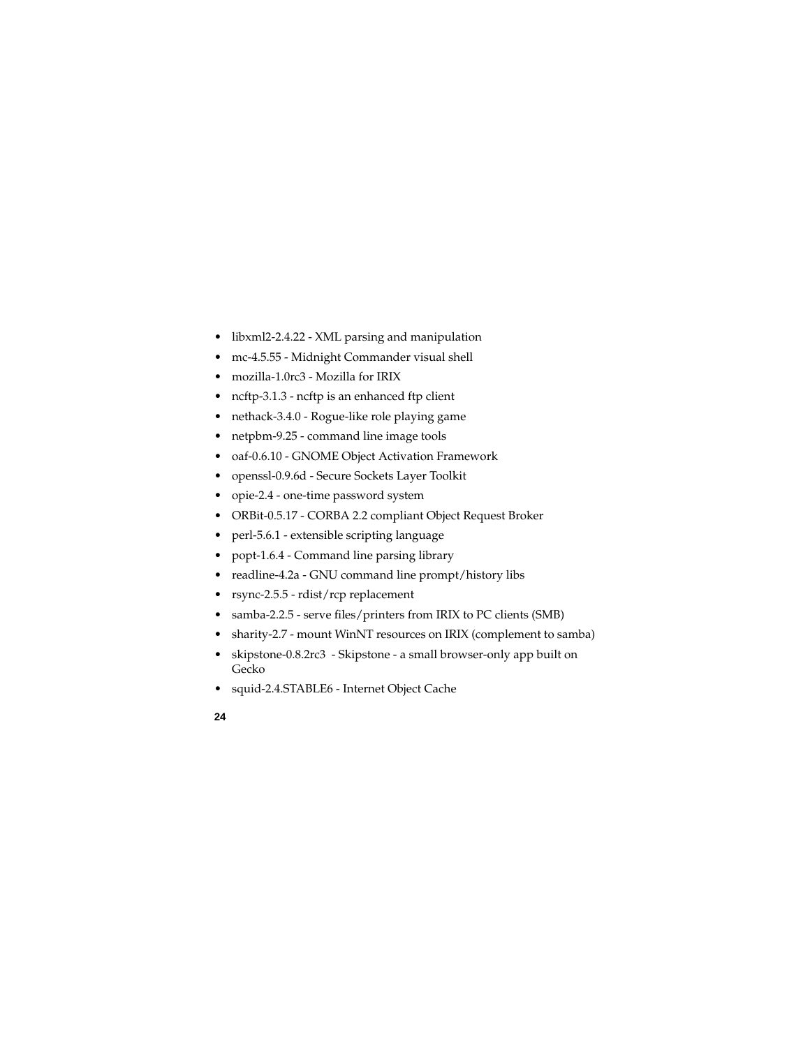- libxml2-2.4.22 - XML parsing and manipulation
- mc-4.5.55 - Midnight Commander visual shell
- mozilla-1.0rc3 - Mozilla for IRIX
- ncftp-3.1.3 - ncftp is an enhanced ftp client
- nethack-3.4.0 - Rogue-like role playing game
- netpbm-9.25 - command line image tools
- oaf-0.6.10 - GNOME Object Activation Framework
- openssl-0.9.6d - Secure Sockets Layer Toolkit
- opie-2.4 - one-time password system
- ORBit-0.5.17 - CORBA 2.2 compliant Object Request Broker
- perl-5.6.1 - extensible scripting language
- popt-1.6.4 - Command line parsing library
- readline-4.2a - GNU command line prompt/history libs
- rsync-2.5.5 - rdist/rcp replacement
- samba-2.2.5 - serve files/printers from IRIX to PC clients (SMB)
- sharity-2.7 - mount WinNT resources on IRIX (complement to samba)
- skipstone-0.8.2rc3 - Skipstone - a small browser-only app built on Gecko
- squid-2.4.STABLE6 - Internet Object Cache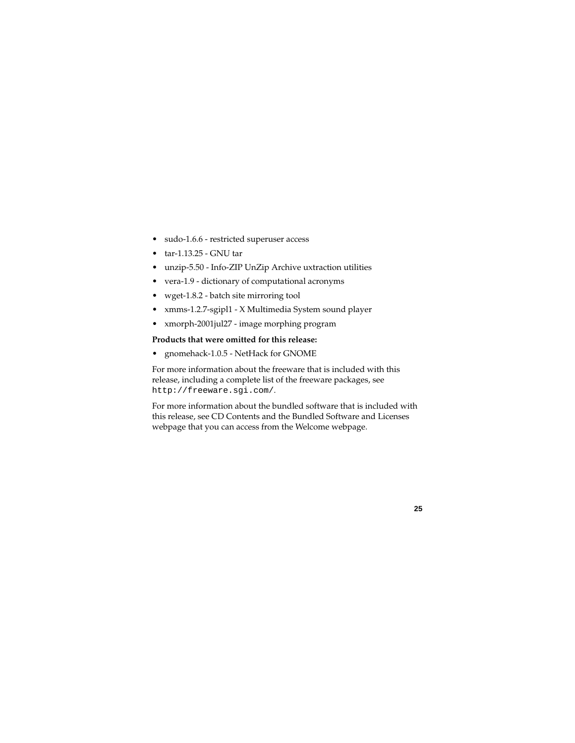- sudo-1.6.6 - restricted superuser access
- tar-1.13.25 - GNU tar
- unzip-5.50 - Info-ZIP UnZip Archive uxtraction utilities
- vera-1.9 - dictionary of computational acronyms
- wget-1.8.2 - batch site mirroring tool
- xmms-1.2.7-sgipl1 - X Multimedia System sound player
- xmorph-2001jul27 - image morphing program

**Products that were omitted for this release:**

- gnomehack-1.0.5 - NetHack for GNOME

For more information about the freeware that is included with this release, including a complete list of the freeware packages, see `http://freeware.sgi.com/`.

For more information about the bundled software that is included with this release, see CD Contents and the Bundled Software and Licenses webpage that you can access from the Welcome webpage.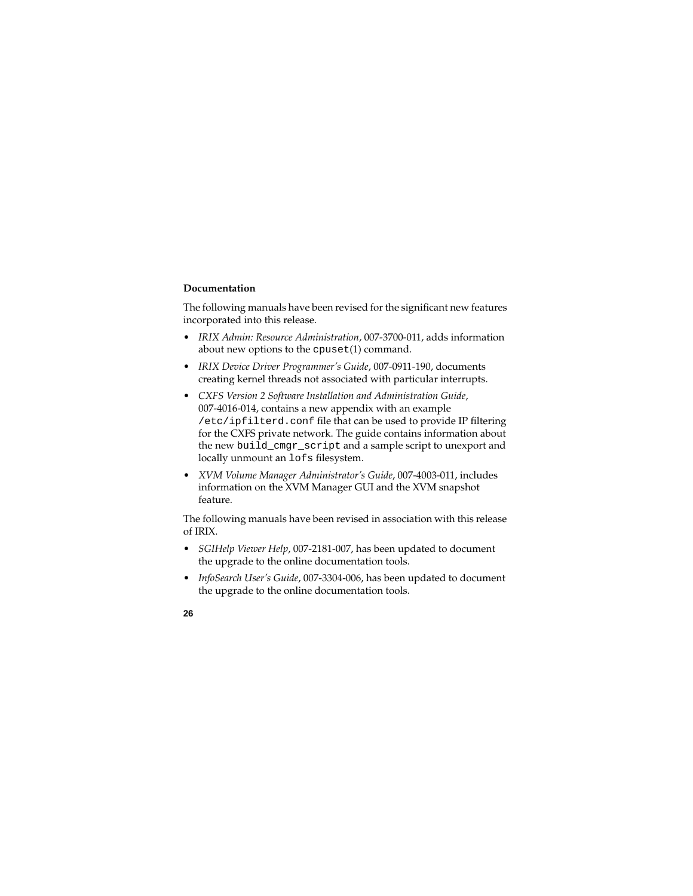### Documentation

The following manuals have been revised for the significant new features incorporated into this release.

- *IRIX Admin: Resource Administration*, 007-3700-011, adds information about new options to the `cpuset`(1) command.
- *IRIX Device Driver Programmer's Guide*, 007-0911-190, documents creating kernel threads not associated with particular interrupts.
- *CXFS Version 2 Software Installation and Administration Guide*, 007-4016-014, contains a new appendix with an example `/etc/ipfilterd.conf` file that can be used to provide IP filtering for the CXFS private network. The guide contains information about the new `build_cmgr_script` and a sample script to unexport and locally unmount an `lofs` filesystem.
- *XVM Volume Manager Administrator's Guide*, 007-4003-011, includes information on the XVM Manager GUI and the XVM snapshot feature.

The following manuals have been revised in association with this release of IRIX.

- *SGIHelp Viewer Help*, 007-2181-007, has been updated to document the upgrade to the online documentation tools.
- *InfoSearch User's Guide*, 007-3304-006, has been updated to document the upgrade to the online documentation tools.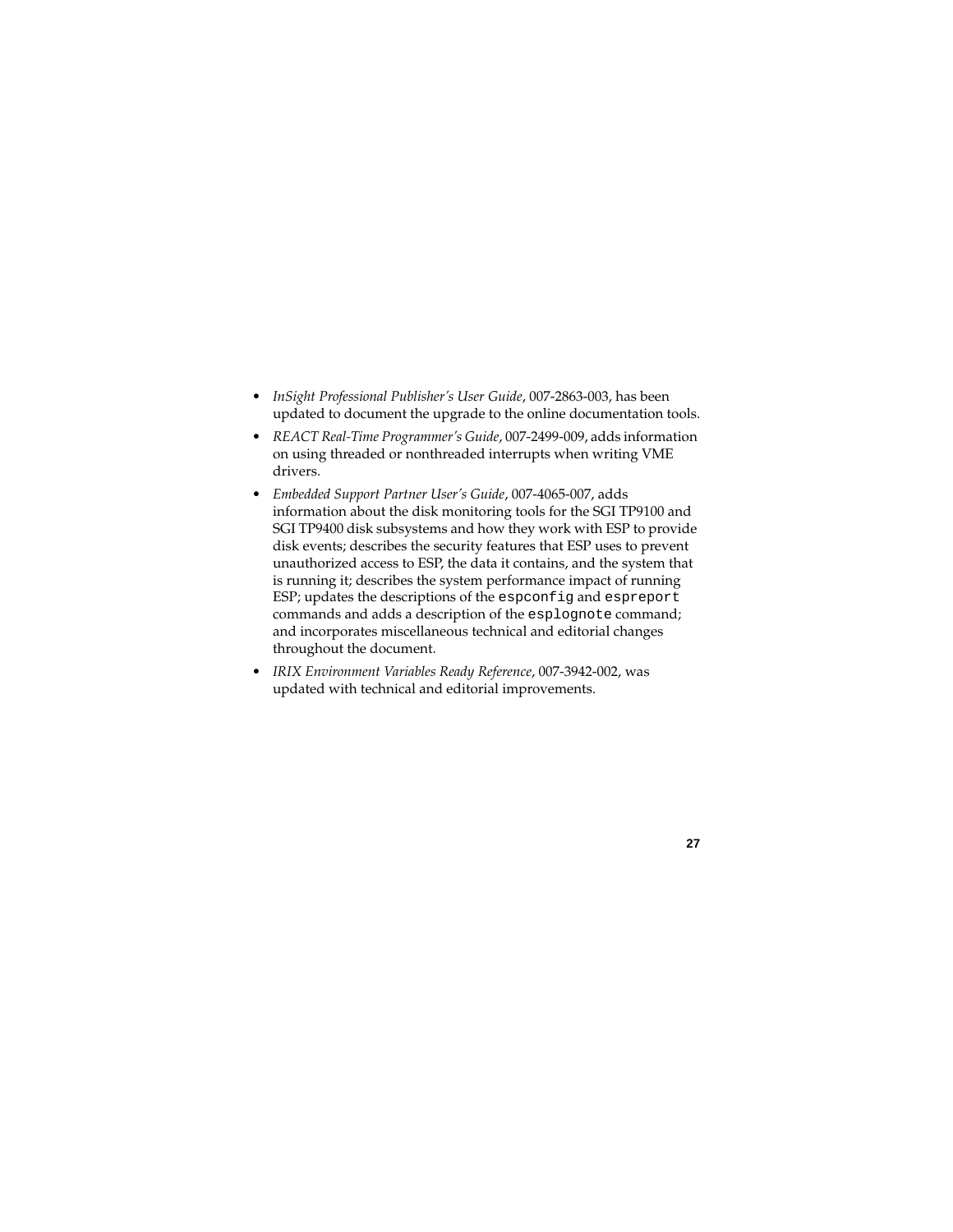- *InSight Professional Publisher's User Guide*, 007-2863-003, has been updated to document the upgrade to the online documentation tools.
- *REACT Real-Time Programmer's Guide*, 007-2499-009, adds information on using threaded or nonthreaded interrupts when writing VME drivers.
- *Embedded Support Partner User's Guide*, 007-4065-007, adds information about the disk monitoring tools for the SGI TP9100 and SGI TP9400 disk subsystems and how they work with ESP to provide disk events; describes the security features that ESP uses to prevent unauthorized access to ESP, the data it contains, and the system that is running it; describes the system performance impact of running ESP; updates the descriptions of the `espconfig` and `espreport` commands and adds a description of the `esplognote` command; and incorporates miscellaneous technical and editorial changes throughout the document.
- *IRIX Environment Variables Ready Reference*, 007-3942-002, was updated with technical and editorial improvements.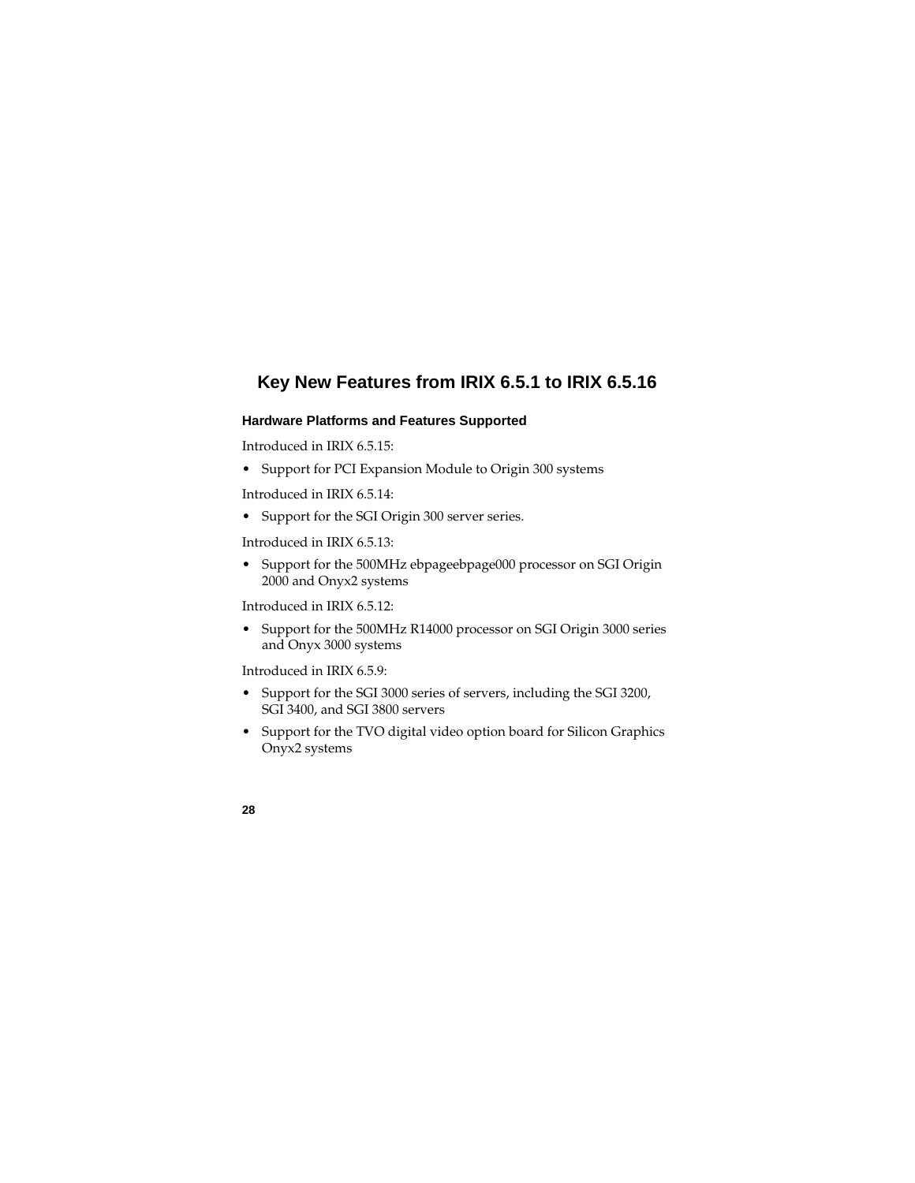## Key New Features from IRIX 6.5.1 to IRIX 6.5.16

### Hardware Platforms and Features Supported

Introduced in IRIX 6.5.15:

- Support for PCI Expansion Module to Origin 300 systems

Introduced in IRIX 6.5.14:

- Support for the SGI Origin 300 server series.

Introduced in IRIX 6.5.13:

- Support for the 500MHz ebpageebpage000 processor on SGI Origin 2000 and Onyx2 systems

Introduced in IRIX 6.5.12:

- Support for the 500MHz R14000 processor on SGI Origin 3000 series and Onyx 3000 systems

Introduced in IRIX 6.5.9:

- Support for the SGI 3000 series of servers, including the SGI 3200, SGI 3400, and SGI 3800 servers
- Support for the TVO digital video option board for Silicon Graphics Onyx2 systems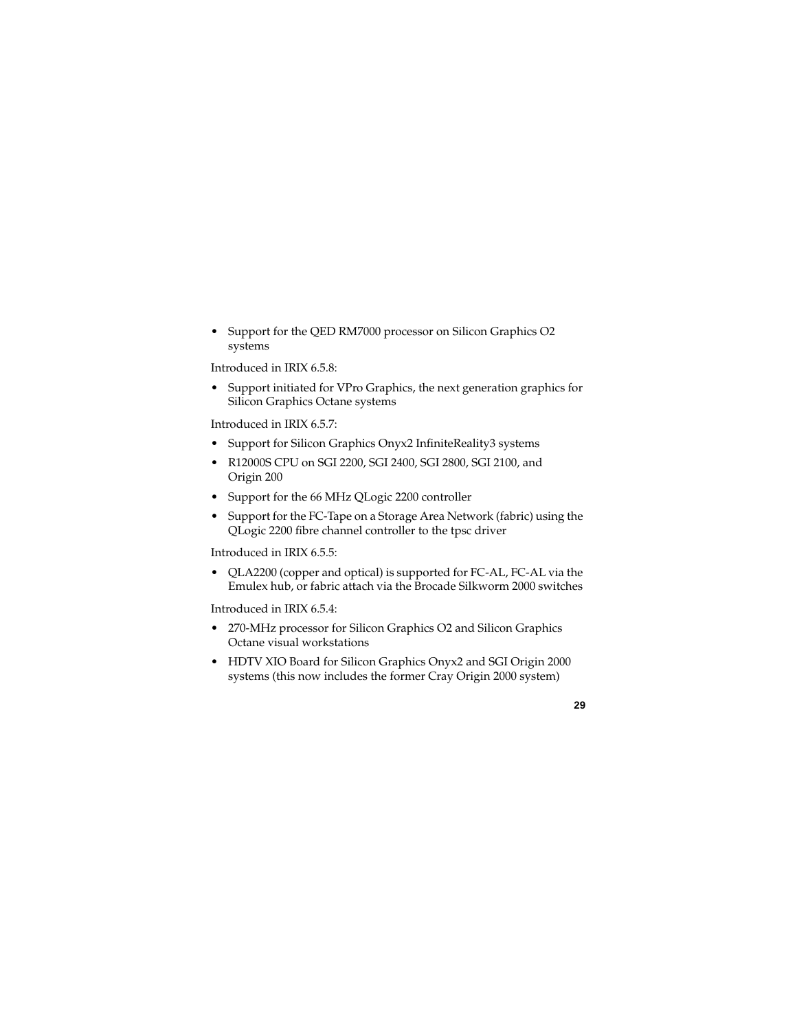- Support for the QED RM7000 processor on Silicon Graphics O2 systems

Introduced in IRIX 6.5.8:

- Support initiated for VPro Graphics, the next generation graphics for Silicon Graphics Octane systems

Introduced in IRIX 6.5.7:

- Support for Silicon Graphics Onyx2 InfiniteReality3 systems
- R12000S CPU on SGI 2200, SGI 2400, SGI 2800, SGI 2100, and Origin 200
- Support for the 66 MHz QLogic 2200 controller
- Support for the FC-Tape on a Storage Area Network (fabric) using the QLogic 2200 fibre channel controller to the tpsc driver

Introduced in IRIX 6.5.5:

- QLA2200 (copper and optical) is supported for FC-AL, FC-AL via the Emulex hub, or fabric attach via the Brocade Silkworm 2000 switches

Introduced in IRIX 6.5.4:

- 270-MHz processor for Silicon Graphics O2 and Silicon Graphics Octane visual workstations
- HDTV XIO Board for Silicon Graphics Onyx2 and SGI Origin 2000 systems (this now includes the former Cray Origin 2000 system)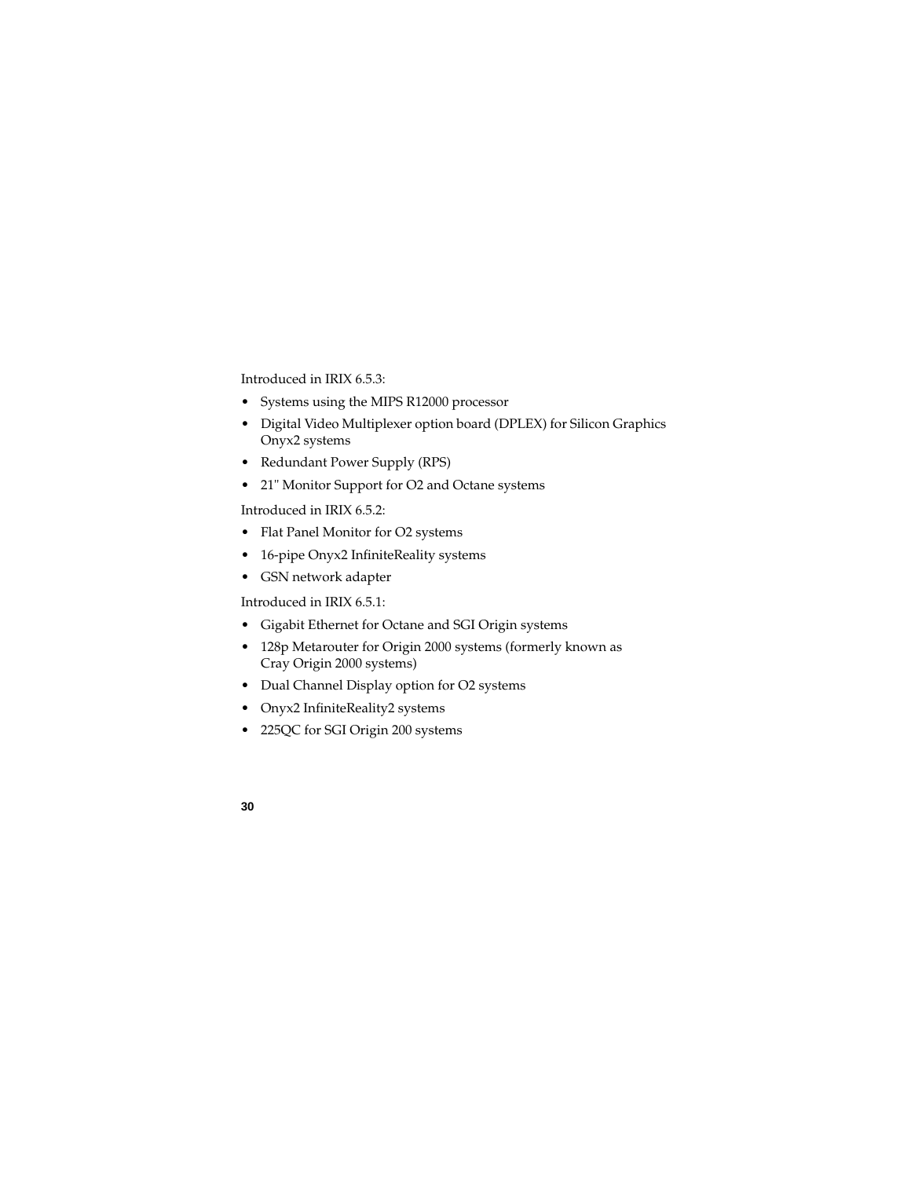Introduced in IRIX 6.5.3:

- Systems using the MIPS R12000 processor
- Digital Video Multiplexer option board (DPLEX) for Silicon Graphics Onyx2 systems
- Redundant Power Supply (RPS)
- 21" Monitor Support for O2 and Octane systems

Introduced in IRIX 6.5.2:

- Flat Panel Monitor for O2 systems
- 16-pipe Onyx2 InfiniteReality systems
- GSN network adapter

Introduced in IRIX 6.5.1:

- Gigabit Ethernet for Octane and SGI Origin systems
- 128p Metarouter for Origin 2000 systems (formerly known as Cray Origin 2000 systems)
- Dual Channel Display option for O2 systems
- Onyx2 InfiniteReality2 systems
- 225QC for SGI Origin 200 systems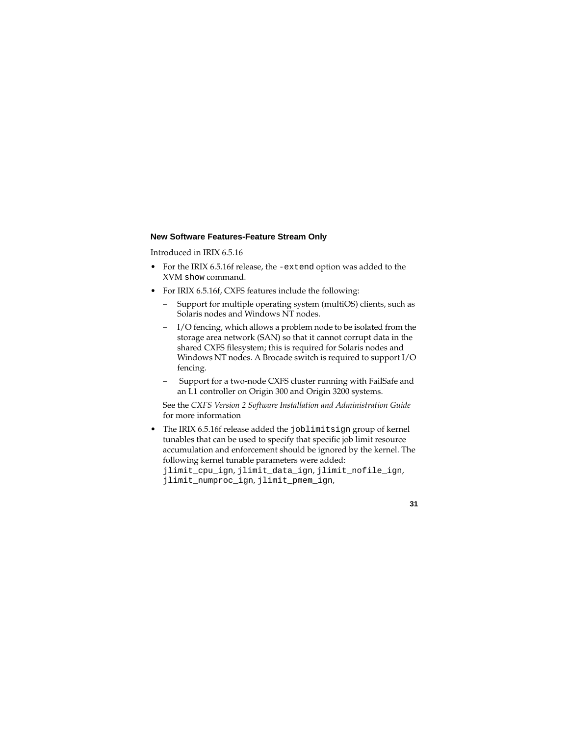### New Software Features-Feature Stream Only

Introduced in IRIX 6.5.16

- For the IRIX 6.5.16f release, the `-extend` option was added to the XVM `show` command.
- For IRIX 6.5.16f, CXFS features include the following:
  - Support for multiple operating system (multiOS) clients, such as Solaris nodes and Windows NT nodes.
  - I/O fencing, which allows a problem node to be isolated from the storage area network (SAN) so that it cannot corrupt data in the shared CXFS filesystem; this is required for Solaris nodes and Windows NT nodes. A Brocade switch is required to support I/O fencing.
  - Support for a two-node CXFS cluster running with FailSafe and an L1 controller on Origin 300 and Origin 3200 systems.

  See the *CXFS Version 2 Software Installation and Administration Guide* for more information
- The IRIX 6.5.16f release added the `joblimitsign` group of kernel tunables that can be used to specify that specific job limit resource accumulation and enforcement should be ignored by the kernel. The following kernel tunable parameters were added: `jlimit_cpu_ign`, `jlimit_data_ign`, `jlimit_nofile_ign`, `jlimit_numproc_ign`, `jlimit_pmem_ign`,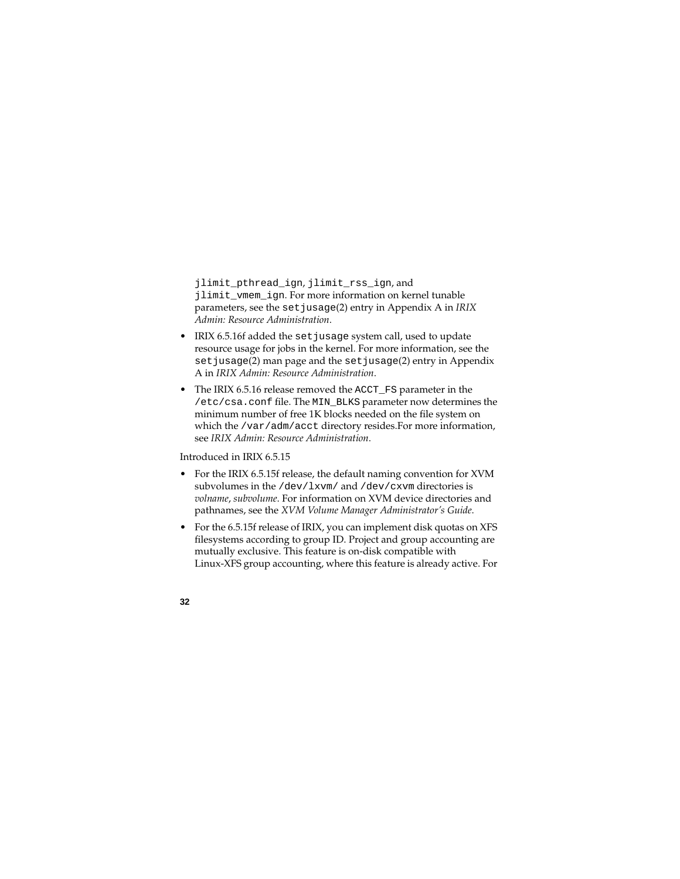jlimit_pthread_ign, jlimit_rss_ign, and jlimit_vmem_ign. For more information on kernel tunable parameters, see the setjusage(2) entry in Appendix A in *IRIX Admin: Resource Administration*.

- IRIX 6.5.16f added the setjusage system call, used to update resource usage for jobs in the kernel. For more information, see the setjusage(2) man page and the setjusage(2) entry in Appendix A in *IRIX Admin: Resource Administration*.
- The IRIX 6.5.16 release removed the ACCT_FS parameter in the /etc/csa.conf file. The MIN_BLKS parameter now determines the minimum number of free 1K blocks needed on the file system on which the /var/adm/acct directory resides.For more information, see *IRIX Admin: Resource Administration*.

Introduced in IRIX 6.5.15

- For the IRIX 6.5.15f release, the default naming convention for XVM subvolumes in the /dev/lxvm/ and /dev/cxvm directories is *volname*, *subvolume*. For information on XVM device directories and pathnames, see the *XVM Volume Manager Administrator's Guide*.
- For the 6.5.15f release of IRIX, you can implement disk quotas on XFS filesystems according to group ID. Project and group accounting are mutually exclusive. This feature is on-disk compatible with Linux-XFS group accounting, where this feature is already active. For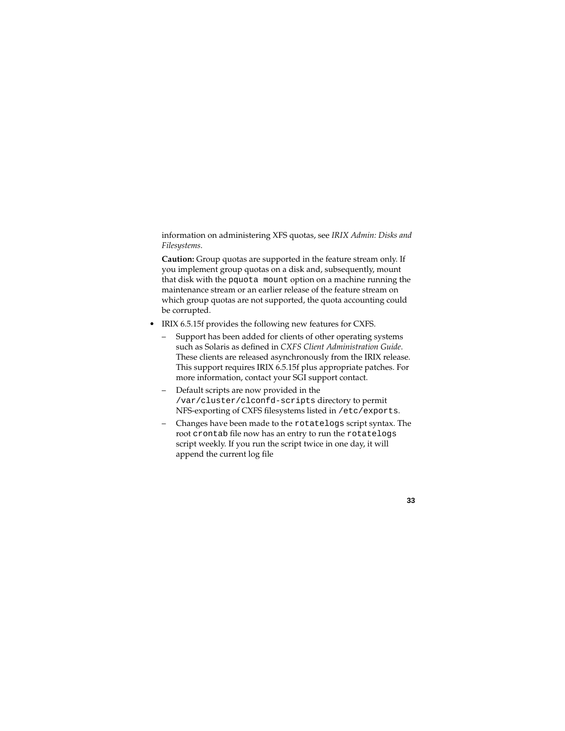information on administering XFS quotas, see *IRIX Admin: Disks and Filesystems.*

**Caution:** Group quotas are supported in the feature stream only. If you implement group quotas on a disk and, subsequently, mount that disk with the `pquota mount` option on a machine running the maintenance stream or an earlier release of the feature stream on which group quotas are not supported, the quota accounting could be corrupted.

- IRIX 6.5.15f provides the following new features for CXFS.
  - Support has been added for clients of other operating systems such as Solaris as defined in *CXFS Client Administration Guide*. These clients are released asynchronously from the IRIX release. This support requires IRIX 6.5.15f plus appropriate patches. For more information, contact your SGI support contact.
  - Default scripts are now provided in the `/var/cluster/clconfd-scripts` directory to permit NFS-exporting of CXFS filesystems listed in `/etc/exports`.
  - Changes have been made to the `rotatelogs` script syntax. The root `crontab` file now has an entry to run the `rotatelogs` script weekly. If you run the script twice in one day, it will append the current log file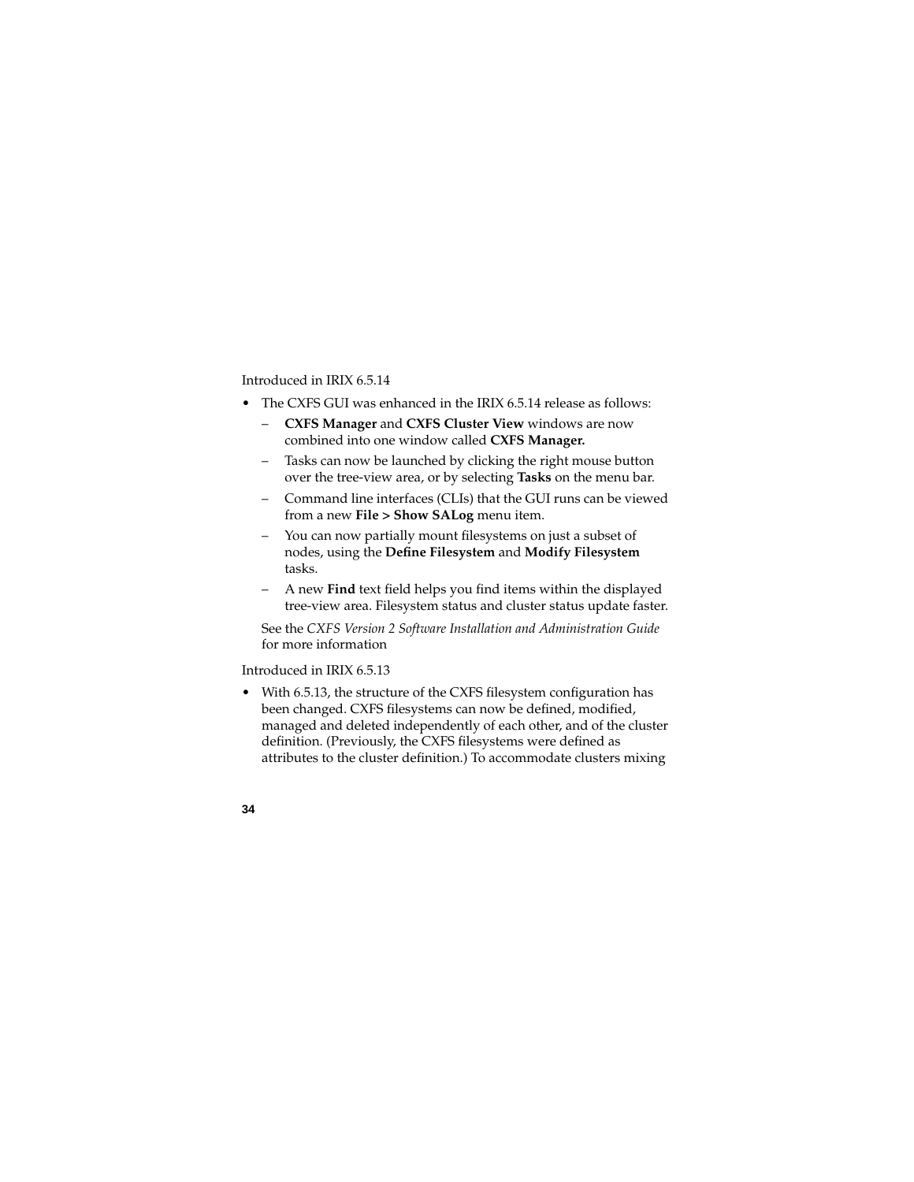Introduced in IRIX 6.5.14

- The CXFS GUI was enhanced in the IRIX 6.5.14 release as follows:
  - **CXFS Manager** and **CXFS Cluster View** windows are now combined into one window called **CXFS Manager.**
  - Tasks can now be launched by clicking the right mouse button over the tree-view area, or by selecting **Tasks** on the menu bar.
  - Command line interfaces (CLIs) that the GUI runs can be viewed from a new **File > Show SALog** menu item.
  - You can now partially mount filesystems on just a subset of nodes, using the **Define Filesystem** and **Modify Filesystem** tasks.
  - A new **Find** text field helps you find items within the displayed tree-view area. Filesystem status and cluster status update faster.

  See the *CXFS Version 2 Software Installation and Administration Guide* for more information

Introduced in IRIX 6.5.13

- With 6.5.13, the structure of the CXFS filesystem configuration has been changed. CXFS filesystems can now be defined, modified, managed and deleted independently of each other, and of the cluster definition. (Previously, the CXFS filesystems were defined as attributes to the cluster definition.) To accommodate clusters mixing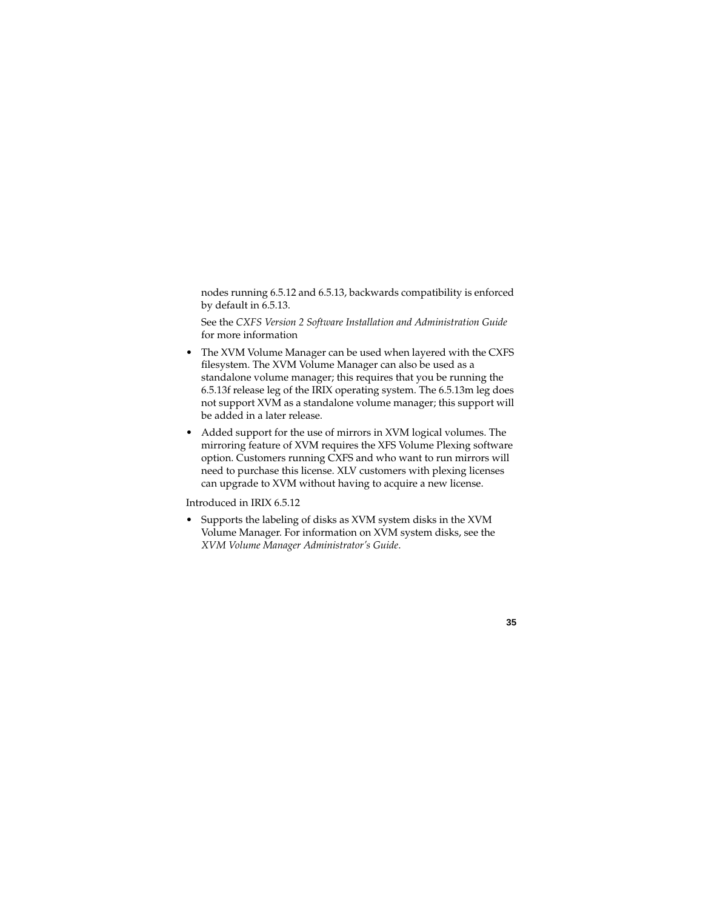nodes running 6.5.12 and 6.5.13, backwards compatibility is enforced by default in 6.5.13.

See the *CXFS Version 2 Software Installation and Administration Guide* for more information

- The XVM Volume Manager can be used when layered with the CXFS filesystem. The XVM Volume Manager can also be used as a standalone volume manager; this requires that you be running the 6.5.13f release leg of the IRIX operating system. The 6.5.13m leg does not support XVM as a standalone volume manager; this support will be added in a later release.
- Added support for the use of mirrors in XVM logical volumes. The mirroring feature of XVM requires the XFS Volume Plexing software option. Customers running CXFS and who want to run mirrors will need to purchase this license. XLV customers with plexing licenses can upgrade to XVM without having to acquire a new license.

Introduced in IRIX 6.5.12

- Supports the labeling of disks as XVM system disks in the XVM Volume Manager. For information on XVM system disks, see the *XVM Volume Manager Administrator's Guide*.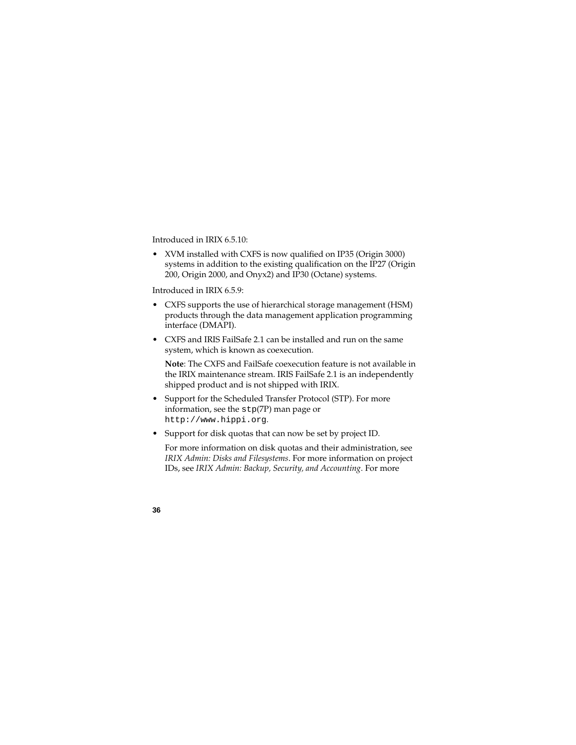Introduced in IRIX 6.5.10:

- XVM installed with CXFS is now qualified on IP35 (Origin 3000) systems in addition to the existing qualification on the IP27 (Origin 200, Origin 2000, and Onyx2) and IP30 (Octane) systems.

Introduced in IRIX 6.5.9:

- CXFS supports the use of hierarchical storage management (HSM) products through the data management application programming interface (DMAPI).
- CXFS and IRIS FailSafe 2.1 can be installed and run on the same system, which is known as coexecution.

  **Note**: The CXFS and FailSafe coexecution feature is not available in the IRIX maintenance stream. IRIS FailSafe 2.1 is an independently shipped product and is not shipped with IRIX.
- Support for the Scheduled Transfer Protocol (STP). For more information, see the `stp`(7P) man page or `http://www.hippi.org`.
- Support for disk quotas that can now be set by project ID.

  For more information on disk quotas and their administration, see *IRIX Admin: Disks and Filesystems*. For more information on project IDs, see *IRIX Admin: Backup, Security, and Accounting*. For more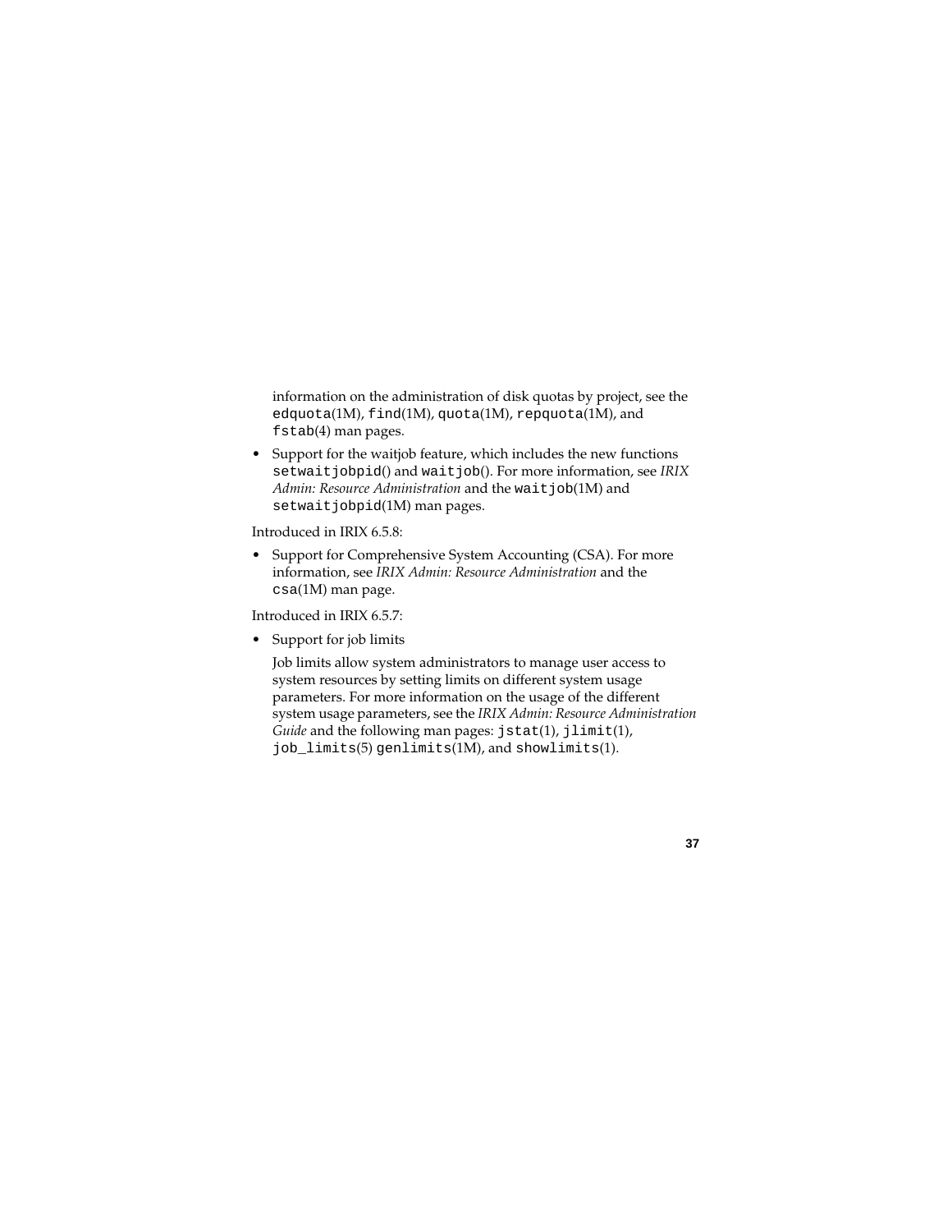information on the administration of disk quotas by project, see the `edquota`(1M), `find`(1M), `quota`(1M), `repquota`(1M), and `fstab`(4) man pages.

- Support for the waitjob feature, which includes the new functions `setwaitjobpid`() and `waitjob`(). For more information, see *IRIX Admin: Resource Administration* and the `waitjob`(1M) and `setwaitjobpid`(1M) man pages.

Introduced in IRIX 6.5.8:

- Support for Comprehensive System Accounting (CSA). For more information, see *IRIX Admin: Resource Administration* and the `csa`(1M) man page.

Introduced in IRIX 6.5.7:

- Support for job limits

  Job limits allow system administrators to manage user access to system resources by setting limits on different system usage parameters. For more information on the usage of the different system usage parameters, see the *IRIX Admin: Resource Administration Guide* and the following man pages: `jstat`(1), `jlimit`(1), `job_limits`(5) `genlimits`(1M), and `showlimits`(1).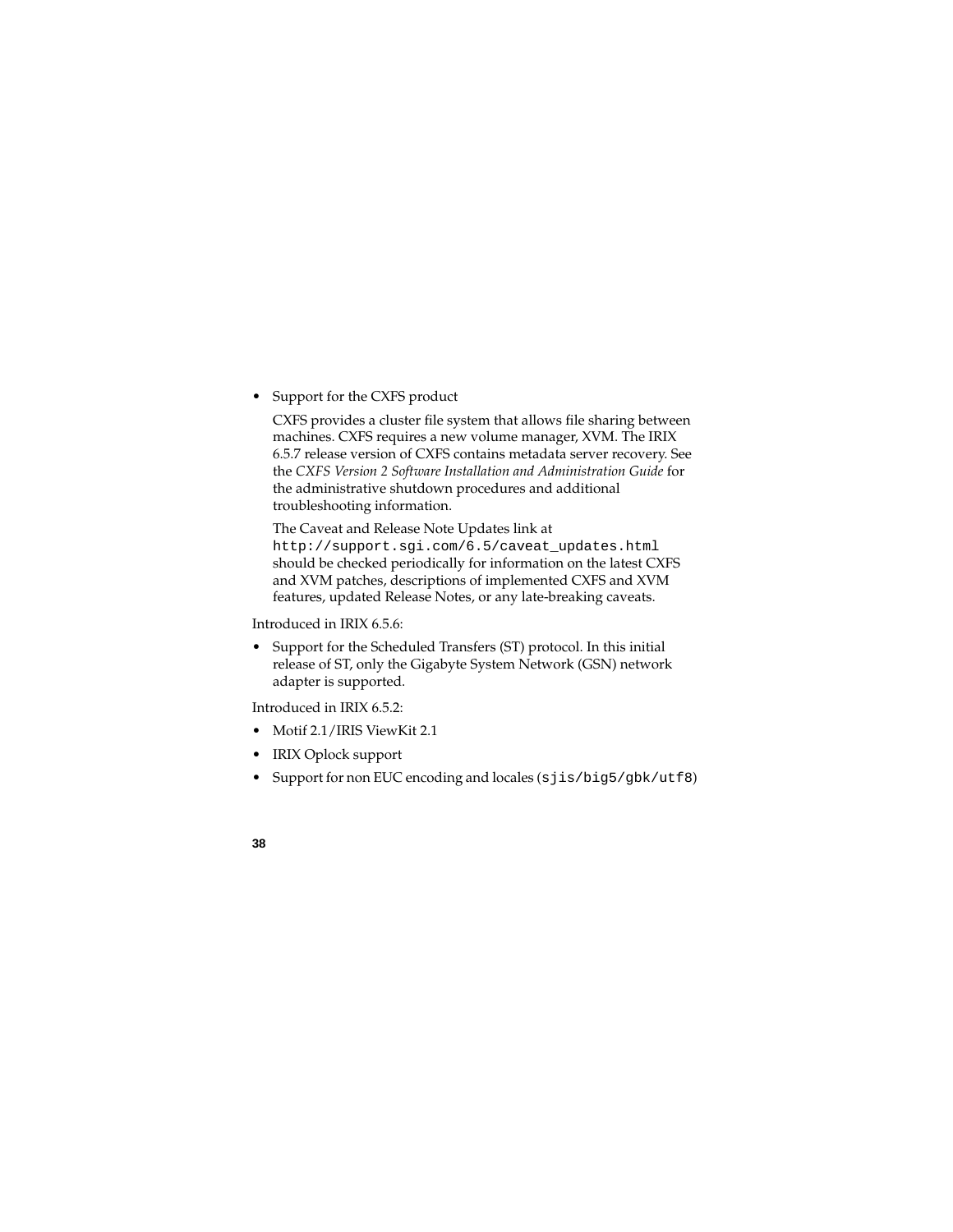- Support for the CXFS product

  CXFS provides a cluster file system that allows file sharing between machines. CXFS requires a new volume manager, XVM. The IRIX 6.5.7 release version of CXFS contains metadata server recovery. See the *CXFS Version 2 Software Installation and Administration Guide* for the administrative shutdown procedures and additional troubleshooting information.

  The Caveat and Release Note Updates link at `http://support.sgi.com/6.5/caveat_updates.html` should be checked periodically for information on the latest CXFS and XVM patches, descriptions of implemented CXFS and XVM features, updated Release Notes, or any late-breaking caveats.

Introduced in IRIX 6.5.6:

- Support for the Scheduled Transfers (ST) protocol. In this initial release of ST, only the Gigabyte System Network (GSN) network adapter is supported.

Introduced in IRIX 6.5.2:

- Motif 2.1/IRIS ViewKit 2.1
- IRIX Oplock support
- Support for non EUC encoding and locales (`sjis/big5/gbk/utf8`)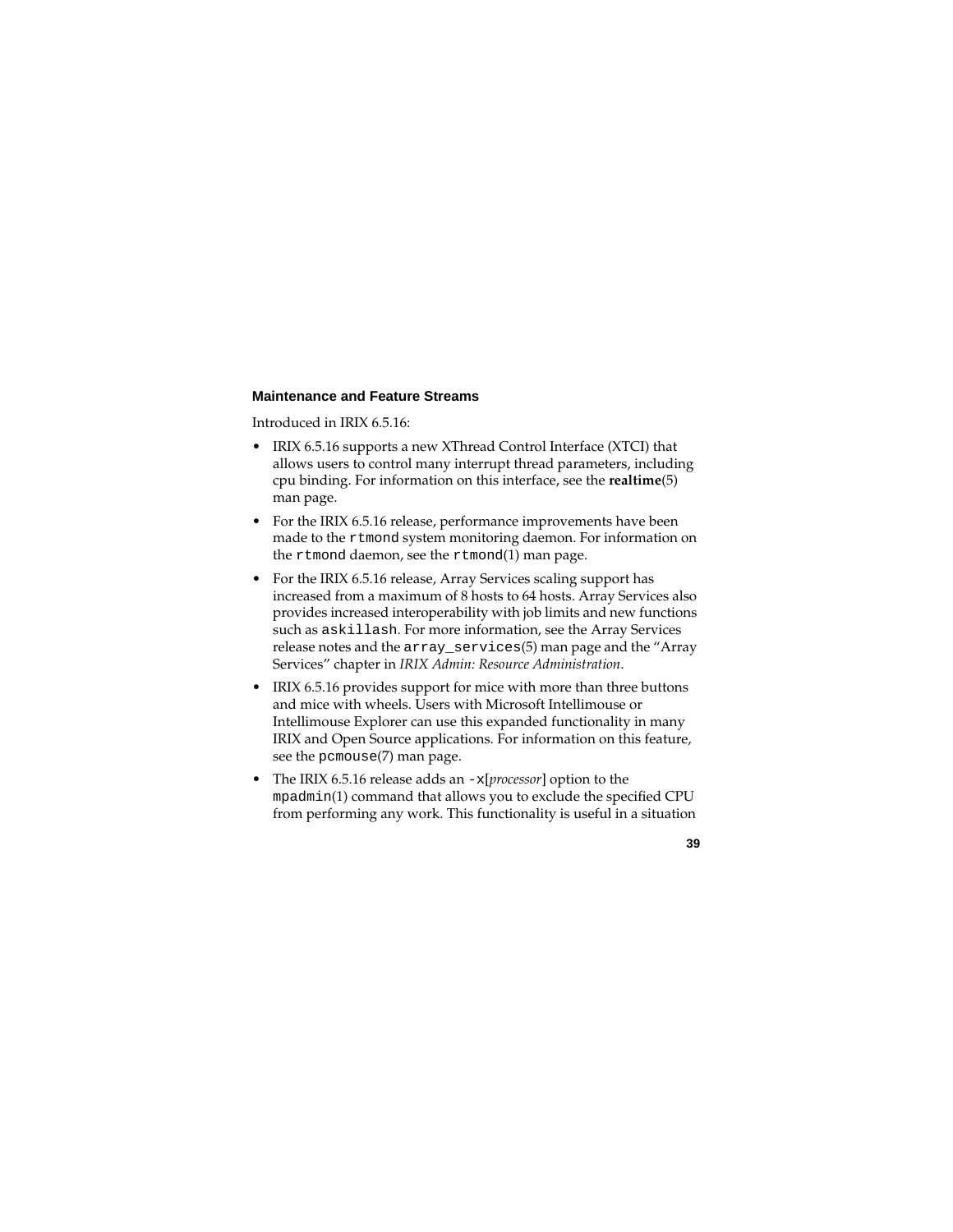### Maintenance and Feature Streams

Introduced in IRIX 6.5.16:

- IRIX 6.5.16 supports a new XThread Control Interface (XTCI) that allows users to control many interrupt thread parameters, including cpu binding. For information on this interface, see the **realtime**(5) man page.
- For the IRIX 6.5.16 release, performance improvements have been made to the `rtmond` system monitoring daemon. For information on the `rtmond` daemon, see the `rtmond`(1) man page.
- For the IRIX 6.5.16 release, Array Services scaling support has increased from a maximum of 8 hosts to 64 hosts. Array Services also provides increased interoperability with job limits and new functions such as `askillash`. For more information, see the Array Services release notes and the `array_services`(5) man page and the "Array Services" chapter in *IRIX Admin: Resource Administration*.
- IRIX 6.5.16 provides support for mice with more than three buttons and mice with wheels. Users with Microsoft Intellimouse or Intellimouse Explorer can use this expanded functionality in many IRIX and Open Source applications. For information on this feature, see the `pcmouse`(7) man page.
- The IRIX 6.5.16 release adds an `-x`[*processor*] option to the `mpadmin`(1) command that allows you to exclude the specified CPU from performing any work. This functionality is useful in a situation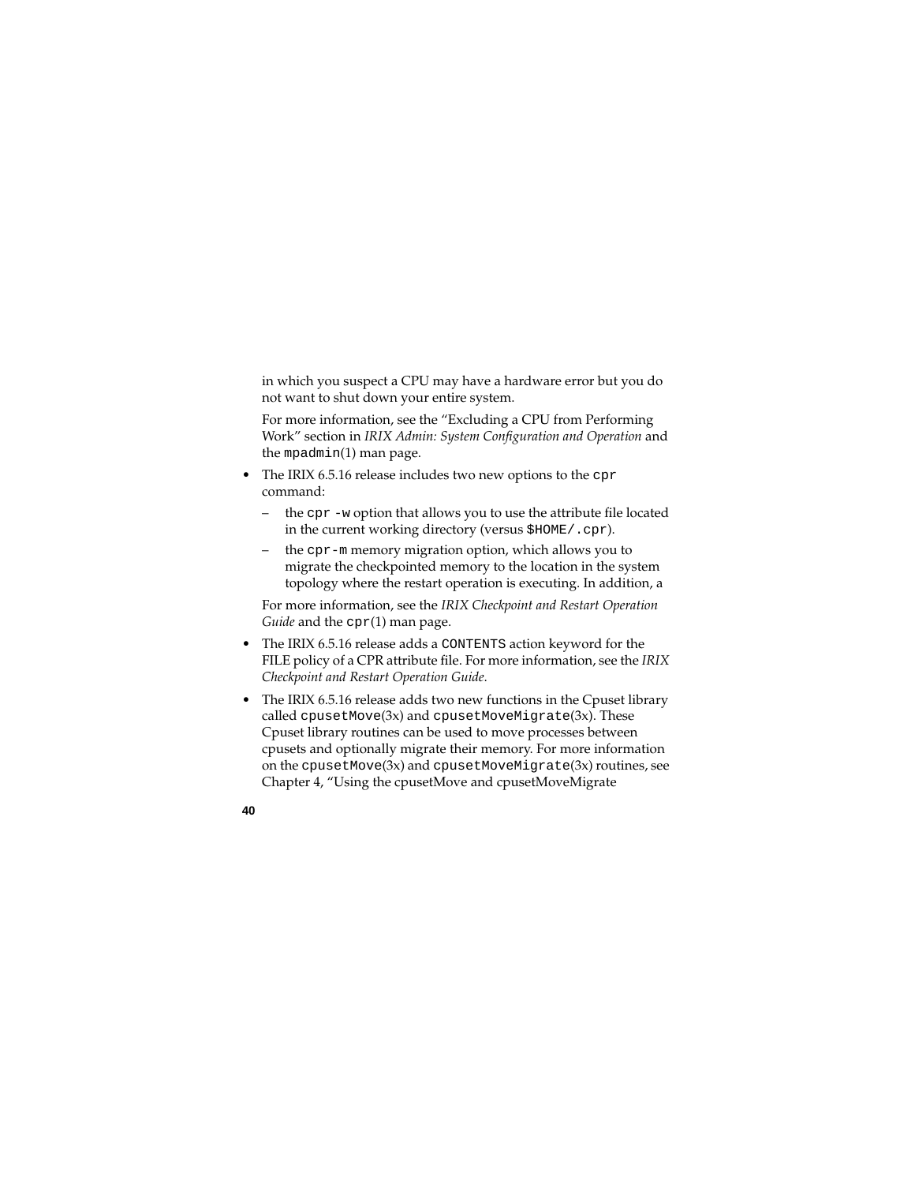in which you suspect a CPU may have a hardware error but you do not want to shut down your entire system.

For more information, see the “Excluding a CPU from Performing Work” section in *IRIX Admin: System Configuration and Operation* and the `mpadmin`(1) man page.

- The IRIX 6.5.16 release includes two new options to the `cpr` command:
  - the `cpr -w` option that allows you to use the attribute file located in the current working directory (versus `$HOME/.cpr`).
  - the `cpr-m` memory migration option, which allows you to migrate the checkpointed memory to the location in the system topology where the restart operation is executing. In addition, a

  For more information, see the *IRIX Checkpoint and Restart Operation Guide* and the `cpr`(1) man page.

- The IRIX 6.5.16 release adds a `CONTENTS` action keyword for the FILE policy of a CPR attribute file. For more information, see the *IRIX Checkpoint and Restart Operation Guide*.
- The IRIX 6.5.16 release adds two new functions in the Cpuset library called `cpusetMove`(3x) and `cpusetMoveMigrate`(3x). These Cpuset library routines can be used to move processes between cpusets and optionally migrate their memory. For more information on the `cpusetMove`(3x) and `cpusetMoveMigrate`(3x) routines, see Chapter 4, “Using the cpusetMove and cpusetMoveMigrate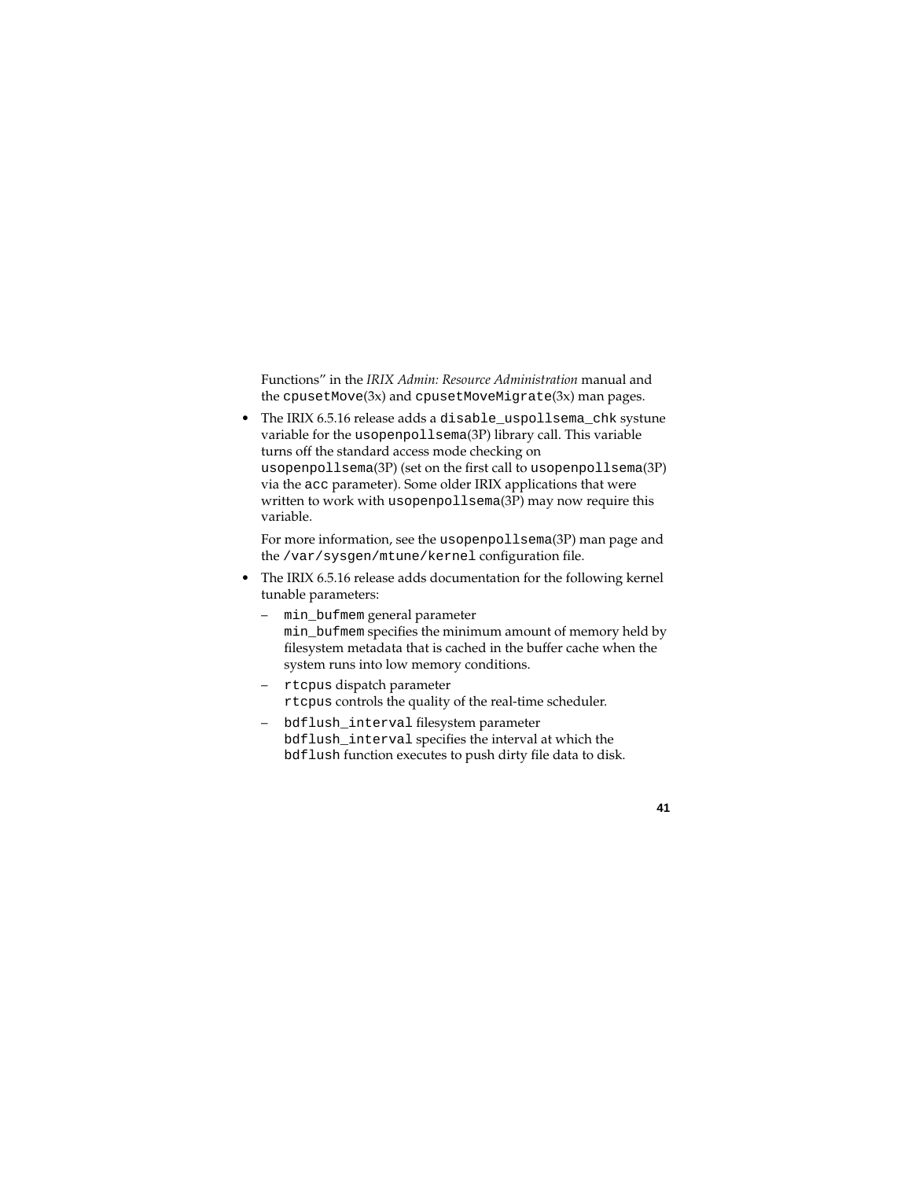Functions" in the *IRIX Admin: Resource Administration* manual and the `cpusetMove`(3x) and `cpusetMoveMigrate`(3x) man pages.

- The IRIX 6.5.16 release adds a `disable_uspollsema_chk` systune variable for the `usopenpollsema`(3P) library call. This variable turns off the standard access mode checking on `usopenpollsema`(3P) (set on the first call to `usopenpollsema`(3P) via the `acc` parameter). Some older IRIX applications that were written to work with `usopenpollsema`(3P) may now require this variable.

  For more information, see the `usopenpollsema`(3P) man page and the `/var/sysgen/mtune/kernel` configuration file.

- The IRIX 6.5.16 release adds documentation for the following kernel tunable parameters:
  - `min_bufmem` general parameter
    `min_bufmem` specifies the minimum amount of memory held by filesystem metadata that is cached in the buffer cache when the system runs into low memory conditions.
  - `rtcpus` dispatch parameter
    `rtcpus` controls the quality of the real-time scheduler.
  - `bdflush_interval` filesystem parameter
    `bdflush_interval` specifies the interval at which the `bdflush` function executes to push dirty file data to disk.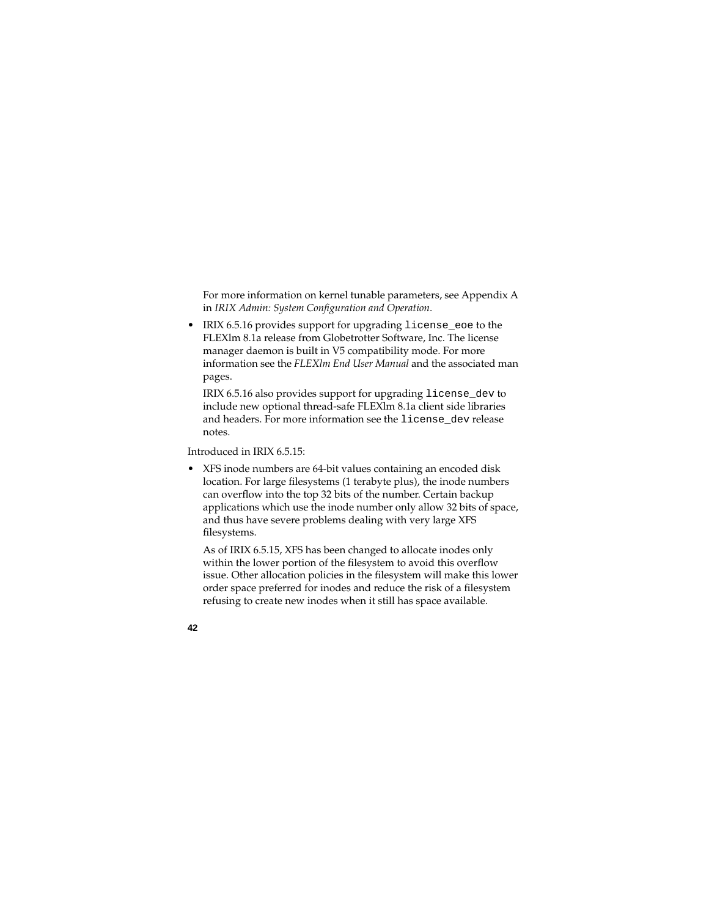For more information on kernel tunable parameters, see Appendix A in *IRIX Admin: System Configuration and Operation*.

- IRIX 6.5.16 provides support for upgrading `license_eoe` to the FLEXlm 8.1a release from Globetrotter Software, Inc. The license manager daemon is built in V5 compatibility mode. For more information see the *FLEXlm End User Manual* and the associated man pages.

  IRIX 6.5.16 also provides support for upgrading `license_dev` to include new optional thread-safe FLEXlm 8.1a client side libraries and headers. For more information see the `license_dev` release notes.

Introduced in IRIX 6.5.15:

- XFS inode numbers are 64-bit values containing an encoded disk location. For large filesystems (1 terabyte plus), the inode numbers can overflow into the top 32 bits of the number. Certain backup applications which use the inode number only allow 32 bits of space, and thus have severe problems dealing with very large XFS filesystems.

  As of IRIX 6.5.15, XFS has been changed to allocate inodes only within the lower portion of the filesystem to avoid this overflow issue. Other allocation policies in the filesystem will make this lower order space preferred for inodes and reduce the risk of a filesystem refusing to create new inodes when it still has space available.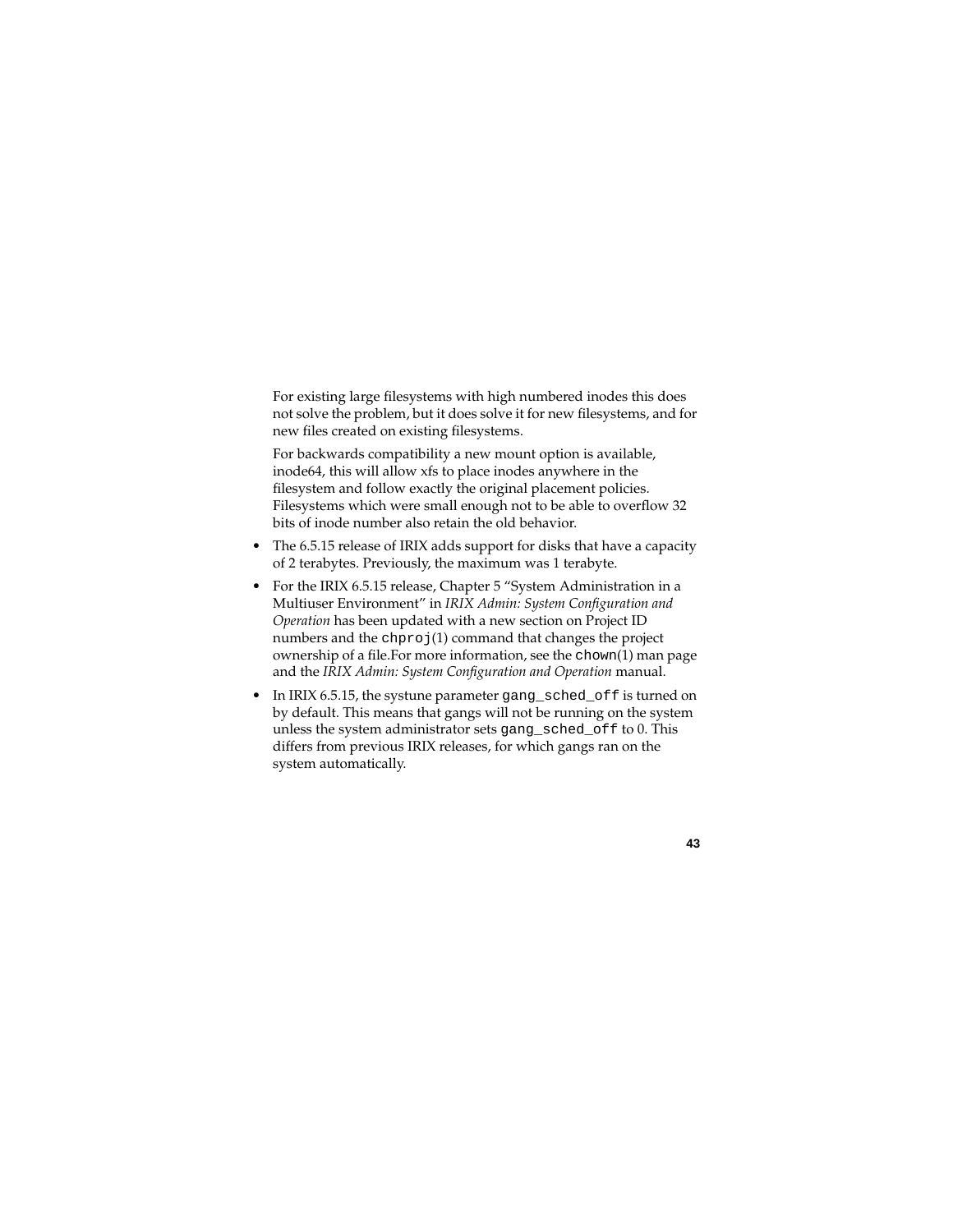For existing large filesystems with high numbered inodes this does not solve the problem, but it does solve it for new filesystems, and for new files created on existing filesystems.

For backwards compatibility a new mount option is available, inode64, this will allow xfs to place inodes anywhere in the filesystem and follow exactly the original placement policies. Filesystems which were small enough not to be able to overflow 32 bits of inode number also retain the old behavior.

- The 6.5.15 release of IRIX adds support for disks that have a capacity of 2 terabytes. Previously, the maximum was 1 terabyte.
- For the IRIX 6.5.15 release, Chapter 5 "System Administration in a Multiuser Environment" in *IRIX Admin: System Configuration and Operation* has been updated with a new section on Project ID numbers and the `chproj`(1) command that changes the project ownership of a file.For more information, see the `chown`(1) man page and the *IRIX Admin: System Configuration and Operation* manual.
- In IRIX 6.5.15, the systune parameter `gang_sched_off` is turned on by default. This means that gangs will not be running on the system unless the system administrator sets `gang_sched_off` to 0. This differs from previous IRIX releases, for which gangs ran on the system automatically.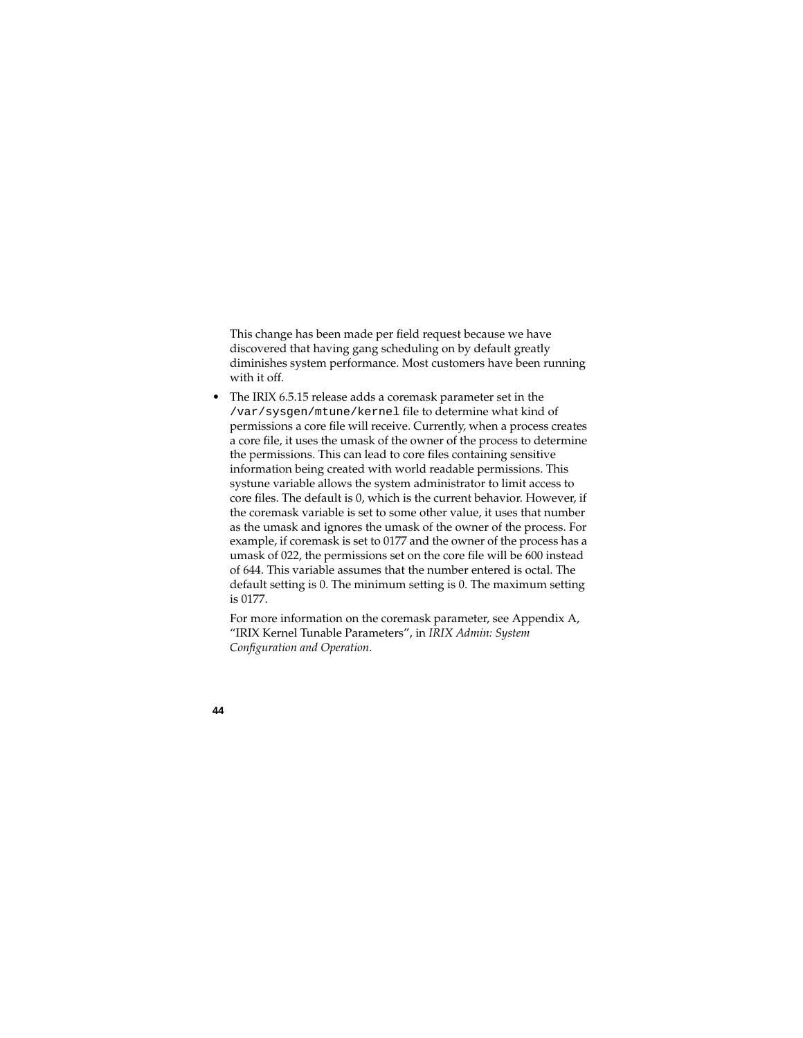This change has been made per field request because we have discovered that having gang scheduling on by default greatly diminishes system performance. Most customers have been running with it off.

- The IRIX 6.5.15 release adds a coremask parameter set in the `/var/sysgen/mtune/kernel` file to determine what kind of permissions a core file will receive. Currently, when a process creates a core file, it uses the umask of the owner of the process to determine the permissions. This can lead to core files containing sensitive information being created with world readable permissions. This systune variable allows the system administrator to limit access to core files. The default is 0, which is the current behavior. However, if the coremask variable is set to some other value, it uses that number as the umask and ignores the umask of the owner of the process. For example, if coremask is set to 0177 and the owner of the process has a umask of 022, the permissions set on the core file will be 600 instead of 644. This variable assumes that the number entered is octal. The default setting is 0. The minimum setting is 0. The maximum setting is 0177.

  For more information on the coremask parameter, see Appendix A, "IRIX Kernel Tunable Parameters", in *IRIX Admin: System Configuration and Operation*.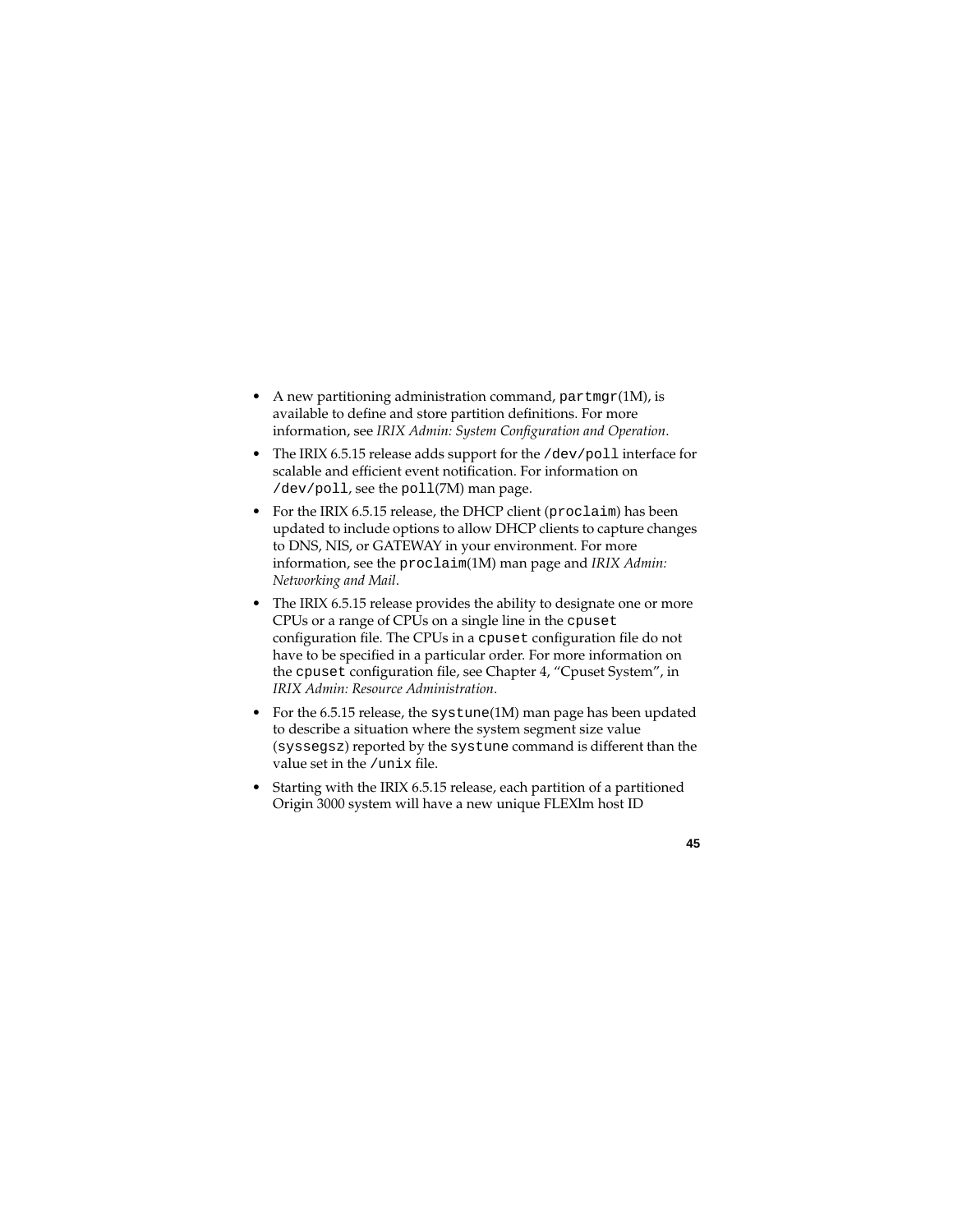- A new partitioning administration command, `partmgr`(1M), is available to define and store partition definitions. For more information, see *IRIX Admin: System Configuration and Operation*.
- The IRIX 6.5.15 release adds support for the `/dev/poll` interface for scalable and efficient event notification. For information on `/dev/poll`, see the `poll`(7M) man page.
- For the IRIX 6.5.15 release, the DHCP client (`proclaim`) has been updated to include options to allow DHCP clients to capture changes to DNS, NIS, or GATEWAY in your environment. For more information, see the `proclaim`(1M) man page and *IRIX Admin: Networking and Mail*.
- The IRIX 6.5.15 release provides the ability to designate one or more CPUs or a range of CPUs on a single line in the `cpuset` configuration file. The CPUs in a `cpuset` configuration file do not have to be specified in a particular order. For more information on the `cpuset` configuration file, see Chapter 4, "Cpuset System", in *IRIX Admin: Resource Administration*.
- For the 6.5.15 release, the `systune`(1M) man page has been updated to describe a situation where the system segment size value (`syssegsz`) reported by the `systune` command is different than the value set in the `/unix` file.
- Starting with the IRIX 6.5.15 release, each partition of a partitioned Origin 3000 system will have a new unique FLEXlm host ID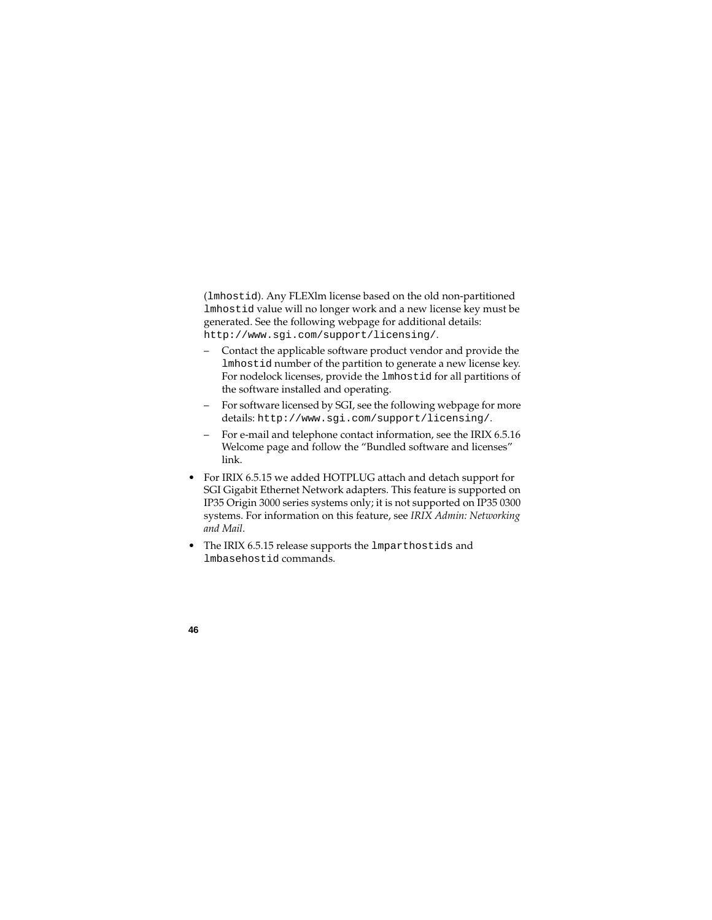(`lmhostid`). Any FLEXlm license based on the old non-partitioned `lmhostid` value will no longer work and a new license key must be generated. See the following webpage for additional details: `http://www.sgi.com/support/licensing/`.

  - Contact the applicable software product vendor and provide the `lmhostid` number of the partition to generate a new license key. For nodelock licenses, provide the `lmhostid` for all partitions of the software installed and operating.
  - For software licensed by SGI, see the following webpage for more details: `http://www.sgi.com/support/licensing/`.
  - For e-mail and telephone contact information, see the IRIX 6.5.16 Welcome page and follow the “Bundled software and licenses” link.

- For IRIX 6.5.15 we added HOTPLUG attach and detach support for SGI Gigabit Ethernet Network adapters. This feature is supported on IP35 Origin 3000 series systems only; it is not supported on IP35 0300 systems. For information on this feature, see *IRIX Admin: Networking and Mail*.
- The IRIX 6.5.15 release supports the `lmparthostids` and `lmbasehostid` commands.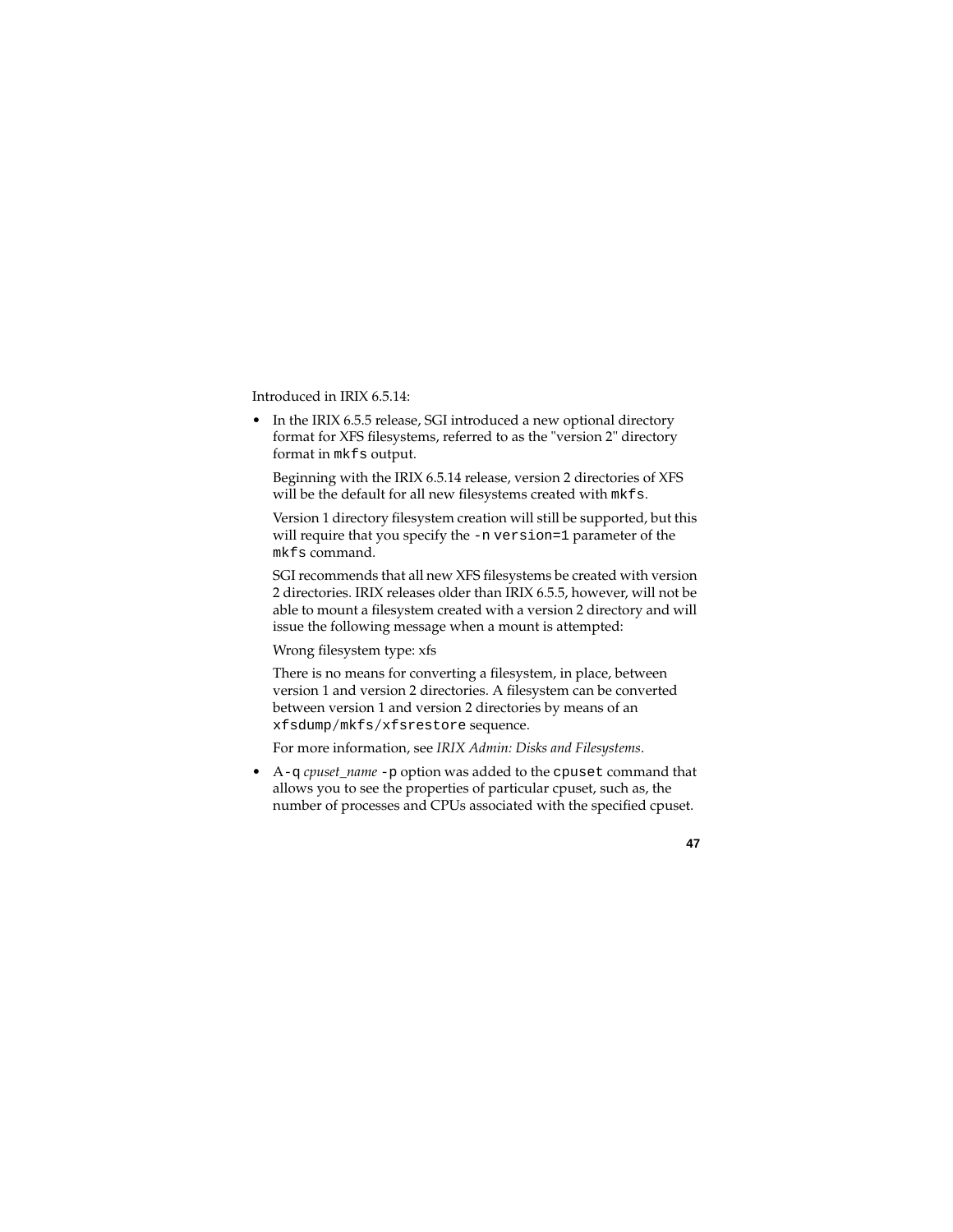Introduced in IRIX 6.5.14:

- In the IRIX 6.5.5 release, SGI introduced a new optional directory format for XFS filesystems, referred to as the "version 2" directory format in `mkfs` output.

  Beginning with the IRIX 6.5.14 release, version 2 directories of XFS will be the default for all new filesystems created with `mkfs`.

  Version 1 directory filesystem creation will still be supported, but this will require that you specify the `-n version=1` parameter of the `mkfs` command.

  SGI recommends that all new XFS filesystems be created with version 2 directories. IRIX releases older than IRIX 6.5.5, however, will not be able to mount a filesystem created with a version 2 directory and will issue the following message when a mount is attempted:

  Wrong filesystem type: xfs

  There is no means for converting a filesystem, in place, between version 1 and version 2 directories. A filesystem can be converted between version 1 and version 2 directories by means of an `xfsdump/mkfs/xfsrestore` sequence.

  For more information, see *IRIX Admin: Disks and Filesystems*.

- A `-q` *cpuset_name* `-p` option was added to the `cpuset` command that allows you to see the properties of particular cpuset, such as, the number of processes and CPUs associated with the specified cpuset.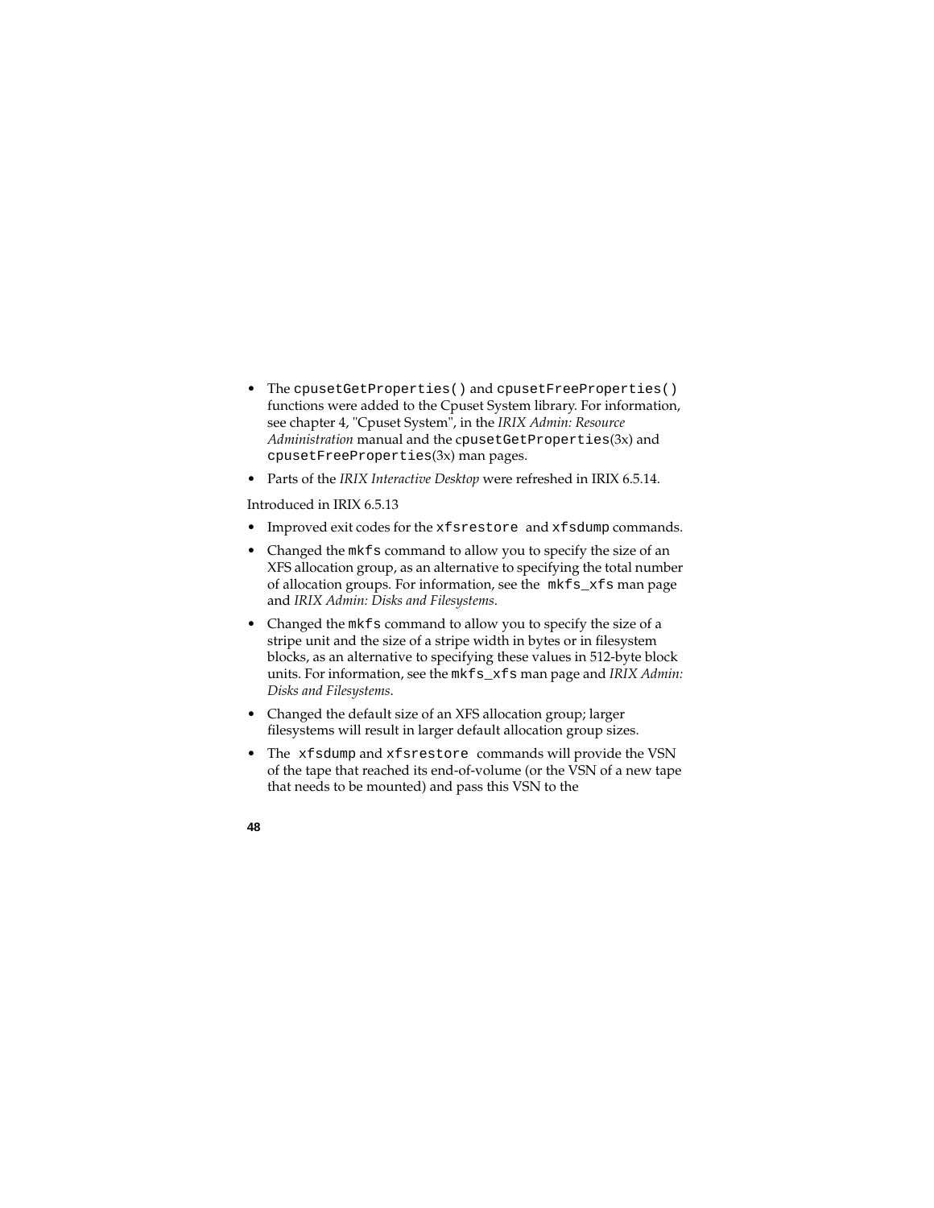- The `cpusetGetProperties()` and `cpusetFreeProperties()` functions were added to the Cpuset System library. For information, see chapter 4, "Cpuset System", in the *IRIX Admin: Resource Administration* manual and the `cpusetGetProperties`(3x) and `cpusetFreeProperties`(3x) man pages.
- Parts of the *IRIX Interactive Desktop* were refreshed in IRIX 6.5.14.

Introduced in IRIX 6.5.13

- Improved exit codes for the `xfsrestore` and `xfsdump` commands.
- Changed the `mkfs` command to allow you to specify the size of an XFS allocation group, as an alternative to specifying the total number of allocation groups. For information, see the `mkfs_xfs` man page and *IRIX Admin: Disks and Filesystems*.
- Changed the `mkfs` command to allow you to specify the size of a stripe unit and the size of a stripe width in bytes or in filesystem blocks, as an alternative to specifying these values in 512-byte block units. For information, see the `mkfs_xfs` man page and *IRIX Admin: Disks and Filesystems*.
- Changed the default size of an XFS allocation group; larger filesystems will result in larger default allocation group sizes.
- The `xfsdump` and `xfsrestore` commands will provide the VSN of the tape that reached its end-of-volume (or the VSN of a new tape that needs to be mounted) and pass this VSN to the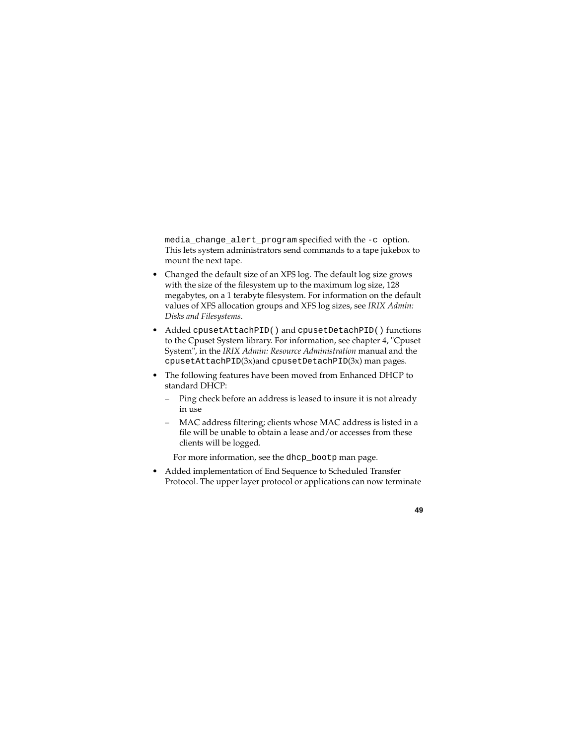`media_change_alert_program` specified with the `-c` option. This lets system administrators send commands to a tape jukebox to mount the next tape.

- Changed the default size of an XFS log. The default log size grows with the size of the filesystem up to the maximum log size, 128 megabytes, on a 1 terabyte filesystem. For information on the default values of XFS allocation groups and XFS log sizes, see *IRIX Admin: Disks and Filesystems*.
- Added `cpusetAttachPID()` and `cpusetDetachPID()` functions to the Cpuset System library. For information, see chapter 4, "Cpuset System", in the *IRIX Admin: Resource Administration* manual and the `cpusetAttachPID`(3x)and `cpusetDetachPID`(3x) man pages.
- The following features have been moved from Enhanced DHCP to standard DHCP:
  - Ping check before an address is leased to insure it is not already in use
  - MAC address filtering; clients whose MAC address is listed in a file will be unable to obtain a lease and/or accesses from these clients will be logged.

  For more information, see the `dhcp_bootp` man page.
- Added implementation of End Sequence to Scheduled Transfer Protocol. The upper layer protocol or applications can now terminate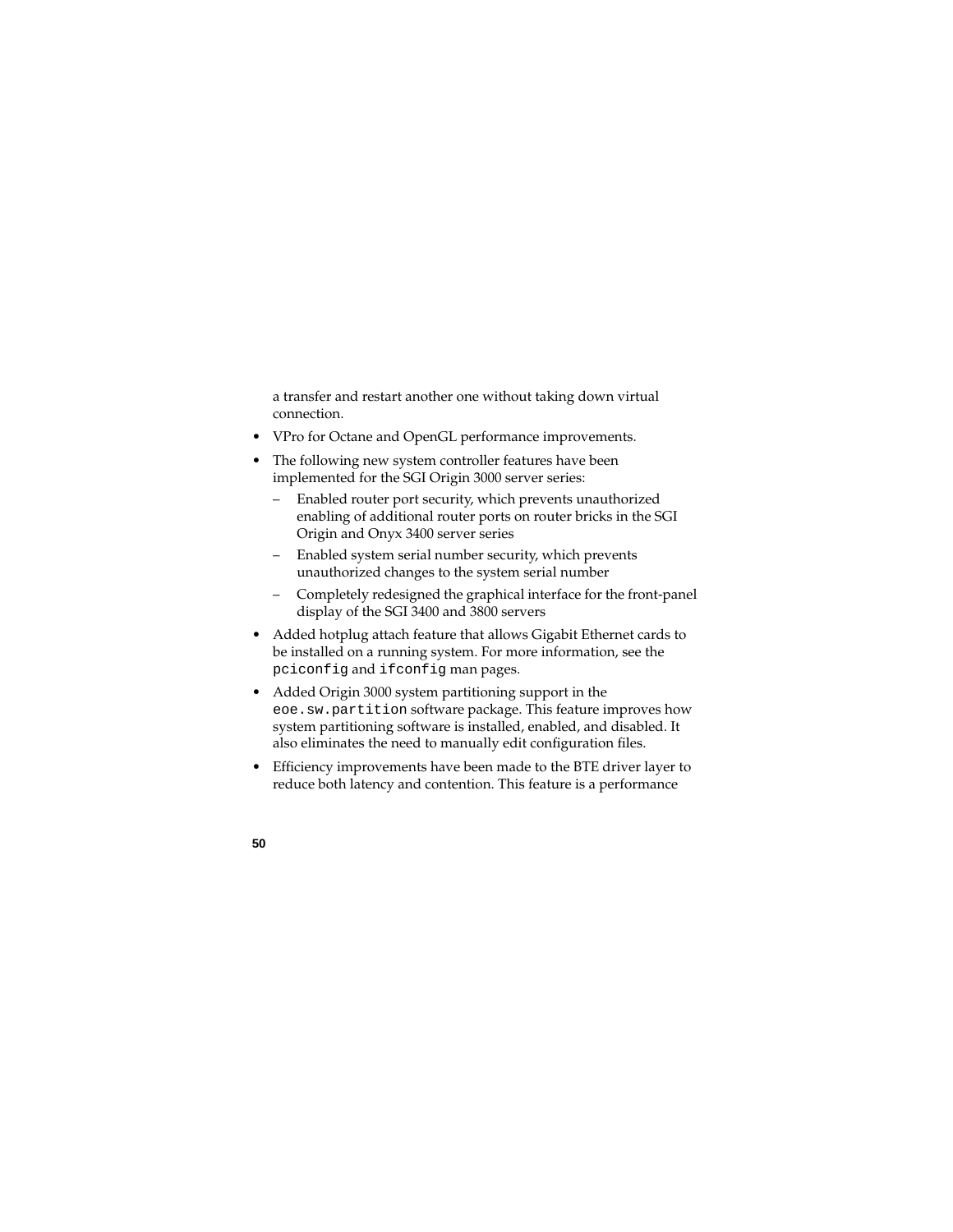a transfer and restart another one without taking down virtual connection.

- VPro for Octane and OpenGL performance improvements.
- The following new system controller features have been implemented for the SGI Origin 3000 server series:
  - Enabled router port security, which prevents unauthorized enabling of additional router ports on router bricks in the SGI Origin and Onyx 3400 server series
  - Enabled system serial number security, which prevents unauthorized changes to the system serial number
  - Completely redesigned the graphical interface for the front-panel display of the SGI 3400 and 3800 servers
- Added hotplug attach feature that allows Gigabit Ethernet cards to be installed on a running system. For more information, see the `pciconfig` and `ifconfig` man pages.
- Added Origin 3000 system partitioning support in the `eoe.sw.partition` software package. This feature improves how system partitioning software is installed, enabled, and disabled. It also eliminates the need to manually edit configuration files.
- Efficiency improvements have been made to the BTE driver layer to reduce both latency and contention. This feature is a performance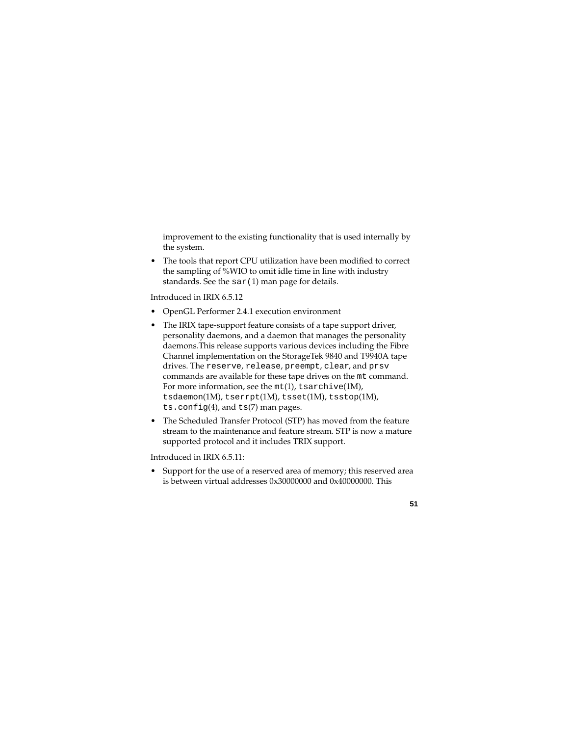improvement to the existing functionality that is used internally by the system.

- The tools that report CPU utilization have been modified to correct the sampling of %WIO to omit idle time in line with industry standards. See the `sar(1)` man page for details.

Introduced in IRIX 6.5.12

- OpenGL Performer 2.4.1 execution environment
- The IRIX tape-support feature consists of a tape support driver, personality daemons, and a daemon that manages the personality daemons.This release supports various devices including the Fibre Channel implementation on the StorageTek 9840 and T9940A tape drives. The `reserve`, `release`, `preempt`, `clear`, and `prsv` commands are available for these tape drives on the `mt` command. For more information, see the `mt`(1), `tsarchive`(1M), `tsdaemon`(1M), `tserrpt`(1M), `tsset`(1M), `tsstop`(1M), `ts.config`(4), and `ts`(7) man pages.
- The Scheduled Transfer Protocol (STP) has moved from the feature stream to the maintenance and feature stream. STP is now a mature supported protocol and it includes TRIX support.

Introduced in IRIX 6.5.11:

- Support for the use of a reserved area of memory; this reserved area is between virtual addresses 0x30000000 and 0x40000000. This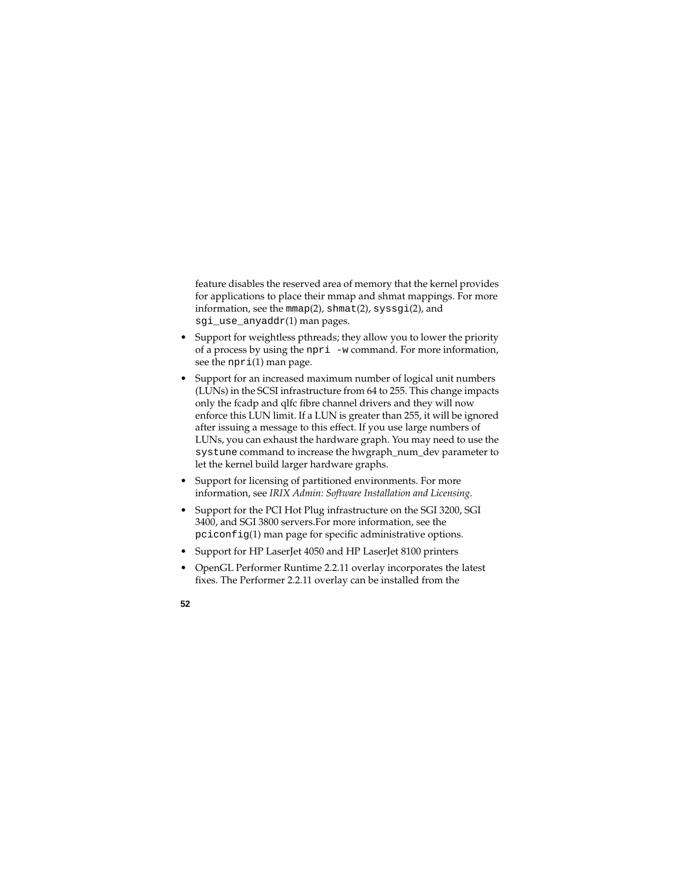feature disables the reserved area of memory that the kernel provides for applications to place their mmap and shmat mappings. For more information, see the `mmap`(2), `shmat`(2), `syssgi`(2), and `sgi_use_anyaddr`(1) man pages.

- Support for weightless pthreads; they allow you to lower the priority of a process by using the `npri -w` command. For more information, see the `npri`(1) man page.
- Support for an increased maximum number of logical unit numbers (LUNs) in the SCSI infrastructure from 64 to 255. This change impacts only the fcadp and qlfc fibre channel drivers and they will now enforce this LUN limit. If a LUN is greater than 255, it will be ignored after issuing a message to this effect. If you use large numbers of LUNs, you can exhaust the hardware graph. You may need to use the `systune` command to increase the hwgraph_num_dev parameter to let the kernel build larger hardware graphs.
- Support for licensing of partitioned environments. For more information, see *IRIX Admin: Software Installation and Licensing*.
- Support for the PCI Hot Plug infrastructure on the SGI 3200, SGI 3400, and SGI 3800 servers.For more information, see the `pciconfig`(1) man page for specific administrative options.
- Support for HP LaserJet 4050 and HP LaserJet 8100 printers
- OpenGL Performer Runtime 2.2.11 overlay incorporates the latest fixes. The Performer 2.2.11 overlay can be installed from the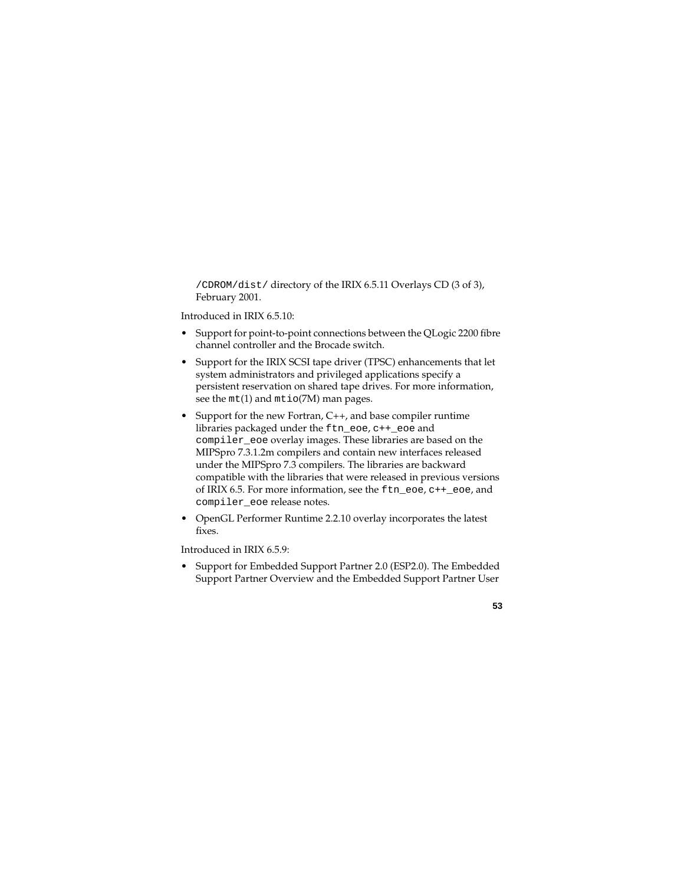`/CDROM/dist/` directory of the IRIX 6.5.11 Overlays CD (3 of 3), February 2001.

Introduced in IRIX 6.5.10:

- Support for point-to-point connections between the QLogic 2200 fibre channel controller and the Brocade switch.
- Support for the IRIX SCSI tape driver (TPSC) enhancements that let system administrators and privileged applications specify a persistent reservation on shared tape drives. For more information, see the `mt`(1) and `mtio`(7M) man pages.
- Support for the new Fortran, C++, and base compiler runtime libraries packaged under the `ftn_eoe`, `c++_eoe` and `compiler_eoe` overlay images. These libraries are based on the MIPSpro 7.3.1.2m compilers and contain new interfaces released under the MIPSpro 7.3 compilers. The libraries are backward compatible with the libraries that were released in previous versions of IRIX 6.5. For more information, see the `ftn_eoe`, `c++_eoe`, and `compiler_eoe` release notes.
- OpenGL Performer Runtime 2.2.10 overlay incorporates the latest fixes.

Introduced in IRIX 6.5.9:

- Support for Embedded Support Partner 2.0 (ESP2.0). The Embedded Support Partner Overview and the Embedded Support Partner User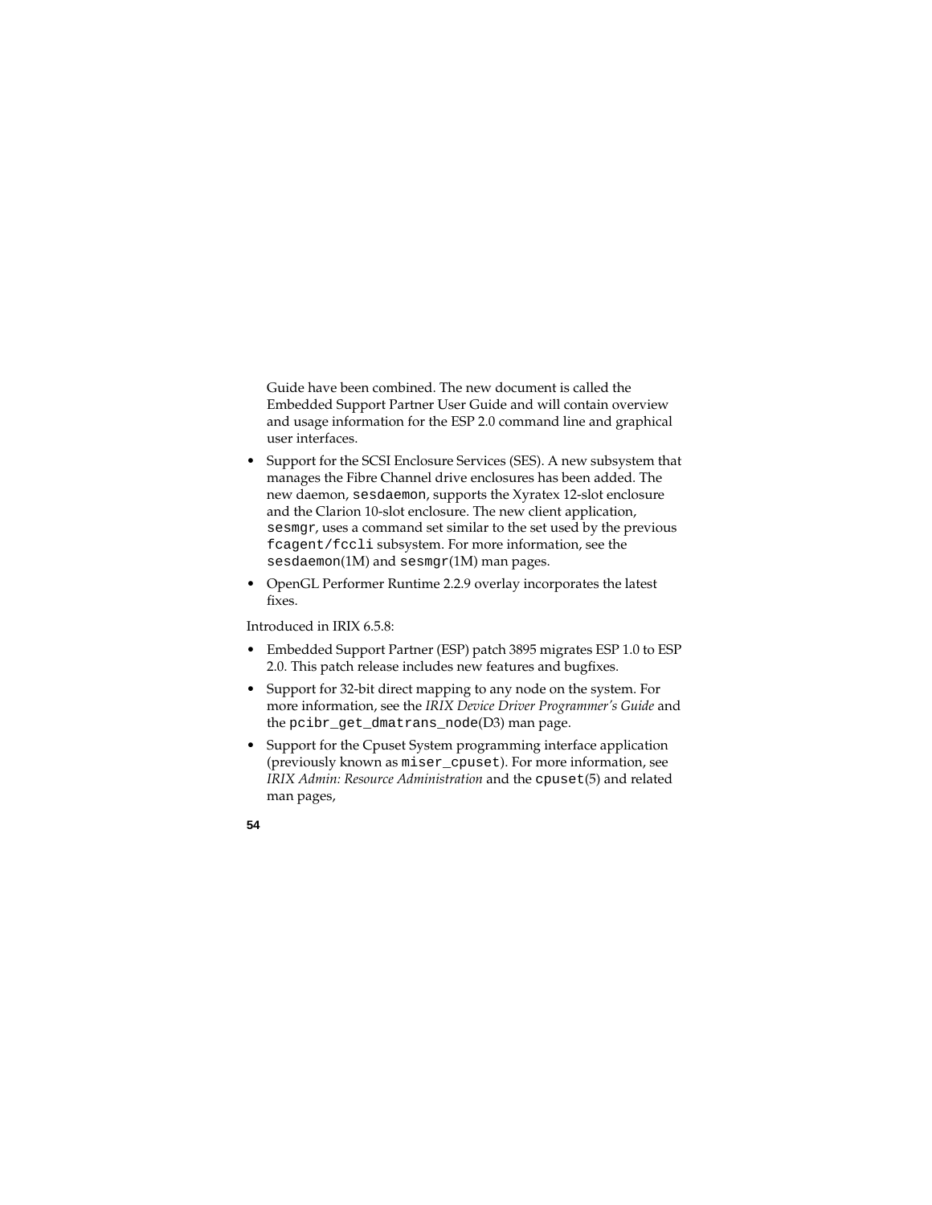Guide have been combined. The new document is called the Embedded Support Partner User Guide and will contain overview and usage information for the ESP 2.0 command line and graphical user interfaces.

- Support for the SCSI Enclosure Services (SES). A new subsystem that manages the Fibre Channel drive enclosures has been added. The new daemon, `sesdaemon`, supports the Xyratex 12-slot enclosure and the Clarion 10-slot enclosure. The new client application, `sesmgr`, uses a command set similar to the set used by the previous `fcagent/fccli` subsystem. For more information, see the `sesdaemon`(1M) and `sesmgr`(1M) man pages.
- OpenGL Performer Runtime 2.2.9 overlay incorporates the latest fixes.

Introduced in IRIX 6.5.8:

- Embedded Support Partner (ESP) patch 3895 migrates ESP 1.0 to ESP 2.0. This patch release includes new features and bugfixes.
- Support for 32-bit direct mapping to any node on the system. For more information, see the *IRIX Device Driver Programmer's Guide* and the `pcibr_get_dmatrans_node`(D3) man page.
- Support for the Cpuset System programming interface application (previously known as `miser_cpuset`). For more information, see *IRIX Admin: Resource Administration* and the `cpuset`(5) and related man pages,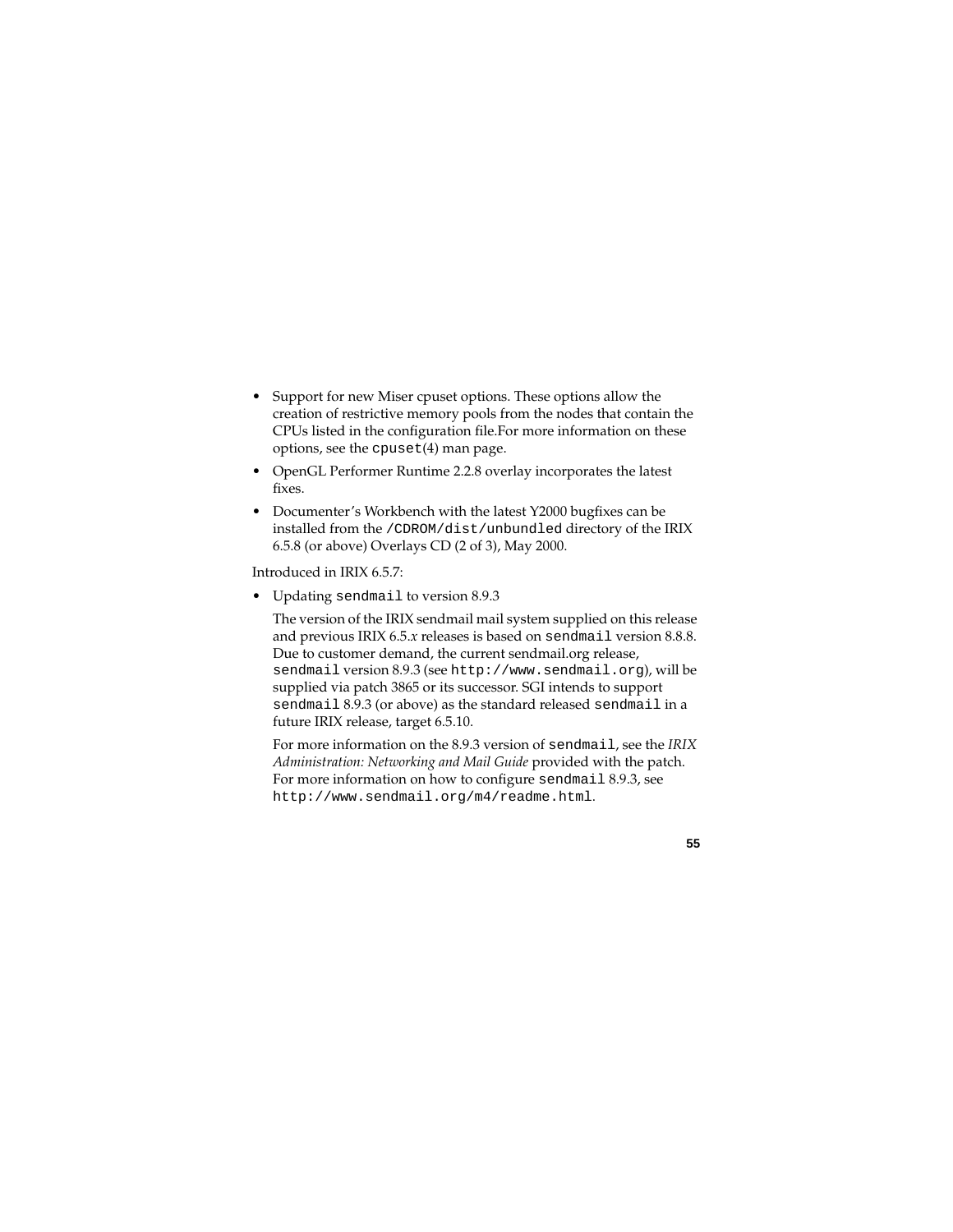- Support for new Miser cpuset options. These options allow the creation of restrictive memory pools from the nodes that contain the CPUs listed in the configuration file.For more information on these options, see the `cpuset`(4) man page.
- OpenGL Performer Runtime 2.2.8 overlay incorporates the latest fixes.
- Documenter's Workbench with the latest Y2000 bugfixes can be installed from the `/CDROM/dist/unbundled` directory of the IRIX 6.5.8 (or above) Overlays CD (2 of 3), May 2000.

Introduced in IRIX 6.5.7:

- Updating `sendmail` to version 8.9.3

  The version of the IRIX sendmail mail system supplied on this release and previous IRIX 6.5.*x* releases is based on `sendmail` version 8.8.8. Due to customer demand, the current sendmail.org release, `sendmail` version 8.9.3 (see `http://www.sendmail.org`), will be supplied via patch 3865 or its successor. SGI intends to support `sendmail` 8.9.3 (or above) as the standard released `sendmail` in a future IRIX release, target 6.5.10.

  For more information on the 8.9.3 version of `sendmail`, see the *IRIX Administration: Networking and Mail Guide* provided with the patch. For more information on how to configure `sendmail` 8.9.3, see `http://www.sendmail.org/m4/readme.html`.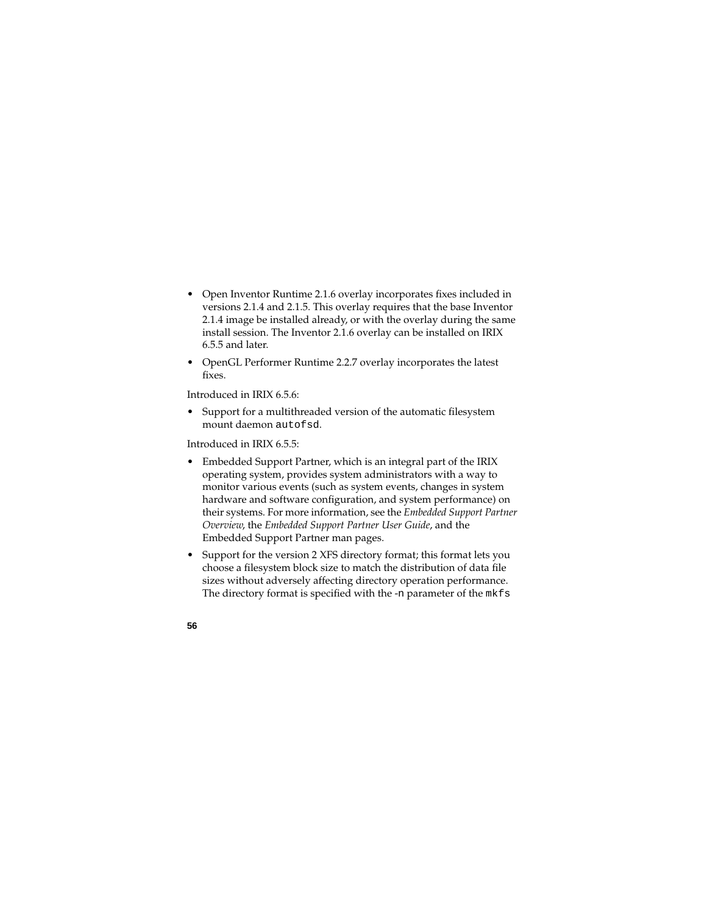- Open Inventor Runtime 2.1.6 overlay incorporates fixes included in versions 2.1.4 and 2.1.5. This overlay requires that the base Inventor 2.1.4 image be installed already, or with the overlay during the same install session. The Inventor 2.1.6 overlay can be installed on IRIX 6.5.5 and later.
- OpenGL Performer Runtime 2.2.7 overlay incorporates the latest fixes.

Introduced in IRIX 6.5.6:

- Support for a multithreaded version of the automatic filesystem mount daemon `autofsd`.

Introduced in IRIX 6.5.5:

- Embedded Support Partner, which is an integral part of the IRIX operating system, provides system administrators with a way to monitor various events (such as system events, changes in system hardware and software configuration, and system performance) on their systems. For more information, see the *Embedded Support Partner Overview*, the *Embedded Support Partner User Guide*, and the Embedded Support Partner man pages.
- Support for the version 2 XFS directory format; this format lets you choose a filesystem block size to match the distribution of data file sizes without adversely affecting directory operation performance. The directory format is specified with the `-n` parameter of the `mkfs`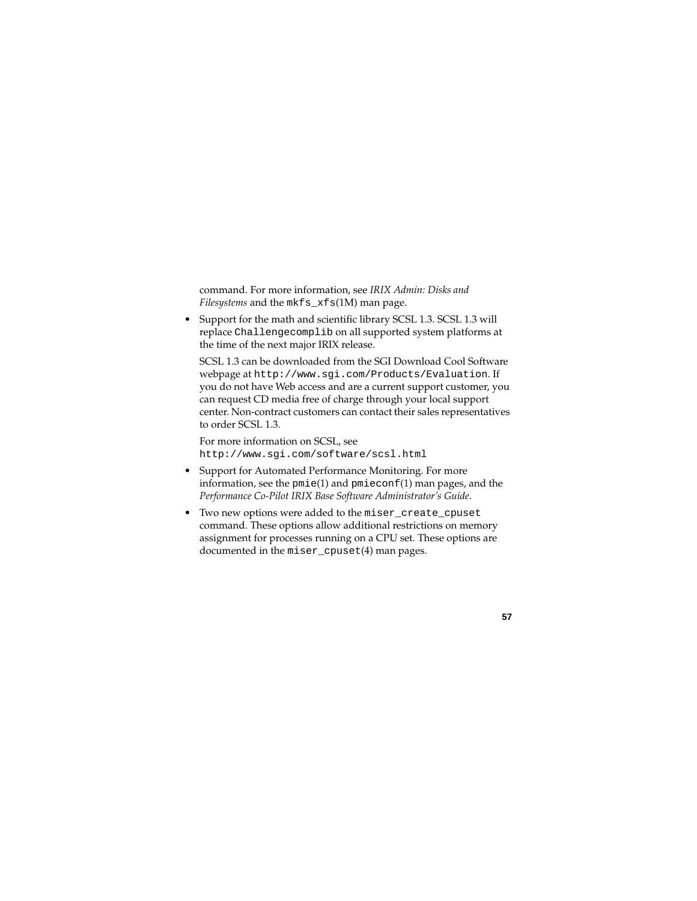command. For more information, see *IRIX Admin: Disks and Filesystems* and the `mkfs_xfs`(1M) man page.

- Support for the math and scientific library SCSL 1.3. SCSL 1.3 will replace `Challengecomplib` on all supported system platforms at the time of the next major IRIX release.

  SCSL 1.3 can be downloaded from the SGI Download Cool Software webpage at `http://www.sgi.com/Products/Evaluation`. If you do not have Web access and are a current support customer, you can request CD media free of charge through your local support center. Non-contract customers can contact their sales representatives to order SCSL 1.3.

  For more information on SCSL, see `http://www.sgi.com/software/scsl.html`

- Support for Automated Performance Monitoring. For more information, see the `pmie`(1) and `pmieconf`(1) man pages, and the *Performance Co-Pilot IRIX Base Software Administrator's Guide*.
- Two new options were added to the `miser_create_cpuset` command. These options allow additional restrictions on memory assignment for processes running on a CPU set. These options are documented in the `miser_cpuset`(4) man pages.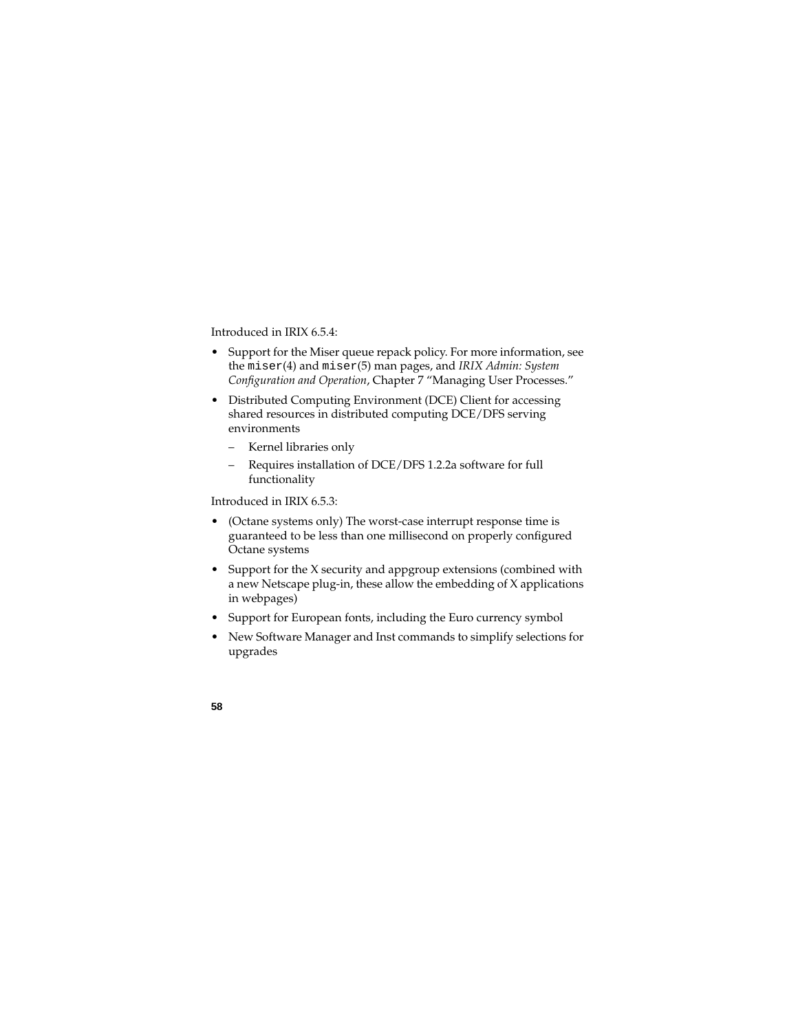Introduced in IRIX 6.5.4:

- Support for the Miser queue repack policy. For more information, see the `miser`(4) and `miser`(5) man pages, and *IRIX Admin: System Configuration and Operation*, Chapter 7 "Managing User Processes."
- Distributed Computing Environment (DCE) Client for accessing shared resources in distributed computing DCE/DFS serving environments
  - Kernel libraries only
  - Requires installation of DCE/DFS 1.2.2a software for full functionality

Introduced in IRIX 6.5.3:

- (Octane systems only) The worst-case interrupt response time is guaranteed to be less than one millisecond on properly configured Octane systems
- Support for the X security and appgroup extensions (combined with a new Netscape plug-in, these allow the embedding of X applications in webpages)
- Support for European fonts, including the Euro currency symbol
- New Software Manager and Inst commands to simplify selections for upgrades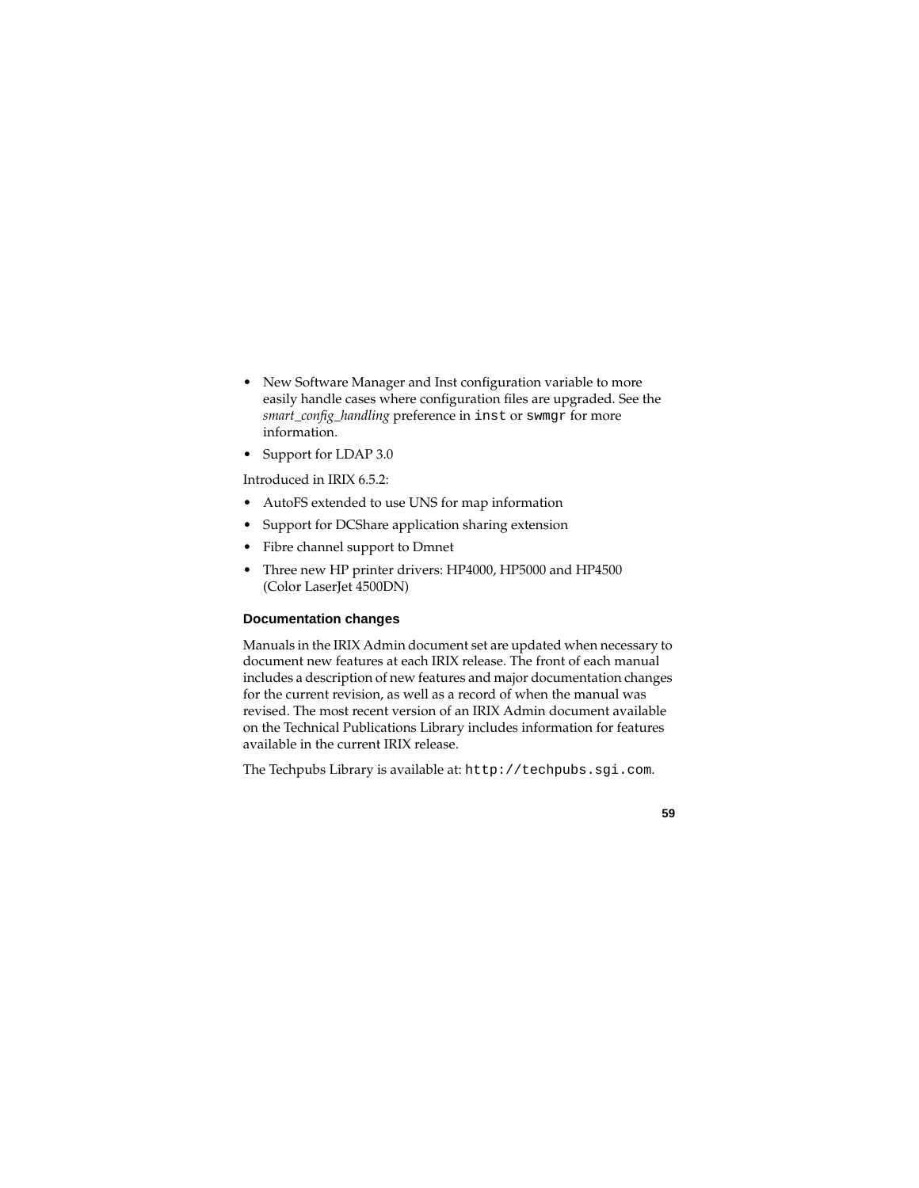- New Software Manager and Inst configuration variable to more easily handle cases where configuration files are upgraded. See the *smart_config_handling* preference in `inst` or `swmgr` for more information.
- Support for LDAP 3.0

Introduced in IRIX 6.5.2:

- AutoFS extended to use UNS for map information
- Support for DCShare application sharing extension
- Fibre channel support to Dmnet
- Three new HP printer drivers: HP4000, HP5000 and HP4500 (Color LaserJet 4500DN)

### Documentation changes

Manuals in the IRIX Admin document set are updated when necessary to document new features at each IRIX release. The front of each manual includes a description of new features and major documentation changes for the current revision, as well as a record of when the manual was revised. The most recent version of an IRIX Admin document available on the Technical Publications Library includes information for features available in the current IRIX release.

The Techpubs Library is available at: `http://techpubs.sgi.com`.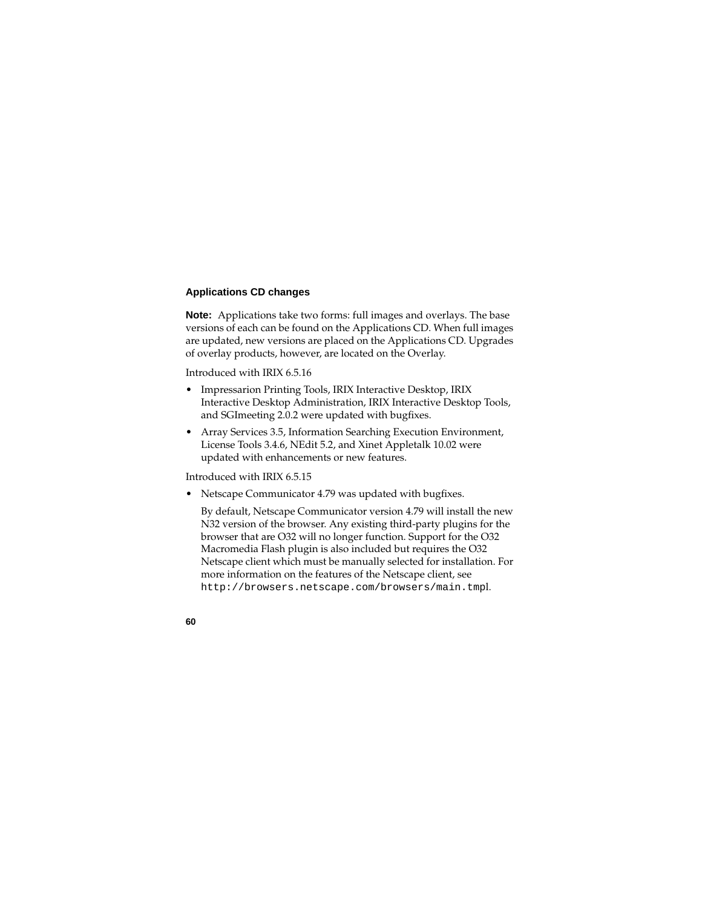### Applications CD changes

**Note:** Applications take two forms: full images and overlays. The base versions of each can be found on the Applications CD. When full images are updated, new versions are placed on the Applications CD. Upgrades of overlay products, however, are located on the Overlay.

Introduced with IRIX 6.5.16

- Impressarion Printing Tools, IRIX Interactive Desktop, IRIX Interactive Desktop Administration, IRIX Interactive Desktop Tools, and SGImeeting 2.0.2 were updated with bugfixes.
- Array Services 3.5, Information Searching Execution Environment, License Tools 3.4.6, NEdit 5.2, and Xinet Appletalk 10.02 were updated with enhancements or new features.

Introduced with IRIX 6.5.15

- Netscape Communicator 4.79 was updated with bugfixes.

  By default, Netscape Communicator version 4.79 will install the new N32 version of the browser. Any existing third-party plugins for the browser that are O32 will no longer function. Support for the O32 Macromedia Flash plugin is also included but requires the O32 Netscape client which must be manually selected for installation. For more information on the features of the Netscape client, see `http://browsers.netscape.com/browsers/main.tmpl`.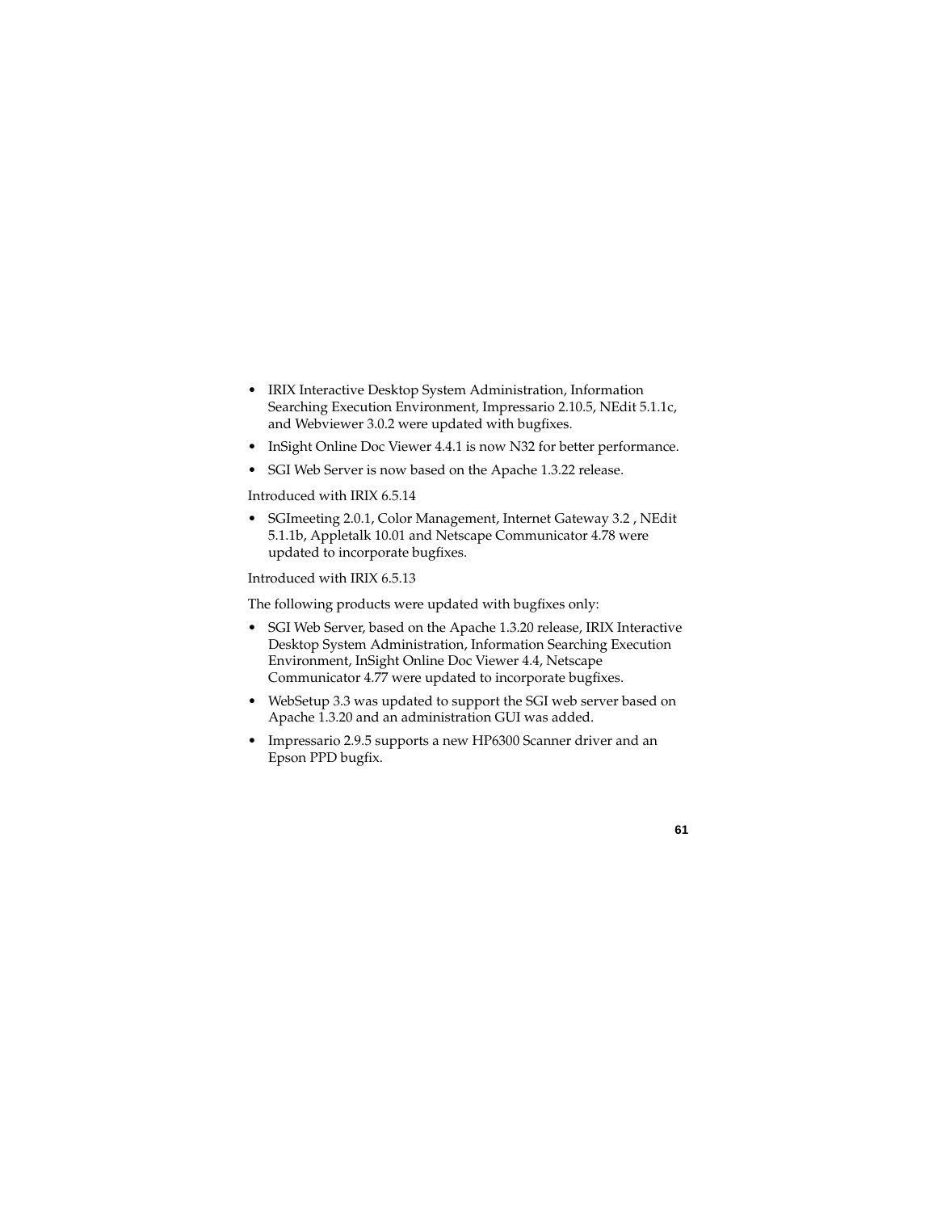- IRIX Interactive Desktop System Administration, Information Searching Execution Environment, Impressario 2.10.5, NEdit 5.1.1c, and Webviewer 3.0.2 were updated with bugfixes.
- InSight Online Doc Viewer 4.4.1 is now N32 for better performance.
- SGI Web Server is now based on the Apache 1.3.22 release.

Introduced with IRIX 6.5.14

- SGImeeting 2.0.1, Color Management, Internet Gateway 3.2 , NEdit 5.1.1b, Appletalk 10.01 and Netscape Communicator 4.78 were updated to incorporate bugfixes.

Introduced with IRIX 6.5.13

The following products were updated with bugfixes only:

- SGI Web Server, based on the Apache 1.3.20 release, IRIX Interactive Desktop System Administration, Information Searching Execution Environment, InSight Online Doc Viewer 4.4, Netscape Communicator 4.77 were updated to incorporate bugfixes.
- WebSetup 3.3 was updated to support the SGI web server based on Apache 1.3.20 and an administration GUI was added.
- Impressario 2.9.5 supports a new HP6300 Scanner driver and an Epson PPD bugfix.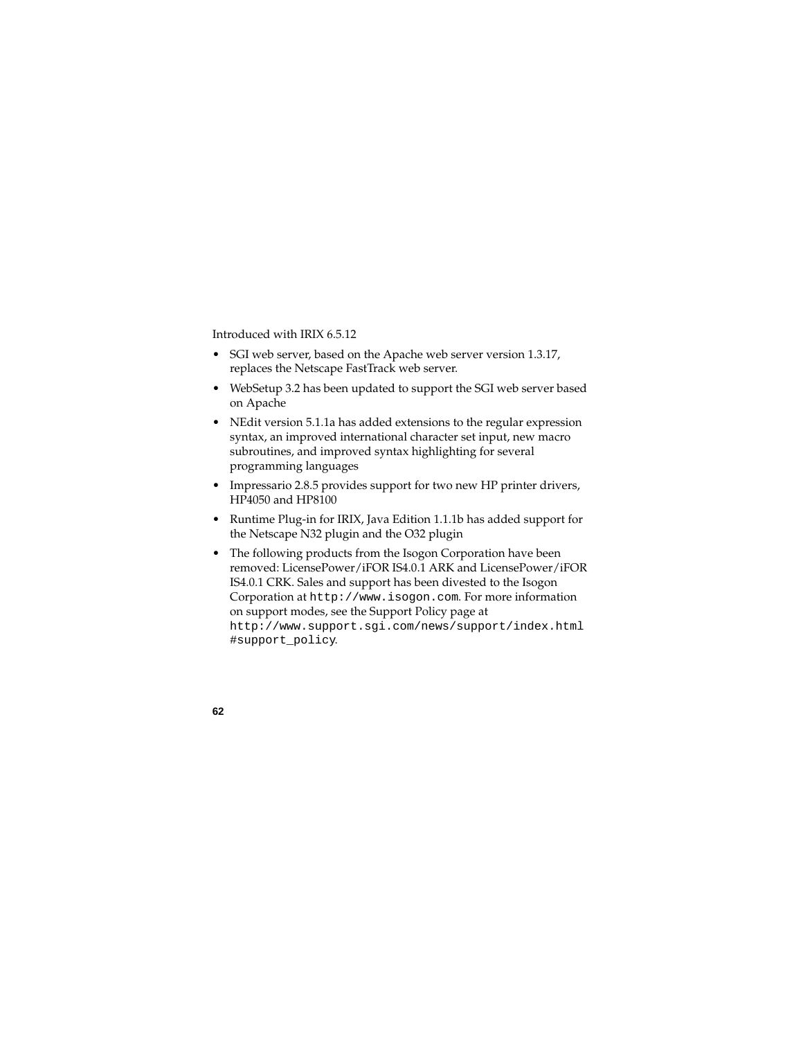Introduced with IRIX 6.5.12

- SGI web server, based on the Apache web server version 1.3.17, replaces the Netscape FastTrack web server.
- WebSetup 3.2 has been updated to support the SGI web server based on Apache
- NEdit version 5.1.1a has added extensions to the regular expression syntax, an improved international character set input, new macro subroutines, and improved syntax highlighting for several programming languages
- Impressario 2.8.5 provides support for two new HP printer drivers, HP4050 and HP8100
- Runtime Plug-in for IRIX, Java Edition 1.1.1b has added support for the Netscape N32 plugin and the O32 plugin
- The following products from the Isogon Corporation have been removed: LicensePower/iFOR IS4.0.1 ARK and LicensePower/iFOR IS4.0.1 CRK. Sales and support has been divested to the Isogon Corporation at `http://www.isogon.com`. For more information on support modes, see the Support Policy page at `http://www.support.sgi.com/news/support/index.html#support_policy`.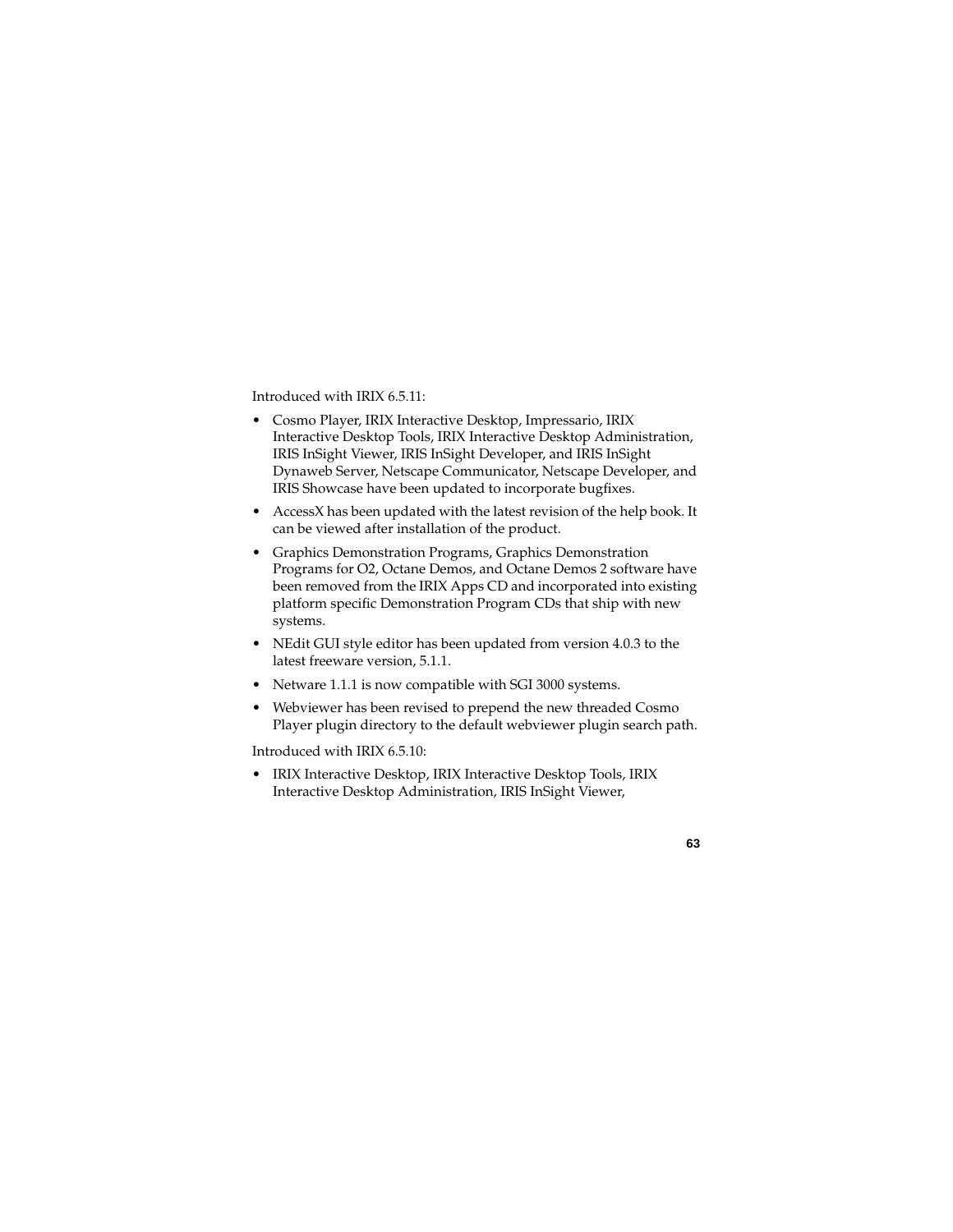Introduced with IRIX 6.5.11:

- Cosmo Player, IRIX Interactive Desktop, Impressario, IRIX Interactive Desktop Tools, IRIX Interactive Desktop Administration, IRIS InSight Viewer, IRIS InSight Developer, and IRIS InSight Dynaweb Server, Netscape Communicator, Netscape Developer, and IRIS Showcase have been updated to incorporate bugfixes.
- AccessX has been updated with the latest revision of the help book. It can be viewed after installation of the product.
- Graphics Demonstration Programs, Graphics Demonstration Programs for O2, Octane Demos, and Octane Demos 2 software have been removed from the IRIX Apps CD and incorporated into existing platform specific Demonstration Program CDs that ship with new systems.
- NEdit GUI style editor has been updated from version 4.0.3 to the latest freeware version, 5.1.1.
- Netware 1.1.1 is now compatible with SGI 3000 systems.
- Webviewer has been revised to prepend the new threaded Cosmo Player plugin directory to the default webviewer plugin search path.

Introduced with IRIX 6.5.10:

- IRIX Interactive Desktop, IRIX Interactive Desktop Tools, IRIX Interactive Desktop Administration, IRIS InSight Viewer,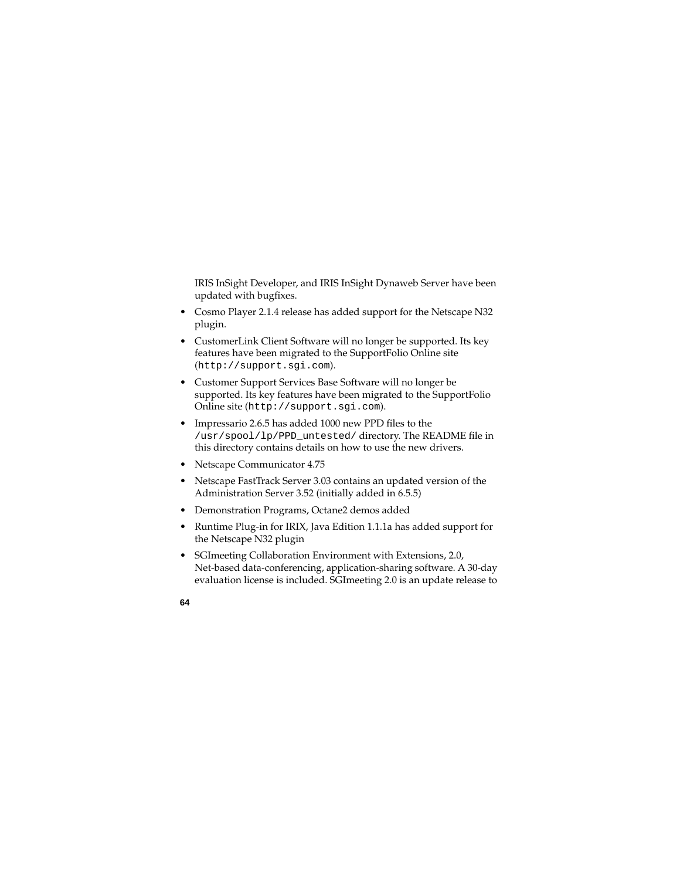IRIS InSight Developer, and IRIS InSight Dynaweb Server have been updated with bugfixes.

- Cosmo Player 2.1.4 release has added support for the Netscape N32 plugin.
- CustomerLink Client Software will no longer be supported. Its key features have been migrated to the SupportFolio Online site (`http://support.sgi.com`).
- Customer Support Services Base Software will no longer be supported. Its key features have been migrated to the SupportFolio Online site (`http://support.sgi.com`).
- Impressario 2.6.5 has added 1000 new PPD files to the `/usr/spool/lp/PPD_untested/` directory. The README file in this directory contains details on how to use the new drivers.
- Netscape Communicator 4.75
- Netscape FastTrack Server 3.03 contains an updated version of the Administration Server 3.52 (initially added in 6.5.5)
- Demonstration Programs, Octane2 demos added
- Runtime Plug-in for IRIX, Java Edition 1.1.1a has added support for the Netscape N32 plugin
- SGImeeting Collaboration Environment with Extensions, 2.0, Net-based data-conferencing, application-sharing software. A 30-day evaluation license is included. SGImeeting 2.0 is an update release to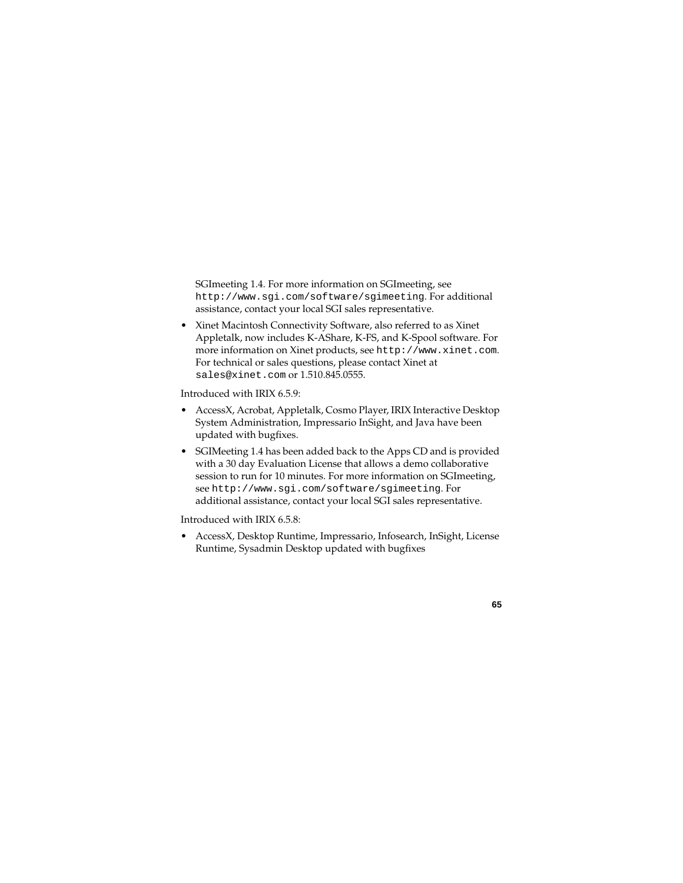SGImeeting 1.4. For more information on SGImeeting, see `http://www.sgi.com/software/sgimeeting`. For additional assistance, contact your local SGI sales representative.

- Xinet Macintosh Connectivity Software, also referred to as Xinet Appletalk, now includes K-AShare, K-FS, and K-Spool software. For more information on Xinet products, see `http://www.xinet.com`. For technical or sales questions, please contact Xinet at `sales@xinet.com` or 1.510.845.0555.

Introduced with IRIX 6.5.9:

- AccessX, Acrobat, Appletalk, Cosmo Player, IRIX Interactive Desktop System Administration, Impressario InSight, and Java have been updated with bugfixes.
- SGIMeeting 1.4 has been added back to the Apps CD and is provided with a 30 day Evaluation License that allows a demo collaborative session to run for 10 minutes. For more information on SGImeeting, see `http://www.sgi.com/software/sgimeeting`. For additional assistance, contact your local SGI sales representative.

Introduced with IRIX 6.5.8:

- AccessX, Desktop Runtime, Impressario, Infosearch, InSight, License Runtime, Sysadmin Desktop updated with bugfixes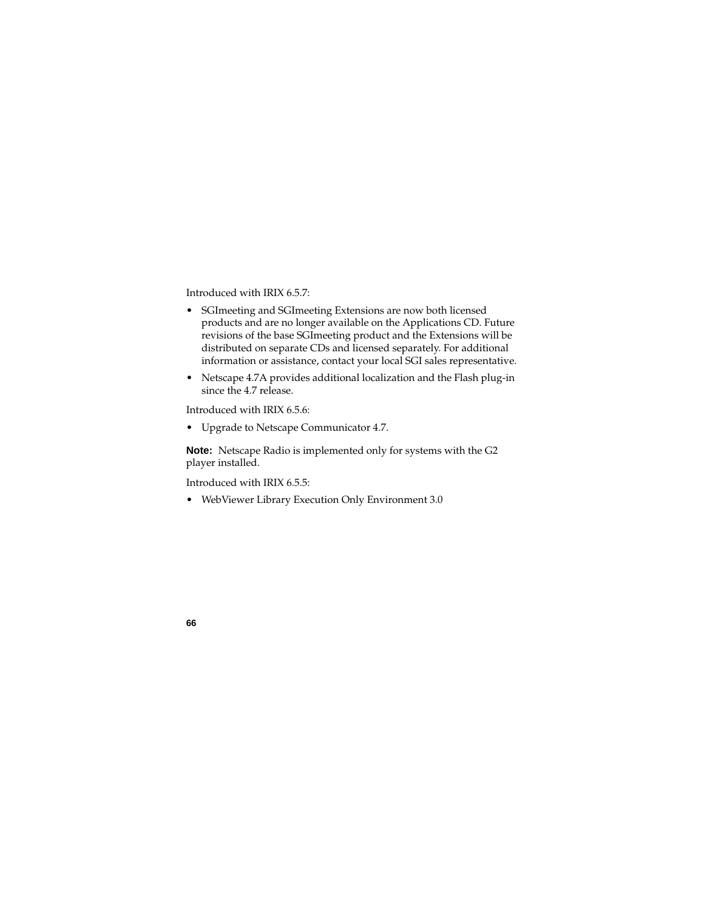Introduced with IRIX 6.5.7:

- SGImeeting and SGImeeting Extensions are now both licensed products and are no longer available on the Applications CD. Future revisions of the base SGImeeting product and the Extensions will be distributed on separate CDs and licensed separately. For additional information or assistance, contact your local SGI sales representative.
- Netscape 4.7A provides additional localization and the Flash plug-in since the 4.7 release.

Introduced with IRIX 6.5.6:

- Upgrade to Netscape Communicator 4.7.

**Note:** Netscape Radio is implemented only for systems with the G2 player installed.

Introduced with IRIX 6.5.5:

- WebViewer Library Execution Only Environment 3.0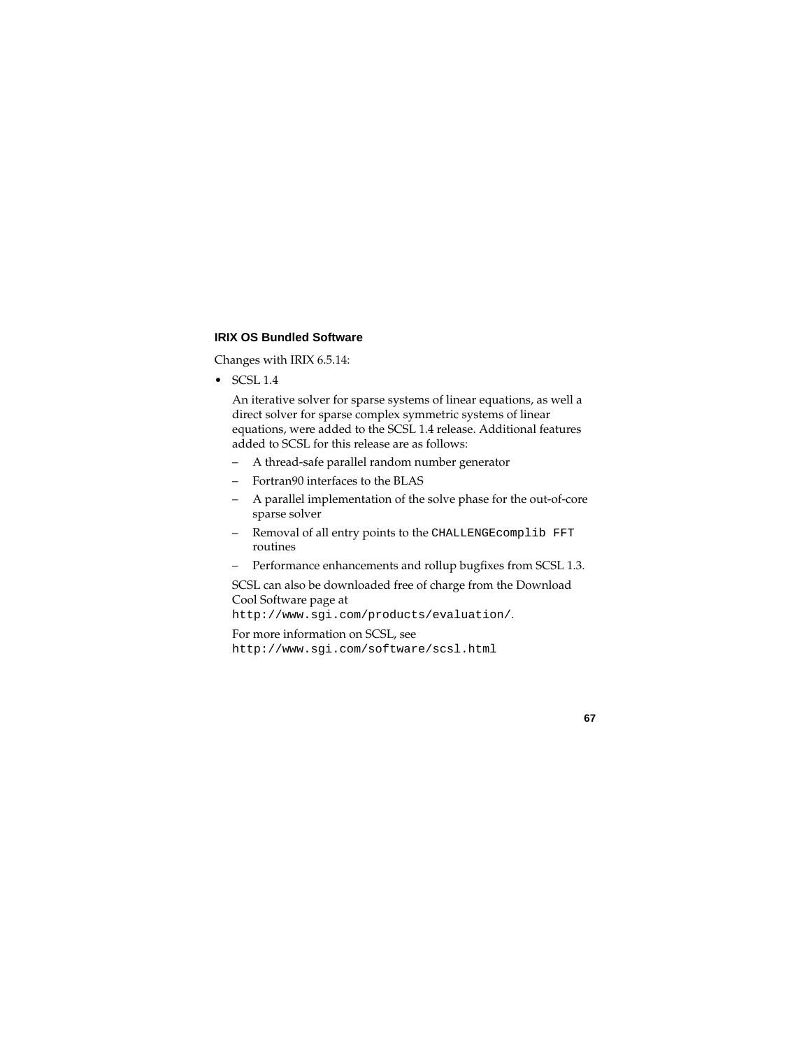### IRIX OS Bundled Software

Changes with IRIX 6.5.14:

- SCSL 1.4

  An iterative solver for sparse systems of linear equations, as well a direct solver for sparse complex symmetric systems of linear equations, were added to the SCSL 1.4 release. Additional features added to SCSL for this release are as follows:

  – A thread-safe parallel random number generator

  – Fortran90 interfaces to the BLAS

  – A parallel implementation of the solve phase for the out-of-core sparse solver

  – Removal of all entry points to the `CHALLENGEcomplib FFT` routines

  – Performance enhancements and rollup bugfixes from SCSL 1.3.

  SCSL can also be downloaded free of charge from the Download Cool Software page at `http://www.sgi.com/products/evaluation/`.

  For more information on SCSL, see `http://www.sgi.com/software/scsl.html`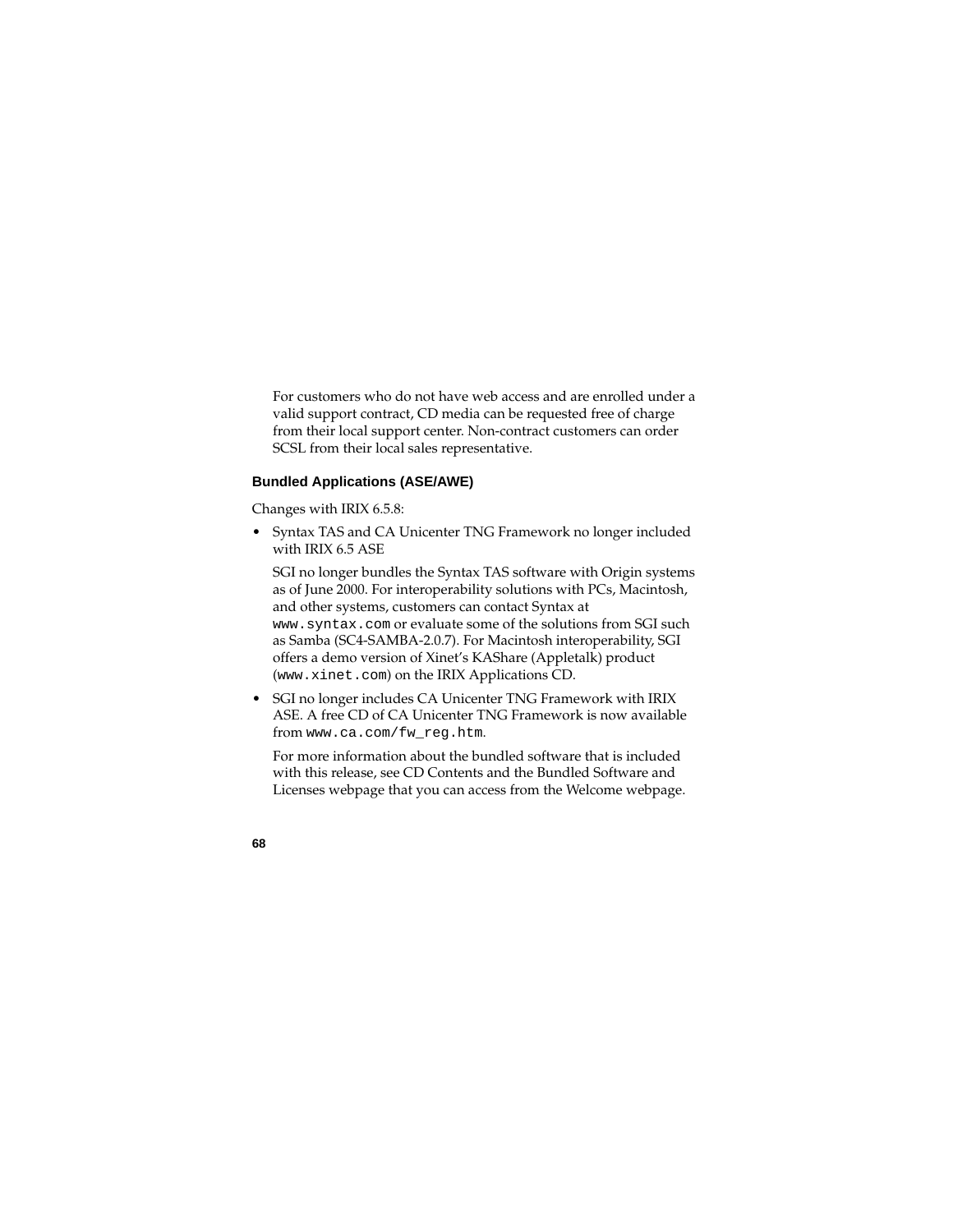For customers who do not have web access and are enrolled under a valid support contract, CD media can be requested free of charge from their local support center. Non-contract customers can order SCSL from their local sales representative.

### Bundled Applications (ASE/AWE)

Changes with IRIX 6.5.8:

- Syntax TAS and CA Unicenter TNG Framework no longer included with IRIX 6.5 ASE

  SGI no longer bundles the Syntax TAS software with Origin systems as of June 2000. For interoperability solutions with PCs, Macintosh, and other systems, customers can contact Syntax at `www.syntax.com` or evaluate some of the solutions from SGI such as Samba (SC4-SAMBA-2.0.7). For Macintosh interoperability, SGI offers a demo version of Xinet's KAShare (Appletalk) product (`www.xinet.com`) on the IRIX Applications CD.

- SGI no longer includes CA Unicenter TNG Framework with IRIX ASE. A free CD of CA Unicenter TNG Framework is now available from `www.ca.com/fw_reg.htm`.

  For more information about the bundled software that is included with this release, see CD Contents and the Bundled Software and Licenses webpage that you can access from the Welcome webpage.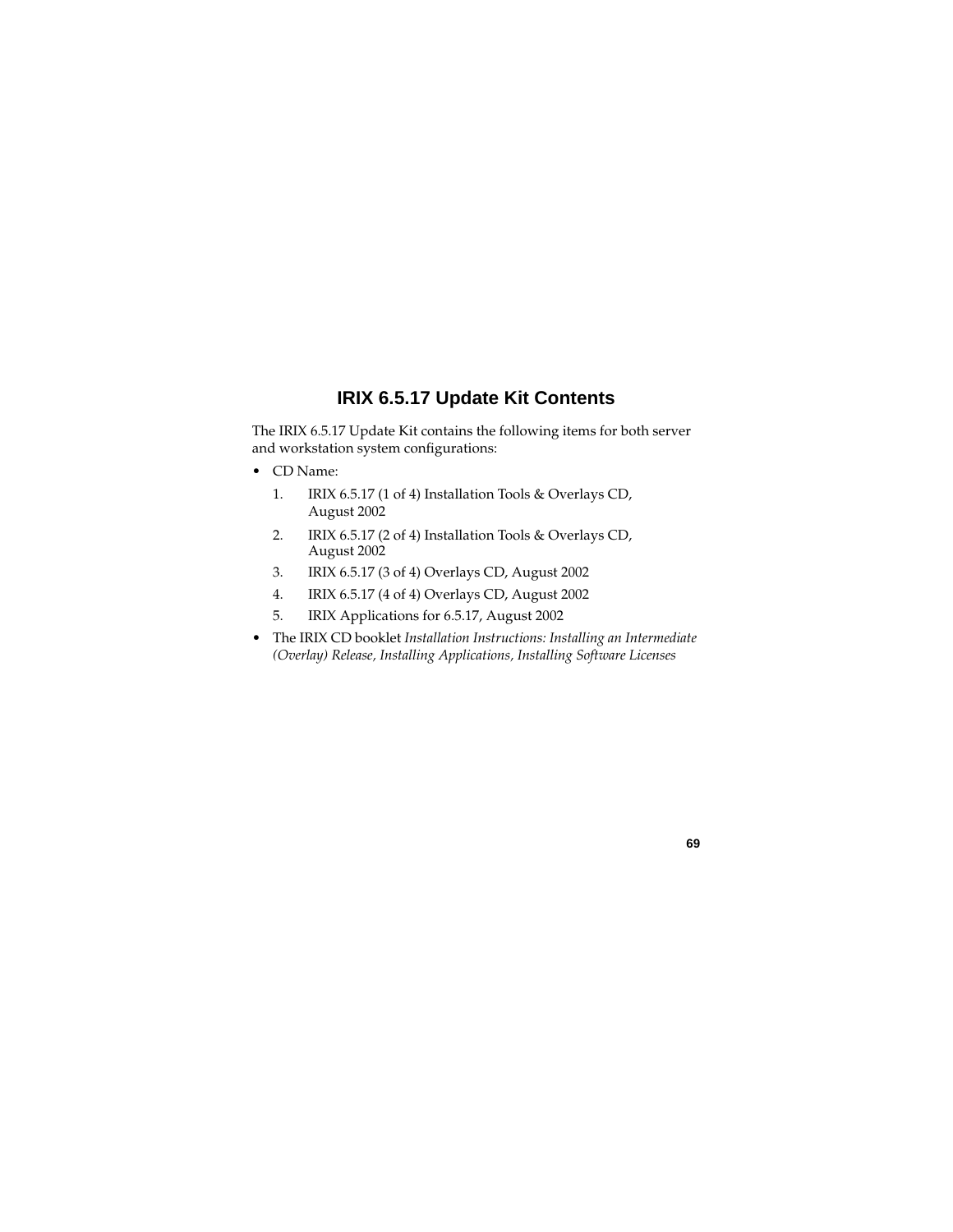# IRIX 6.5.17 Update Kit Contents

The IRIX 6.5.17 Update Kit contains the following items for both server and workstation system configurations:

- CD Name:
  1. IRIX 6.5.17 (1 of 4) Installation Tools & Overlays CD, August 2002
  2. IRIX 6.5.17 (2 of 4) Installation Tools & Overlays CD, August 2002
  3. IRIX 6.5.17 (3 of 4) Overlays CD, August 2002
  4. IRIX 6.5.17 (4 of 4) Overlays CD, August 2002
  5. IRIX Applications for 6.5.17, August 2002
- The IRIX CD booklet *Installation Instructions: Installing an Intermediate (Overlay) Release, Installing Applications, Installing Software Licenses*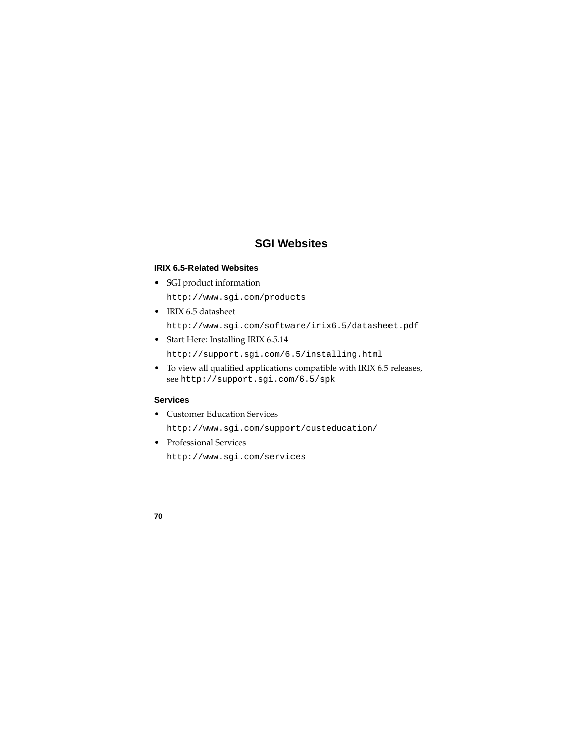# SGI Websites

### IRIX 6.5-Related Websites

- SGI product information

  `http://www.sgi.com/products`

- IRIX 6.5 datasheet

  `http://www.sgi.com/software/irix6.5/datasheet.pdf`

- Start Here: Installing IRIX 6.5.14

  `http://support.sgi.com/6.5/installing.html`

- To view all qualified applications compatible with IRIX 6.5 releases, see `http://support.sgi.com/6.5/spk`

### Services

- Customer Education Services

  `http://www.sgi.com/support/custeducation/`

- Professional Services

  `http://www.sgi.com/services`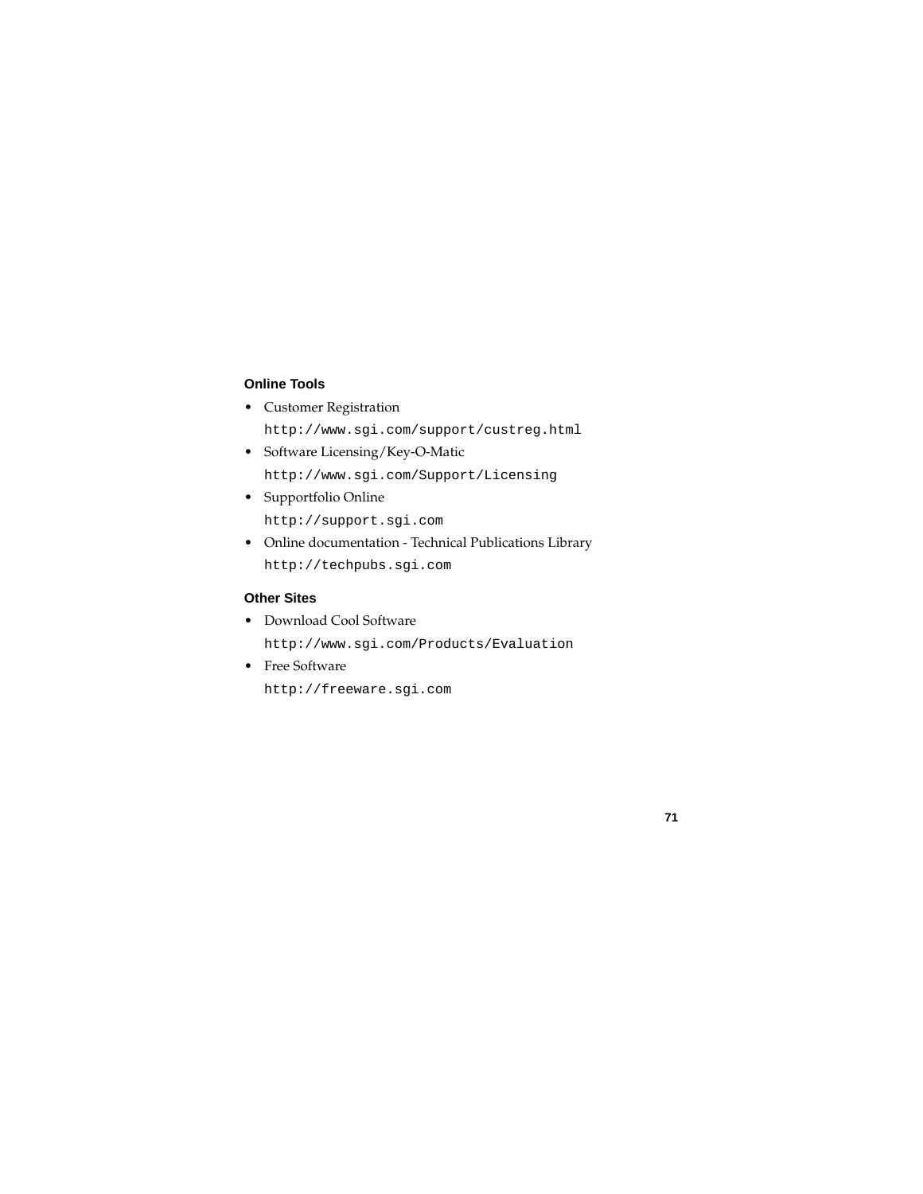### Online Tools

- Customer Registration
  `http://www.sgi.com/support/custreg.html`
- Software Licensing/Key-O-Matic
  `http://www.sgi.com/Support/Licensing`
- Supportfolio Online
  `http://support.sgi.com`
- Online documentation - Technical Publications Library
  `http://techpubs.sgi.com`

### Other Sites

- Download Cool Software
  `http://www.sgi.com/Products/Evaluation`
- Free Software
  `http://freeware.sgi.com`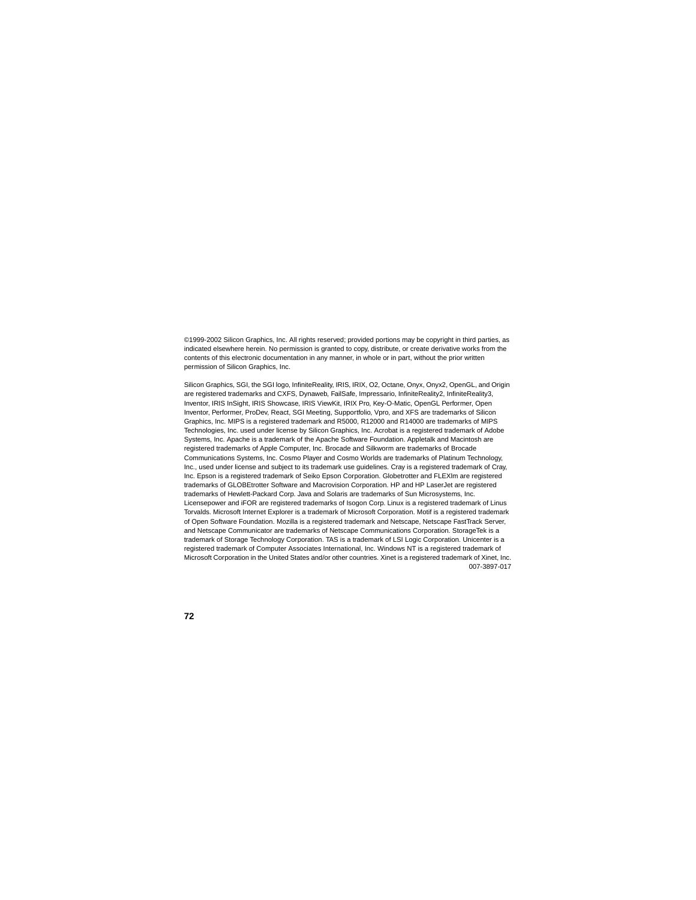©1999-2002 Silicon Graphics, Inc. All rights reserved; provided portions may be copyright in third parties, as indicated elsewhere herein. No permission is granted to copy, distribute, or create derivative works from the contents of this electronic documentation in any manner, in whole or in part, without the prior written permission of Silicon Graphics, Inc.

Silicon Graphics, SGI, the SGI logo, InfiniteReality, IRIS, IRIX, O2, Octane, Onyx, Onyx2, OpenGL, and Origin are registered trademarks and CXFS, Dynaweb, FailSafe, Impressario, InfiniteReality2, InfiniteReality3, Inventor, IRIS InSight, IRIS Showcase, IRIS ViewKit, IRIX Pro, Key-O-Matic, OpenGL Performer, Open Inventor, Performer, ProDev, React, SGI Meeting, Supportfolio, Vpro, and XFS are trademarks of Silicon Graphics, Inc. MIPS is a registered trademark and R5000, R12000 and R14000 are trademarks of MIPS Technologies, Inc. used under license by Silicon Graphics, Inc. Acrobat is a registered trademark of Adobe Systems, Inc. Apache is a trademark of the Apache Software Foundation. Appletalk and Macintosh are registered trademarks of Apple Computer, Inc. Brocade and Silkworm are trademarks of Brocade Communications Systems, Inc. Cosmo Player and Cosmo Worlds are trademarks of Platinum Technology, Inc., used under license and subject to its trademark use guidelines. Cray is a registered trademark of Cray, Inc. Epson is a registered trademark of Seiko Epson Corporation. Globetrotter and FLEXlm are registered trademarks of GLOBEtrotter Software and Macrovision Corporation. HP and HP LaserJet are registered trademarks of Hewlett-Packard Corp. Java and Solaris are trademarks of Sun Microsystems, Inc. Licensepower and iFOR are registered trademarks of Isogon Corp. Linux is a registered trademark of Linus Torvalds. Microsoft Internet Explorer is a trademark of Microsoft Corporation. Motif is a registered trademark of Open Software Foundation. Mozilla is a registered trademark and Netscape, Netscape FastTrack Server, and Netscape Communicator are trademarks of Netscape Communications Corporation. StorageTek is a trademark of Storage Technology Corporation. TAS is a trademark of LSI Logic Corporation. Unicenter is a registered trademark of Computer Associates International, Inc. Windows NT is a registered trademark of Microsoft Corporation in the United States and/or other countries. Xinet is a registered trademark of Xinet, Inc.

007-3897-017